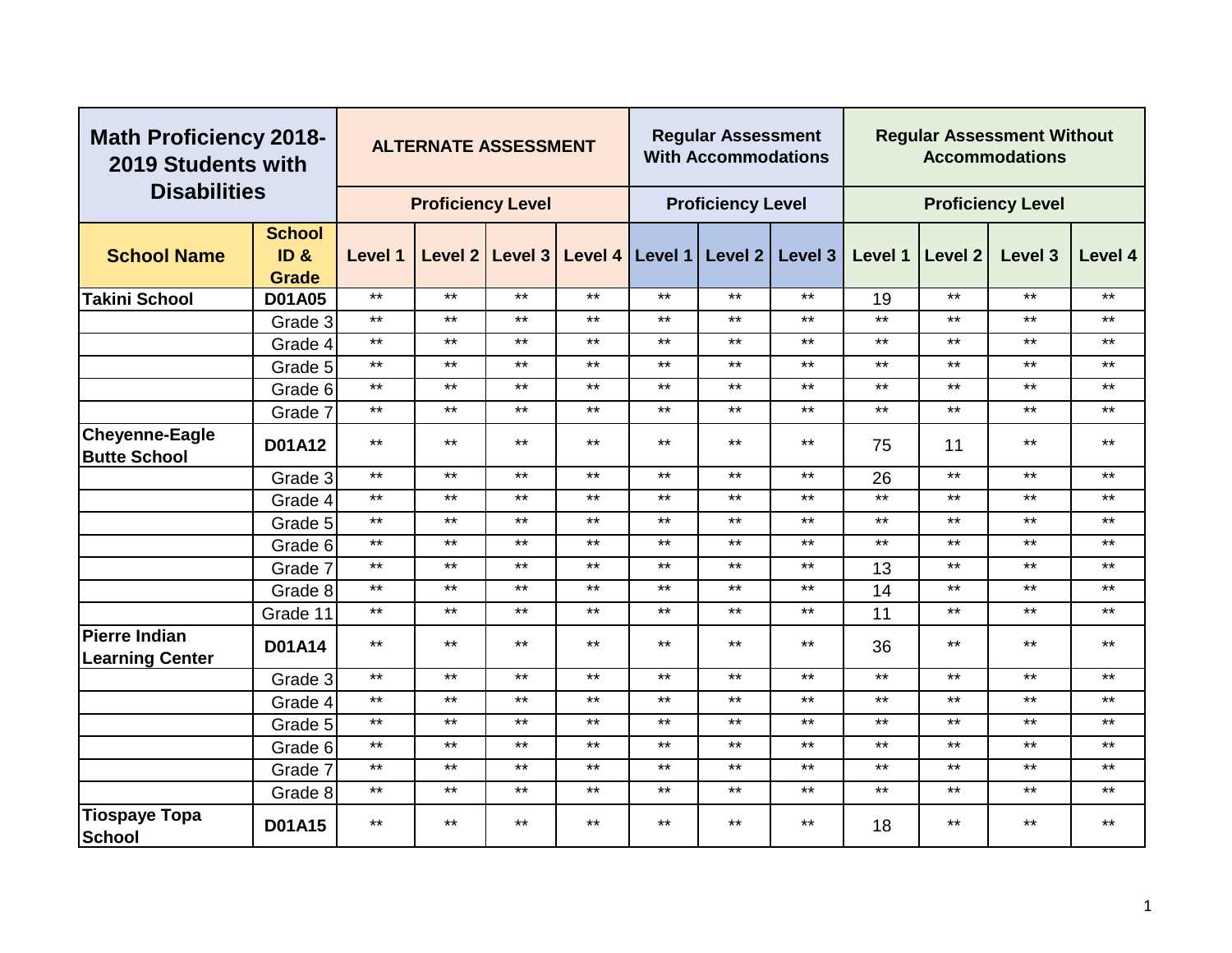| Math Proficiency 2018-2019 Students with Disabilities | | ALTERNATE ASSESSMENT | | | | Regular Assessment With Accommodations | | | Regular Assessment Without Accommodations | | | |
|---|---|---|---|---|---|---|---|---|---|---|---|---|
| | | Proficiency Level | | | | Proficiency Level | | | Proficiency Level | | | |
| School Name | School ID & Grade | Level 1 | Level 2 | Level 3 | Level 4 | Level 1 | Level 2 | Level 3 | Level 1 | Level 2 | Level 3 | Level 4 |
| Takini School | D01A05 | ** | ** | ** | ** | ** | ** | ** | 19 | ** | ** | ** |
| | Grade 3 | ** | ** | ** | ** | ** | ** | ** | ** | ** | ** | ** |
| | Grade 4 | ** | ** | ** | ** | ** | ** | ** | ** | ** | ** | ** |
| | Grade 5 | ** | ** | ** | ** | ** | ** | ** | ** | ** | ** | ** |
| | Grade 6 | ** | ** | ** | ** | ** | ** | ** | ** | ** | ** | ** |
| | Grade 7 | ** | ** | ** | ** | ** | ** | ** | ** | ** | ** | ** |
| Cheyenne-Eagle Butte School | D01A12 | ** | ** | ** | ** | ** | ** | ** | 75 | 11 | ** | ** |
| | Grade 3 | ** | ** | ** | ** | ** | ** | ** | 26 | ** | ** | ** |
| | Grade 4 | ** | ** | ** | ** | ** | ** | ** | ** | ** | ** | ** |
| | Grade 5 | ** | ** | ** | ** | ** | ** | ** | ** | ** | ** | ** |
| | Grade 6 | ** | ** | ** | ** | ** | ** | ** | ** | ** | ** | ** |
| | Grade 7 | ** | ** | ** | ** | ** | ** | ** | 13 | ** | ** | ** |
| | Grade 8 | ** | ** | ** | ** | ** | ** | ** | 14 | ** | ** | ** |
| | Grade 11 | ** | ** | ** | ** | ** | ** | ** | 11 | ** | ** | ** |
| Pierre Indian Learning Center | D01A14 | ** | ** | ** | ** | ** | ** | ** | 36 | ** | ** | ** |
| | Grade 3 | ** | ** | ** | ** | ** | ** | ** | ** | ** | ** | ** |
| | Grade 4 | ** | ** | ** | ** | ** | ** | ** | ** | ** | ** | ** |
| | Grade 5 | ** | ** | ** | ** | ** | ** | ** | ** | ** | ** | ** |
| | Grade 6 | ** | ** | ** | ** | ** | ** | ** | ** | ** | ** | ** |
| | Grade 7 | ** | ** | ** | ** | ** | ** | ** | ** | ** | ** | ** |
| | Grade 8 | ** | ** | ** | ** | ** | ** | ** | ** | ** | ** | ** |
| Tiospaye Topa School | D01A15 | ** | ** | ** | ** | ** | ** | ** | 18 | ** | ** | ** |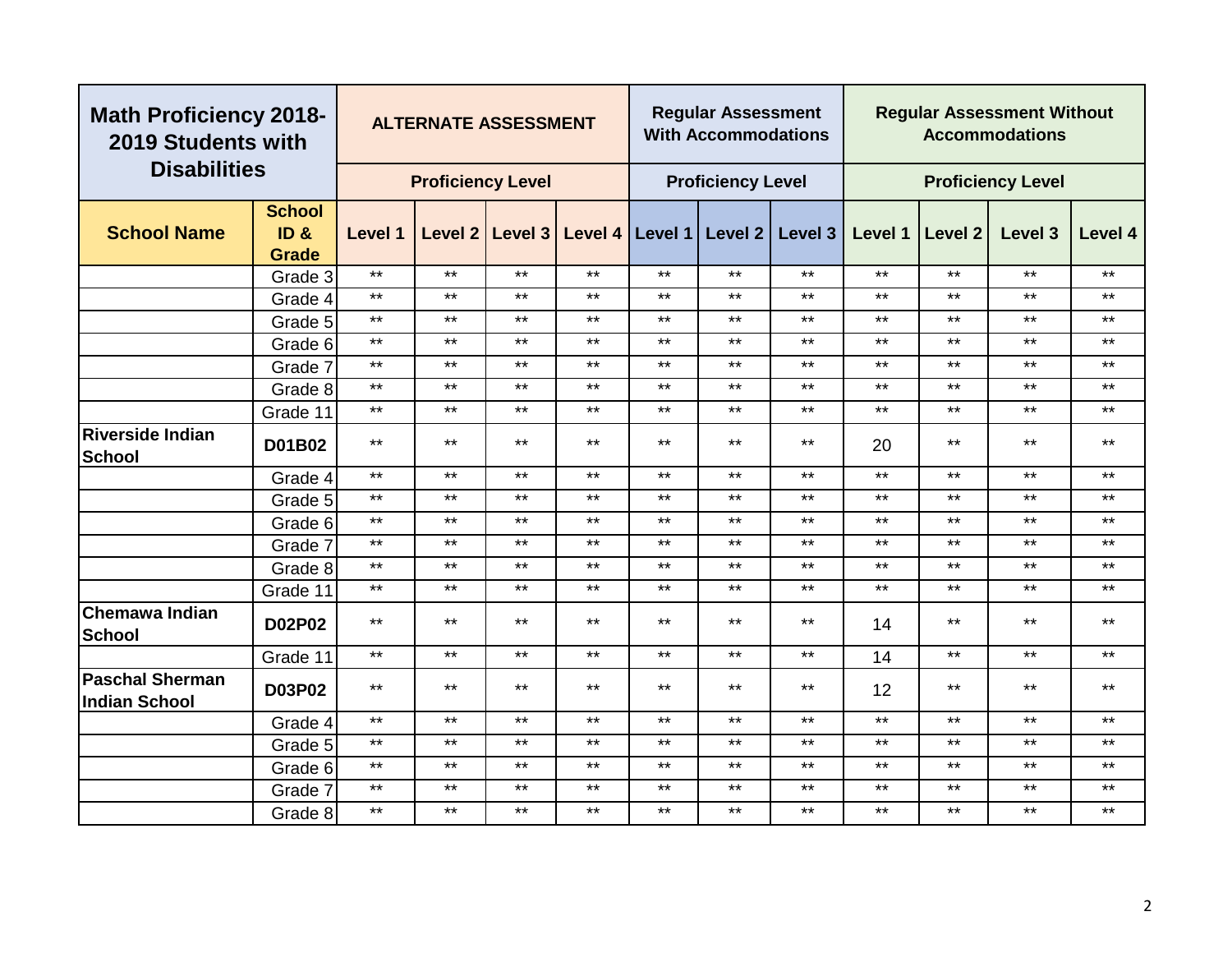| Math Proficiency 2018-2019 Students with Disabilities | | ALTERNATE ASSESSMENT | | | | Regular Assessment With Accommodations | | | Regular Assessment Without Accommodations | | | |
|---|---|---|---|---|---|---|---|---|---|---|---|---|
| | | Proficiency Level | | | | Proficiency Level | | | Proficiency Level | | | |
| School Name | School ID & Grade | Level 1 | Level 2 | Level 3 | Level 4 | Level 1 | Level 2 | Level 3 | Level 1 | Level 2 | Level 3 | Level 4 |
| | Grade 3 | ** | ** | ** | ** | ** | ** | ** | ** | ** | ** | ** |
| | Grade 4 | ** | ** | ** | ** | ** | ** | ** | ** | ** | ** | ** |
| | Grade 5 | ** | ** | ** | ** | ** | ** | ** | ** | ** | ** | ** |
| | Grade 6 | ** | ** | ** | ** | ** | ** | ** | ** | ** | ** | ** |
| | Grade 7 | ** | ** | ** | ** | ** | ** | ** | ** | ** | ** | ** |
| | Grade 8 | ** | ** | ** | ** | ** | ** | ** | ** | ** | ** | ** |
| | Grade 11 | ** | ** | ** | ** | ** | ** | ** | ** | ** | ** | ** |
| **Riverside Indian School** | **D01B02** | ** | ** | ** | ** | ** | ** | ** | 20 | ** | ** | ** |
| | Grade 4 | ** | ** | ** | ** | ** | ** | ** | ** | ** | ** | ** |
| | Grade 5 | ** | ** | ** | ** | ** | ** | ** | ** | ** | ** | ** |
| | Grade 6 | ** | ** | ** | ** | ** | ** | ** | ** | ** | ** | ** |
| | Grade 7 | ** | ** | ** | ** | ** | ** | ** | ** | ** | ** | ** |
| | Grade 8 | ** | ** | ** | ** | ** | ** | ** | ** | ** | ** | ** |
| | Grade 11 | ** | ** | ** | ** | ** | ** | ** | ** | ** | ** | ** |
| **Chemawa Indian School** | **D02P02** | ** | ** | ** | ** | ** | ** | ** | 14 | ** | ** | ** |
| | Grade 11 | ** | ** | ** | ** | ** | ** | ** | 14 | ** | ** | ** |
| **Paschal Sherman Indian School** | **D03P02** | ** | ** | ** | ** | ** | ** | ** | 12 | ** | ** | ** |
| | Grade 4 | ** | ** | ** | ** | ** | ** | ** | ** | ** | ** | ** |
| | Grade 5 | ** | ** | ** | ** | ** | ** | ** | ** | ** | ** | ** |
| | Grade 6 | ** | ** | ** | ** | ** | ** | ** | ** | ** | ** | ** |
| | Grade 7 | ** | ** | ** | ** | ** | ** | ** | ** | ** | ** | ** |
| | Grade 8 | ** | ** | ** | ** | ** | ** | ** | ** | ** | ** | ** |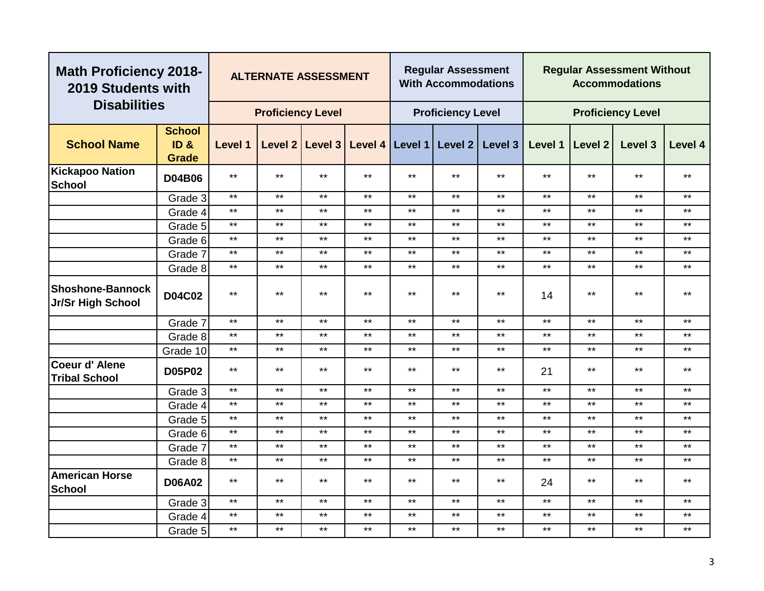| Math Proficiency 2018-2019 Students with Disabilities | | ALTERNATE ASSESSMENT | | | | Regular Assessment With Accommodations | | | Regular Assessment Without Accommodations | | | |
|---|---|---|---|---|---|---|---|---|---|---|---|---|
| | | Proficiency Level | | | | Proficiency Level | | | Proficiency Level | | | |
| **School Name** | **School ID & Grade** | **Level 1** | **Level 2** | **Level 3** | **Level 4** | **Level 1** | **Level 2** | **Level 3** | **Level 1** | **Level 2** | **Level 3** | **Level 4** |
| **Kickapoo Nation School** | **D04B06** | ** | ** | ** | ** | ** | ** | ** | ** | ** | ** | ** |
| | Grade 3 | ** | ** | ** | ** | ** | ** | ** | ** | ** | ** | ** |
| | Grade 4 | ** | ** | ** | ** | ** | ** | ** | ** | ** | ** | ** |
| | Grade 5 | ** | ** | ** | ** | ** | ** | ** | ** | ** | ** | ** |
| | Grade 6 | ** | ** | ** | ** | ** | ** | ** | ** | ** | ** | ** |
| | Grade 7 | ** | ** | ** | ** | ** | ** | ** | ** | ** | ** | ** |
| | Grade 8 | ** | ** | ** | ** | ** | ** | ** | ** | ** | ** | ** |
| **Shoshone-Bannock Jr/Sr High School** | **D04C02** | ** | ** | ** | ** | ** | ** | ** | 14 | ** | ** | ** |
| | Grade 7 | ** | ** | ** | ** | ** | ** | ** | ** | ** | ** | ** |
| | Grade 8 | ** | ** | ** | ** | ** | ** | ** | ** | ** | ** | ** |
| | Grade 10 | ** | ** | ** | ** | ** | ** | ** | ** | ** | ** | ** |
| **Coeur d' Alene Tribal School** | **D05P02** | ** | ** | ** | ** | ** | ** | ** | 21 | ** | ** | ** |
| | Grade 3 | ** | ** | ** | ** | ** | ** | ** | ** | ** | ** | ** |
| | Grade 4 | ** | ** | ** | ** | ** | ** | ** | ** | ** | ** | ** |
| | Grade 5 | ** | ** | ** | ** | ** | ** | ** | ** | ** | ** | ** |
| | Grade 6 | ** | ** | ** | ** | ** | ** | ** | ** | ** | ** | ** |
| | Grade 7 | ** | ** | ** | ** | ** | ** | ** | ** | ** | ** | ** |
| | Grade 8 | ** | ** | ** | ** | ** | ** | ** | ** | ** | ** | ** |
| **American Horse School** | **D06A02** | ** | ** | ** | ** | ** | ** | ** | 24 | ** | ** | ** |
| | Grade 3 | ** | ** | ** | ** | ** | ** | ** | ** | ** | ** | ** |
| | Grade 4 | ** | ** | ** | ** | ** | ** | ** | ** | ** | ** | ** |
| | Grade 5 | ** | ** | ** | ** | ** | ** | ** | ** | ** | ** | ** |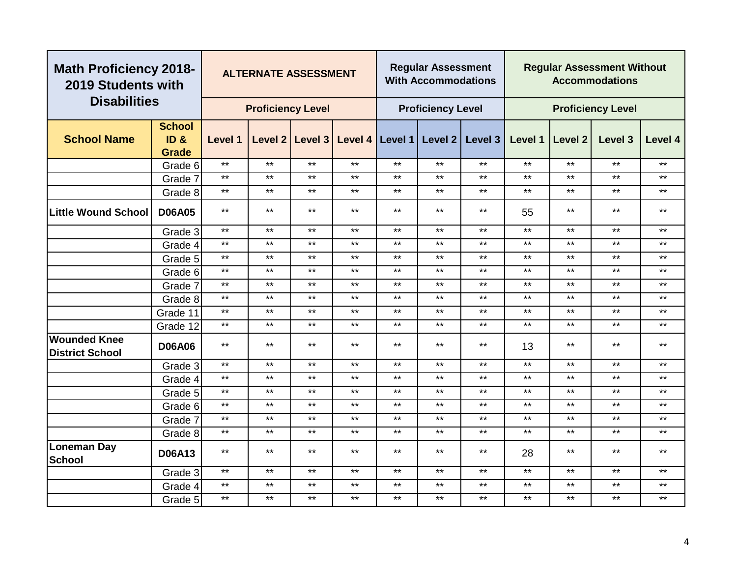| Math Proficiency 2018-2019 Students with Disabilities | | ALTERNATE ASSESSMENT | | | | Regular Assessment With Accommodations | | | Regular Assessment Without Accommodations | | | |
|---|---|---|---|---|---|---|---|---|---|---|---|---|
| | | Proficiency Level | | | | Proficiency Level | | | Proficiency Level | | | |
| **School Name** | **School ID & Grade** | **Level 1** | **Level 2** | **Level 3** | **Level 4** | **Level 1** | **Level 2** | **Level 3** | **Level 1** | **Level 2** | **Level 3** | **Level 4** |
| | Grade 6 | ** | ** | ** | ** | ** | ** | ** | ** | ** | ** | ** |
| | Grade 7 | ** | ** | ** | ** | ** | ** | ** | ** | ** | ** | ** |
| | Grade 8 | ** | ** | ** | ** | ** | ** | ** | ** | ** | ** | ** |
| **Little Wound School** | **D06A05** | ** | ** | ** | ** | ** | ** | ** | 55 | ** | ** | ** |
| | Grade 3 | ** | ** | ** | ** | ** | ** | ** | ** | ** | ** | ** |
| | Grade 4 | ** | ** | ** | ** | ** | ** | ** | ** | ** | ** | ** |
| | Grade 5 | ** | ** | ** | ** | ** | ** | ** | ** | ** | ** | ** |
| | Grade 6 | ** | ** | ** | ** | ** | ** | ** | ** | ** | ** | ** |
| | Grade 7 | ** | ** | ** | ** | ** | ** | ** | ** | ** | ** | ** |
| | Grade 8 | ** | ** | ** | ** | ** | ** | ** | ** | ** | ** | ** |
| | Grade 11 | ** | ** | ** | ** | ** | ** | ** | ** | ** | ** | ** |
| | Grade 12 | ** | ** | ** | ** | ** | ** | ** | ** | ** | ** | ** |
| **Wounded Knee District School** | **D06A06** | ** | ** | ** | ** | ** | ** | ** | 13 | ** | ** | ** |
| | Grade 3 | ** | ** | ** | ** | ** | ** | ** | ** | ** | ** | ** |
| | Grade 4 | ** | ** | ** | ** | ** | ** | ** | ** | ** | ** | ** |
| | Grade 5 | ** | ** | ** | ** | ** | ** | ** | ** | ** | ** | ** |
| | Grade 6 | ** | ** | ** | ** | ** | ** | ** | ** | ** | ** | ** |
| | Grade 7 | ** | ** | ** | ** | ** | ** | ** | ** | ** | ** | ** |
| | Grade 8 | ** | ** | ** | ** | ** | ** | ** | ** | ** | ** | ** |
| **Loneman Day School** | **D06A13** | ** | ** | ** | ** | ** | ** | ** | 28 | ** | ** | ** |
| | Grade 3 | ** | ** | ** | ** | ** | ** | ** | ** | ** | ** | ** |
| | Grade 4 | ** | ** | ** | ** | ** | ** | ** | ** | ** | ** | ** |
| | Grade 5 | ** | ** | ** | ** | ** | ** | ** | ** | ** | ** | ** |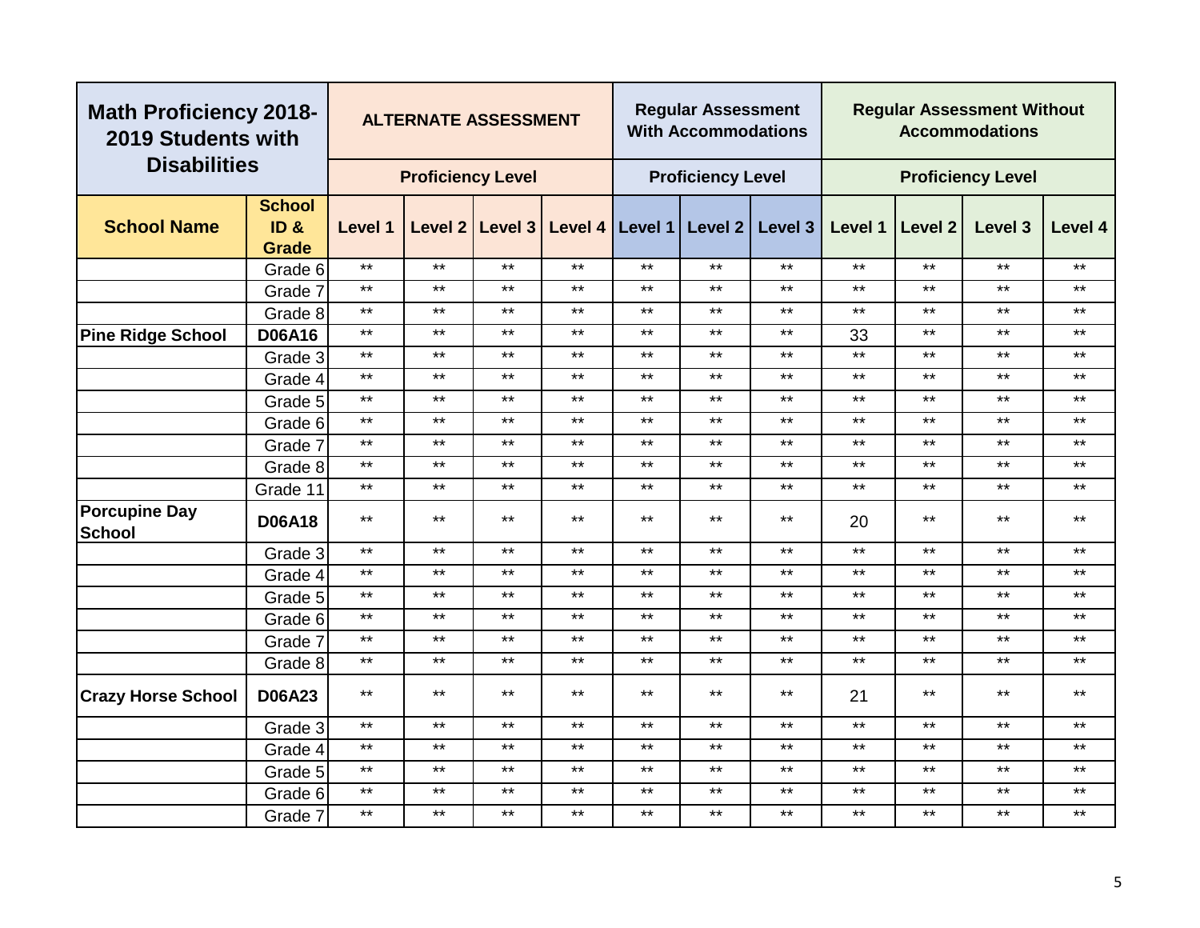| Math Proficiency 2018-2019 Students with Disabilities | | ALTERNATE ASSESSMENT | | | | Regular Assessment With Accommodations | | | Regular Assessment Without Accommodations | | | |
|---|---|---|---|---|---|---|---|---|---|---|---|---|
| | | Proficiency Level | | | | Proficiency Level | | | Proficiency Level | | | |
| School Name | School ID & Grade | Level 1 | Level 2 | Level 3 | Level 4 | Level 1 | Level 2 | Level 3 | Level 1 | Level 2 | Level 3 | Level 4 |
| | Grade 6 | ** | ** | ** | ** | ** | ** | ** | ** | ** | ** | ** |
| | Grade 7 | ** | ** | ** | ** | ** | ** | ** | ** | ** | ** | ** |
| | Grade 8 | ** | ** | ** | ** | ** | ** | ** | ** | ** | ** | ** |
| **Pine Ridge School** | **D06A16** | ** | ** | ** | ** | ** | ** | ** | 33 | ** | ** | ** |
| | Grade 3 | ** | ** | ** | ** | ** | ** | ** | ** | ** | ** | ** |
| | Grade 4 | ** | ** | ** | ** | ** | ** | ** | ** | ** | ** | ** |
| | Grade 5 | ** | ** | ** | ** | ** | ** | ** | ** | ** | ** | ** |
| | Grade 6 | ** | ** | ** | ** | ** | ** | ** | ** | ** | ** | ** |
| | Grade 7 | ** | ** | ** | ** | ** | ** | ** | ** | ** | ** | ** |
| | Grade 8 | ** | ** | ** | ** | ** | ** | ** | ** | ** | ** | ** |
| | Grade 11 | ** | ** | ** | ** | ** | ** | ** | ** | ** | ** | ** |
| **Porcupine Day School** | **D06A18** | ** | ** | ** | ** | ** | ** | ** | 20 | ** | ** | ** |
| | Grade 3 | ** | ** | ** | ** | ** | ** | ** | ** | ** | ** | ** |
| | Grade 4 | ** | ** | ** | ** | ** | ** | ** | ** | ** | ** | ** |
| | Grade 5 | ** | ** | ** | ** | ** | ** | ** | ** | ** | ** | ** |
| | Grade 6 | ** | ** | ** | ** | ** | ** | ** | ** | ** | ** | ** |
| | Grade 7 | ** | ** | ** | ** | ** | ** | ** | ** | ** | ** | ** |
| | Grade 8 | ** | ** | ** | ** | ** | ** | ** | ** | ** | ** | ** |
| **Crazy Horse School** | **D06A23** | ** | ** | ** | ** | ** | ** | ** | 21 | ** | ** | ** |
| | Grade 3 | ** | ** | ** | ** | ** | ** | ** | ** | ** | ** | ** |
| | Grade 4 | ** | ** | ** | ** | ** | ** | ** | ** | ** | ** | ** |
| | Grade 5 | ** | ** | ** | ** | ** | ** | ** | ** | ** | ** | ** |
| | Grade 6 | ** | ** | ** | ** | ** | ** | ** | ** | ** | ** | ** |
| | Grade 7 | ** | ** | ** | ** | ** | ** | ** | ** | ** | ** | ** |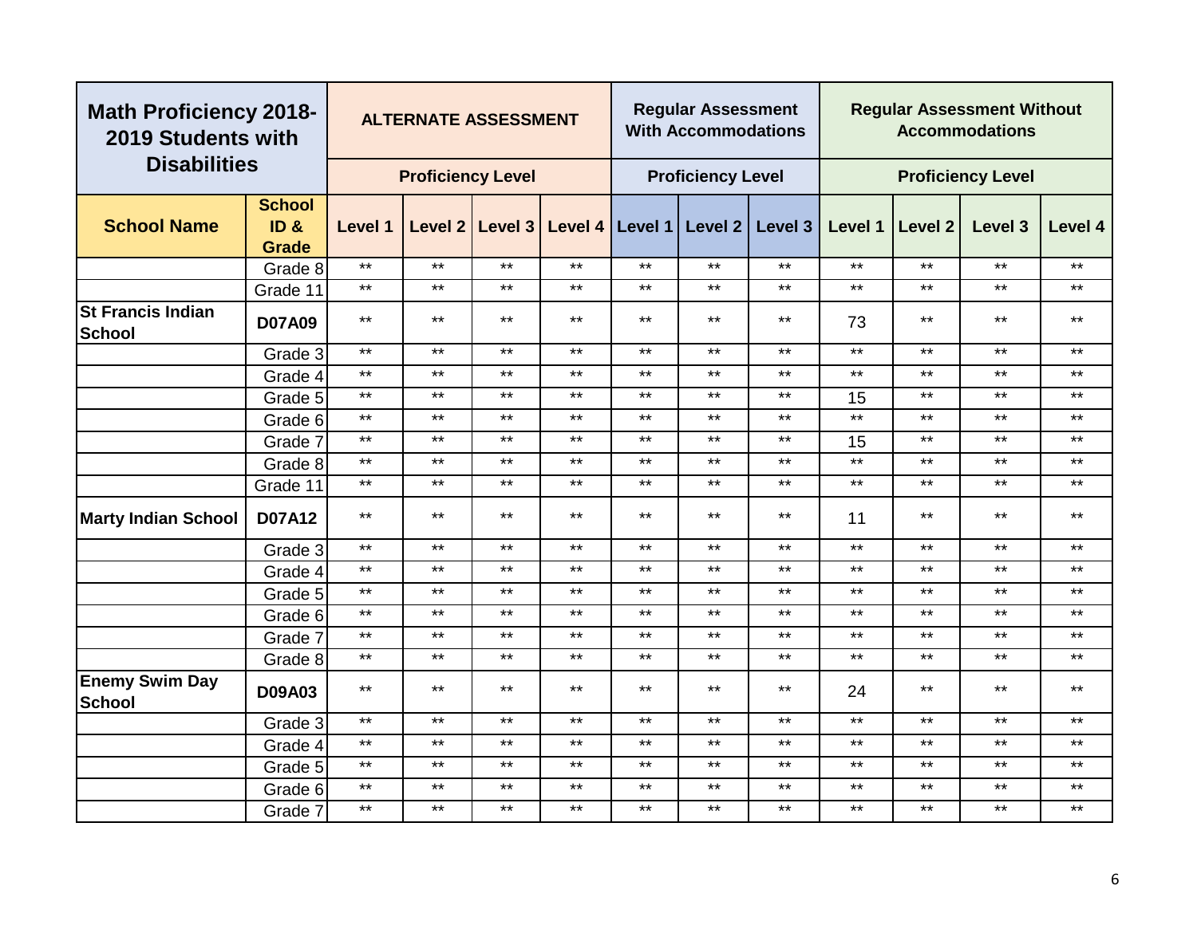| Math Proficiency 2018-2019 Students with Disabilities | | ALTERNATE ASSESSMENT | | | | Regular Assessment With Accommodations | | | Regular Assessment Without Accommodations | | | |
|---|---|---|---|---|---|---|---|---|---|---|---|---|
| | | Proficiency Level | | | | Proficiency Level | | | Proficiency Level | | | |
| School Name | School ID & Grade | Level 1 | Level 2 | Level 3 | Level 4 | Level 1 | Level 2 | Level 3 | Level 1 | Level 2 | Level 3 | Level 4 |
| | Grade 8 | ** | ** | ** | ** | ** | ** | ** | ** | ** | ** | ** |
| | Grade 11 | ** | ** | ** | ** | ** | ** | ** | ** | ** | ** | ** |
| St Francis Indian School | D07A09 | ** | ** | ** | ** | ** | ** | ** | 73 | ** | ** | ** |
| | Grade 3 | ** | ** | ** | ** | ** | ** | ** | ** | ** | ** | ** |
| | Grade 4 | ** | ** | ** | ** | ** | ** | ** | ** | ** | ** | ** |
| | Grade 5 | ** | ** | ** | ** | ** | ** | ** | 15 | ** | ** | ** |
| | Grade 6 | ** | ** | ** | ** | ** | ** | ** | ** | ** | ** | ** |
| | Grade 7 | ** | ** | ** | ** | ** | ** | ** | 15 | ** | ** | ** |
| | Grade 8 | ** | ** | ** | ** | ** | ** | ** | ** | ** | ** | ** |
| | Grade 11 | ** | ** | ** | ** | ** | ** | ** | ** | ** | ** | ** |
| Marty Indian School | D07A12 | ** | ** | ** | ** | ** | ** | ** | 11 | ** | ** | ** |
| | Grade 3 | ** | ** | ** | ** | ** | ** | ** | ** | ** | ** | ** |
| | Grade 4 | ** | ** | ** | ** | ** | ** | ** | ** | ** | ** | ** |
| | Grade 5 | ** | ** | ** | ** | ** | ** | ** | ** | ** | ** | ** |
| | Grade 6 | ** | ** | ** | ** | ** | ** | ** | ** | ** | ** | ** |
| | Grade 7 | ** | ** | ** | ** | ** | ** | ** | ** | ** | ** | ** |
| | Grade 8 | ** | ** | ** | ** | ** | ** | ** | ** | ** | ** | ** |
| Enemy Swim Day School | D09A03 | ** | ** | ** | ** | ** | ** | ** | 24 | ** | ** | ** |
| | Grade 3 | ** | ** | ** | ** | ** | ** | ** | ** | ** | ** | ** |
| | Grade 4 | ** | ** | ** | ** | ** | ** | ** | ** | ** | ** | ** |
| | Grade 5 | ** | ** | ** | ** | ** | ** | ** | ** | ** | ** | ** |
| | Grade 6 | ** | ** | ** | ** | ** | ** | ** | ** | ** | ** | ** |
| | Grade 7 | ** | ** | ** | ** | ** | ** | ** | ** | ** | ** | ** |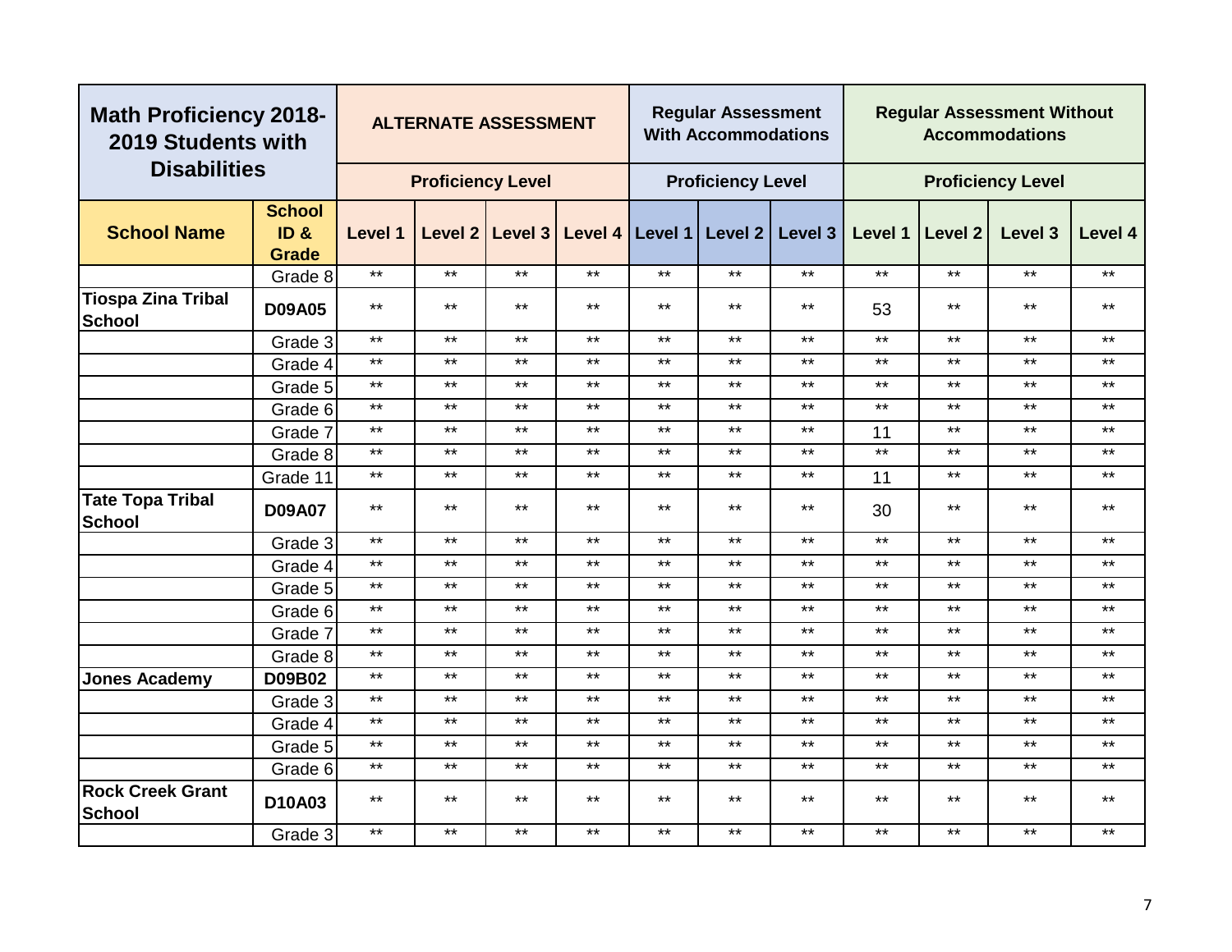| Math Proficiency 2018-2019 Students with Disabilities | | ALTERNATE ASSESSMENT | | | | Regular Assessment With Accommodations | | | Regular Assessment Without Accommodations | | | |
|---|---|---|---|---|---|---|---|---|---|---|---|---|
| | | Proficiency Level | | | | Proficiency Level | | | Proficiency Level | | | |
| School Name | School ID & Grade | Level 1 | Level 2 | Level 3 | Level 4 | Level 1 | Level 2 | Level 3 | Level 1 | Level 2 | Level 3 | Level 4 |
| | Grade 8 | ** | ** | ** | ** | ** | ** | ** | ** | ** | ** | ** |
| Tiospa Zina Tribal School | D09A05 | ** | ** | ** | ** | ** | ** | ** | 53 | ** | ** | ** |
| | Grade 3 | ** | ** | ** | ** | ** | ** | ** | ** | ** | ** | ** |
| | Grade 4 | ** | ** | ** | ** | ** | ** | ** | ** | ** | ** | ** |
| | Grade 5 | ** | ** | ** | ** | ** | ** | ** | ** | ** | ** | ** |
| | Grade 6 | ** | ** | ** | ** | ** | ** | ** | ** | ** | ** | ** |
| | Grade 7 | ** | ** | ** | ** | ** | ** | ** | 11 | ** | ** | ** |
| | Grade 8 | ** | ** | ** | ** | ** | ** | ** | ** | ** | ** | ** |
| | Grade 11 | ** | ** | ** | ** | ** | ** | ** | 11 | ** | ** | ** |
| Tate Topa Tribal School | D09A07 | ** | ** | ** | ** | ** | ** | ** | 30 | ** | ** | ** |
| | Grade 3 | ** | ** | ** | ** | ** | ** | ** | ** | ** | ** | ** |
| | Grade 4 | ** | ** | ** | ** | ** | ** | ** | ** | ** | ** | ** |
| | Grade 5 | ** | ** | ** | ** | ** | ** | ** | ** | ** | ** | ** |
| | Grade 6 | ** | ** | ** | ** | ** | ** | ** | ** | ** | ** | ** |
| | Grade 7 | ** | ** | ** | ** | ** | ** | ** | ** | ** | ** | ** |
| | Grade 8 | ** | ** | ** | ** | ** | ** | ** | ** | ** | ** | ** |
| Jones Academy | D09B02 | ** | ** | ** | ** | ** | ** | ** | ** | ** | ** | ** |
| | Grade 3 | ** | ** | ** | ** | ** | ** | ** | ** | ** | ** | ** |
| | Grade 4 | ** | ** | ** | ** | ** | ** | ** | ** | ** | ** | ** |
| | Grade 5 | ** | ** | ** | ** | ** | ** | ** | ** | ** | ** | ** |
| | Grade 6 | ** | ** | ** | ** | ** | ** | ** | ** | ** | ** | ** |
| Rock Creek Grant School | D10A03 | ** | ** | ** | ** | ** | ** | ** | ** | ** | ** | ** |
| | Grade 3 | ** | ** | ** | ** | ** | ** | ** | ** | ** | ** | ** |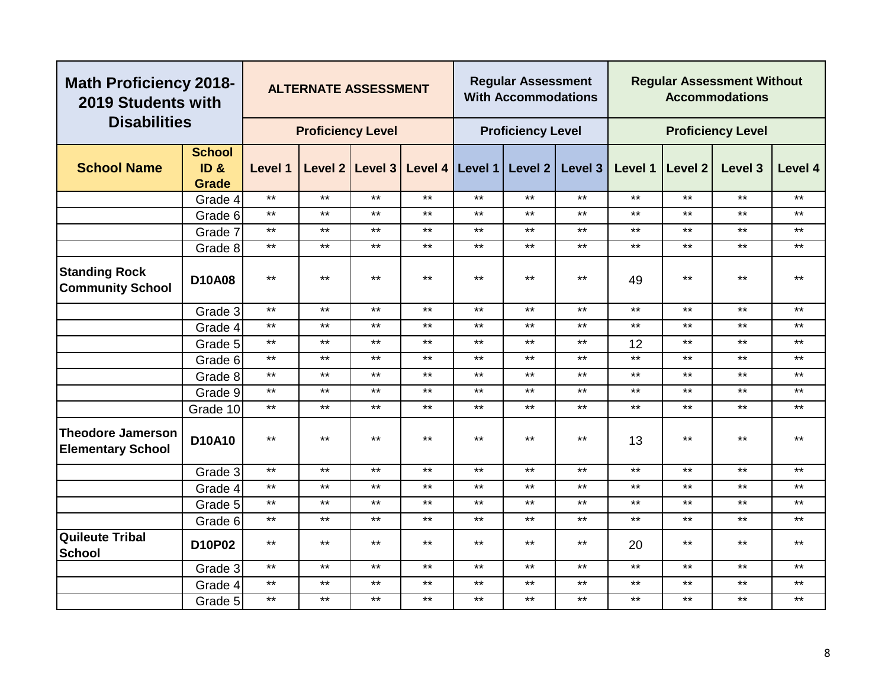| Math Proficiency 2018-2019 Students with Disabilities | | ALTERNATE ASSESSMENT | | | | Regular Assessment With Accommodations | | | Regular Assessment Without Accommodations | | | |
|---|---|---|---|---|---|---|---|---|---|---|---|---|
| | | Proficiency Level | | | | Proficiency Level | | | Proficiency Level | | | |
| **School Name** | **School ID & Grade** | **Level 1** | **Level 2** | **Level 3** | **Level 4** | **Level 1** | **Level 2** | **Level 3** | **Level 1** | **Level 2** | **Level 3** | **Level 4** |
| | Grade 4 | ** | ** | ** | ** | ** | ** | ** | ** | ** | ** | ** |
| | Grade 6 | ** | ** | ** | ** | ** | ** | ** | ** | ** | ** | ** |
| | Grade 7 | ** | ** | ** | ** | ** | ** | ** | ** | ** | ** | ** |
| | Grade 8 | ** | ** | ** | ** | ** | ** | ** | ** | ** | ** | ** |
| **Standing Rock Community School** | **D10A08** | ** | ** | ** | ** | ** | ** | ** | 49 | ** | ** | ** |
| | Grade 3 | ** | ** | ** | ** | ** | ** | ** | ** | ** | ** | ** |
| | Grade 4 | ** | ** | ** | ** | ** | ** | ** | ** | ** | ** | ** |
| | Grade 5 | ** | ** | ** | ** | ** | ** | ** | 12 | ** | ** | ** |
| | Grade 6 | ** | ** | ** | ** | ** | ** | ** | ** | ** | ** | ** |
| | Grade 8 | ** | ** | ** | ** | ** | ** | ** | ** | ** | ** | ** |
| | Grade 9 | ** | ** | ** | ** | ** | ** | ** | ** | ** | ** | ** |
| | Grade 10 | ** | ** | ** | ** | ** | ** | ** | ** | ** | ** | ** |
| **Theodore Jamerson Elementary School** | **D10A10** | ** | ** | ** | ** | ** | ** | ** | 13 | ** | ** | ** |
| | Grade 3 | ** | ** | ** | ** | ** | ** | ** | ** | ** | ** | ** |
| | Grade 4 | ** | ** | ** | ** | ** | ** | ** | ** | ** | ** | ** |
| | Grade 5 | ** | ** | ** | ** | ** | ** | ** | ** | ** | ** | ** |
| | Grade 6 | ** | ** | ** | ** | ** | ** | ** | ** | ** | ** | ** |
| **Quileute Tribal School** | **D10P02** | ** | ** | ** | ** | ** | ** | ** | 20 | ** | ** | ** |
| | Grade 3 | ** | ** | ** | ** | ** | ** | ** | ** | ** | ** | ** |
| | Grade 4 | ** | ** | ** | ** | ** | ** | ** | ** | ** | ** | ** |
| | Grade 5 | ** | ** | ** | ** | ** | ** | ** | ** | ** | ** | ** |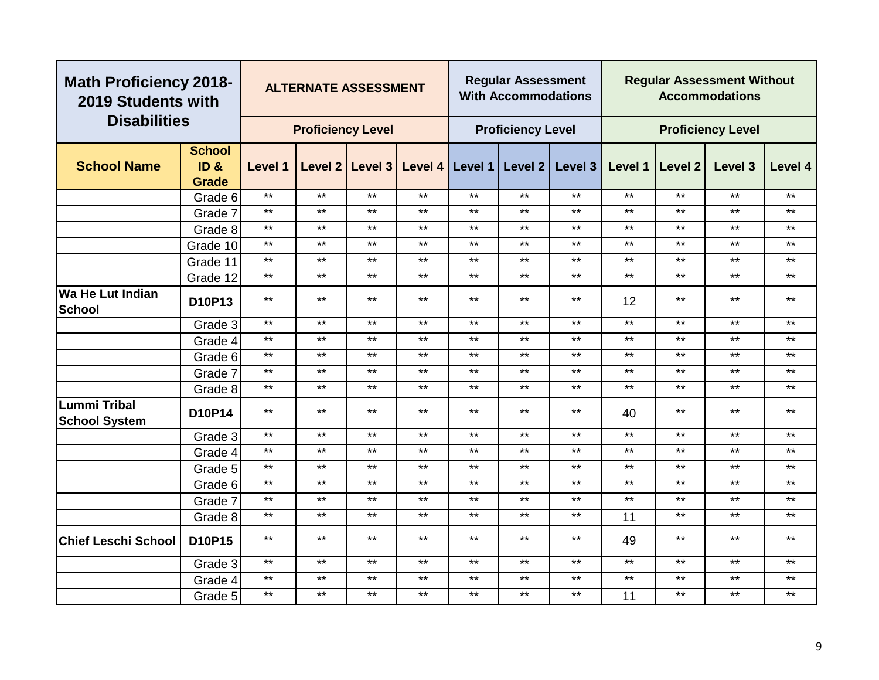| Math Proficiency 2018-2019 Students with Disabilities | | ALTERNATE ASSESSMENT | | | | Regular Assessment With Accommodations | | | Regular Assessment Without Accommodations | | | |
|---|---|---|---|---|---|---|---|---|---|---|---|---|
| | | Proficiency Level | | | | Proficiency Level | | | Proficiency Level | | | |
| School Name | School ID & Grade | Level 1 | Level 2 | Level 3 | Level 4 | Level 1 | Level 2 | Level 3 | Level 1 | Level 2 | Level 3 | Level 4 |
| | Grade 6 | ** | ** | ** | ** | ** | ** | ** | ** | ** | ** | ** |
| | Grade 7 | ** | ** | ** | ** | ** | ** | ** | ** | ** | ** | ** |
| | Grade 8 | ** | ** | ** | ** | ** | ** | ** | ** | ** | ** | ** |
| | Grade 10 | ** | ** | ** | ** | ** | ** | ** | ** | ** | ** | ** |
| | Grade 11 | ** | ** | ** | ** | ** | ** | ** | ** | ** | ** | ** |
| | Grade 12 | ** | ** | ** | ** | ** | ** | ** | ** | ** | ** | ** |
| **Wa He Lut Indian School** | **D10P13** | ** | ** | ** | ** | ** | ** | ** | 12 | ** | ** | ** |
| | Grade 3 | ** | ** | ** | ** | ** | ** | ** | ** | ** | ** | ** |
| | Grade 4 | ** | ** | ** | ** | ** | ** | ** | ** | ** | ** | ** |
| | Grade 6 | ** | ** | ** | ** | ** | ** | ** | ** | ** | ** | ** |
| | Grade 7 | ** | ** | ** | ** | ** | ** | ** | ** | ** | ** | ** |
| | Grade 8 | ** | ** | ** | ** | ** | ** | ** | ** | ** | ** | ** |
| **Lummi Tribal School System** | **D10P14** | ** | ** | ** | ** | ** | ** | ** | 40 | ** | ** | ** |
| | Grade 3 | ** | ** | ** | ** | ** | ** | ** | ** | ** | ** | ** |
| | Grade 4 | ** | ** | ** | ** | ** | ** | ** | ** | ** | ** | ** |
| | Grade 5 | ** | ** | ** | ** | ** | ** | ** | ** | ** | ** | ** |
| | Grade 6 | ** | ** | ** | ** | ** | ** | ** | ** | ** | ** | ** |
| | Grade 7 | ** | ** | ** | ** | ** | ** | ** | ** | ** | ** | ** |
| | Grade 8 | ** | ** | ** | ** | ** | ** | ** | 11 | ** | ** | ** |
| **Chief Leschi School** | **D10P15** | ** | ** | ** | ** | ** | ** | ** | 49 | ** | ** | ** |
| | Grade 3 | ** | ** | ** | ** | ** | ** | ** | ** | ** | ** | ** |
| | Grade 4 | ** | ** | ** | ** | ** | ** | ** | ** | ** | ** | ** |
| | Grade 5 | ** | ** | ** | ** | ** | ** | ** | 11 | ** | ** | ** |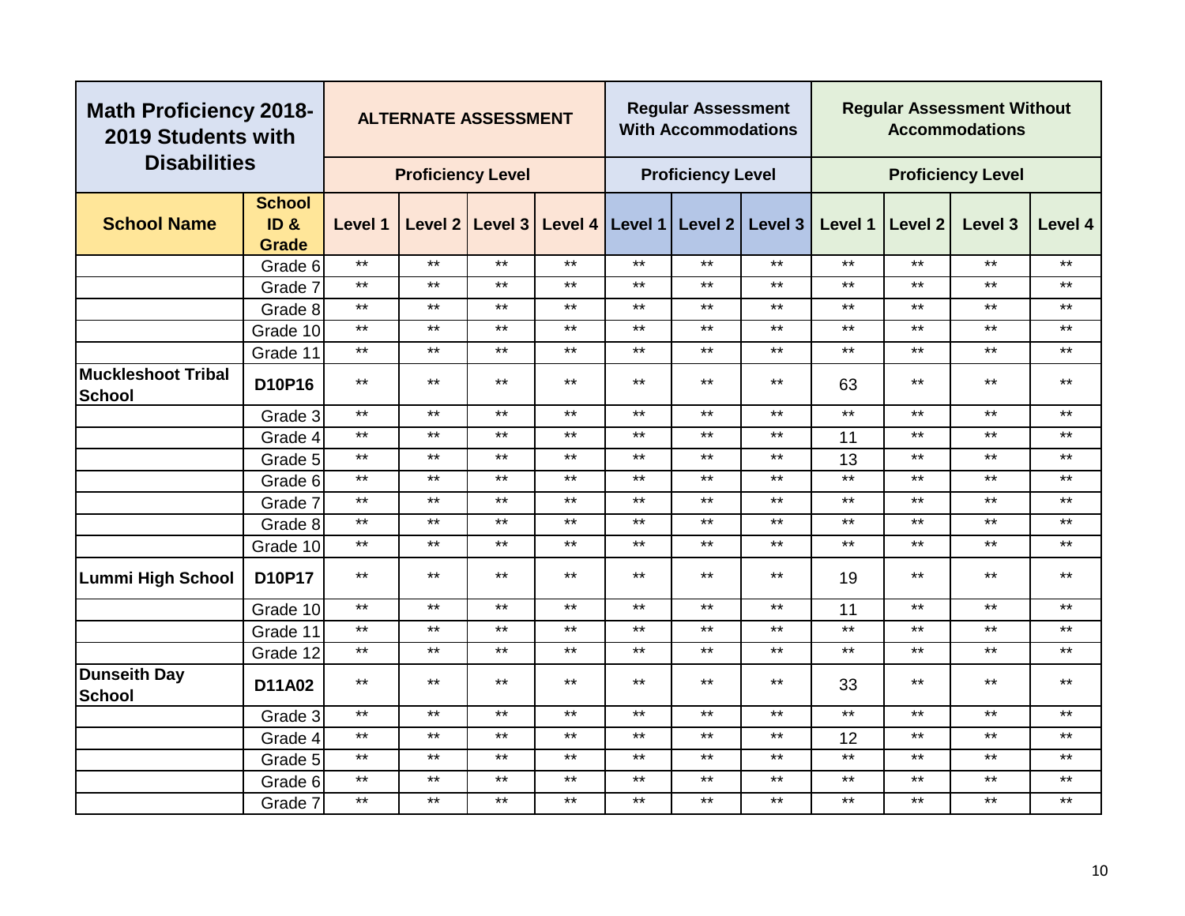| Math Proficiency 2018-2019 Students with Disabilities | | ALTERNATE ASSESSMENT | | | | Regular Assessment With Accommodations | | | Regular Assessment Without Accommodations | | | |
|---|---|---|---|---|---|---|---|---|---|---|---|---|
| | | Proficiency Level | | | | Proficiency Level | | | Proficiency Level | | | |
| **School Name** | **School ID & Grade** | **Level 1** | **Level 2** | **Level 3** | **Level 4** | **Level 1** | **Level 2** | **Level 3** | **Level 1** | **Level 2** | **Level 3** | **Level 4** |
| | Grade 6 | ** | ** | ** | ** | ** | ** | ** | ** | ** | ** | ** |
| | Grade 7 | ** | ** | ** | ** | ** | ** | ** | ** | ** | ** | ** |
| | Grade 8 | ** | ** | ** | ** | ** | ** | ** | ** | ** | ** | ** |
| | Grade 10 | ** | ** | ** | ** | ** | ** | ** | ** | ** | ** | ** |
| | Grade 11 | ** | ** | ** | ** | ** | ** | ** | ** | ** | ** | ** |
| **Muckleshoot Tribal School** | **D10P16** | ** | ** | ** | ** | ** | ** | ** | 63 | ** | ** | ** |
| | Grade 3 | ** | ** | ** | ** | ** | ** | ** | ** | ** | ** | ** |
| | Grade 4 | ** | ** | ** | ** | ** | ** | ** | 11 | ** | ** | ** |
| | Grade 5 | ** | ** | ** | ** | ** | ** | ** | 13 | ** | ** | ** |
| | Grade 6 | ** | ** | ** | ** | ** | ** | ** | ** | ** | ** | ** |
| | Grade 7 | ** | ** | ** | ** | ** | ** | ** | ** | ** | ** | ** |
| | Grade 8 | ** | ** | ** | ** | ** | ** | ** | ** | ** | ** | ** |
| | Grade 10 | ** | ** | ** | ** | ** | ** | ** | ** | ** | ** | ** |
| **Lummi High School** | **D10P17** | ** | ** | ** | ** | ** | ** | ** | 19 | ** | ** | ** |
| | Grade 10 | ** | ** | ** | ** | ** | ** | ** | 11 | ** | ** | ** |
| | Grade 11 | ** | ** | ** | ** | ** | ** | ** | ** | ** | ** | ** |
| | Grade 12 | ** | ** | ** | ** | ** | ** | ** | ** | ** | ** | ** |
| **Dunseith Day School** | **D11A02** | ** | ** | ** | ** | ** | ** | ** | 33 | ** | ** | ** |
| | Grade 3 | ** | ** | ** | ** | ** | ** | ** | ** | ** | ** | ** |
| | Grade 4 | ** | ** | ** | ** | ** | ** | ** | 12 | ** | ** | ** |
| | Grade 5 | ** | ** | ** | ** | ** | ** | ** | ** | ** | ** | ** |
| | Grade 6 | ** | ** | ** | ** | ** | ** | ** | ** | ** | ** | ** |
| | Grade 7 | ** | ** | ** | ** | ** | ** | ** | ** | ** | ** | ** |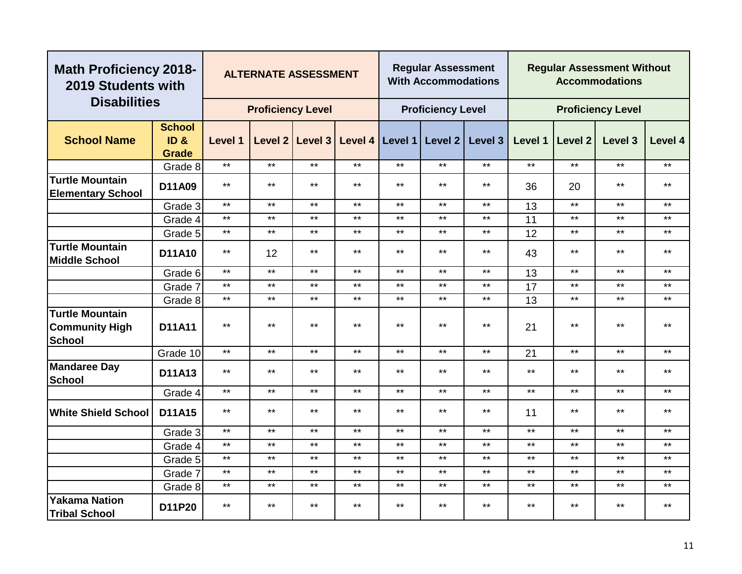| Math Proficiency 2018-2019 Students with Disabilities | | ALTERNATE ASSESSMENT | | | | Regular Assessment With Accommodations | | | Regular Assessment Without Accommodations | | | |
|---|---|---|---|---|---|---|---|---|---|---|---|---|
| | | Proficiency Level | | | | Proficiency Level | | | Proficiency Level | | | |
| **School Name** | **School ID & Grade** | **Level 1** | **Level 2** | **Level 3** | **Level 4** | **Level 1** | **Level 2** | **Level 3** | **Level 1** | **Level 2** | **Level 3** | **Level 4** |
| | Grade 8 | ** | ** | ** | ** | ** | ** | ** | ** | ** | ** | ** |
| **Turtle Mountain Elementary School** | **D11A09** | ** | ** | ** | ** | ** | ** | ** | 36 | 20 | ** | ** |
| | Grade 3 | ** | ** | ** | ** | ** | ** | ** | 13 | ** | ** | ** |
| | Grade 4 | ** | ** | ** | ** | ** | ** | ** | 11 | ** | ** | ** |
| | Grade 5 | ** | ** | ** | ** | ** | ** | ** | 12 | ** | ** | ** |
| **Turtle Mountain Middle School** | **D11A10** | ** | 12 | ** | ** | ** | ** | ** | 43 | ** | ** | ** |
| | Grade 6 | ** | ** | ** | ** | ** | ** | ** | 13 | ** | ** | ** |
| | Grade 7 | ** | ** | ** | ** | ** | ** | ** | 17 | ** | ** | ** |
| | Grade 8 | ** | ** | ** | ** | ** | ** | ** | 13 | ** | ** | ** |
| **Turtle Mountain Community High School** | **D11A11** | ** | ** | ** | ** | ** | ** | ** | 21 | ** | ** | ** |
| | Grade 10 | ** | ** | ** | ** | ** | ** | ** | 21 | ** | ** | ** |
| **Mandaree Day School** | **D11A13** | ** | ** | ** | ** | ** | ** | ** | ** | ** | ** | ** |
| | Grade 4 | ** | ** | ** | ** | ** | ** | ** | ** | ** | ** | ** |
| **White Shield School** | **D11A15** | ** | ** | ** | ** | ** | ** | ** | 11 | ** | ** | ** |
| | Grade 3 | ** | ** | ** | ** | ** | ** | ** | ** | ** | ** | ** |
| | Grade 4 | ** | ** | ** | ** | ** | ** | ** | ** | ** | ** | ** |
| | Grade 5 | ** | ** | ** | ** | ** | ** | ** | ** | ** | ** | ** |
| | Grade 7 | ** | ** | ** | ** | ** | ** | ** | ** | ** | ** | ** |
| | Grade 8 | ** | ** | ** | ** | ** | ** | ** | ** | ** | ** | ** |
| **Yakama Nation Tribal School** | **D11P20** | ** | ** | ** | ** | ** | ** | ** | ** | ** | ** | ** |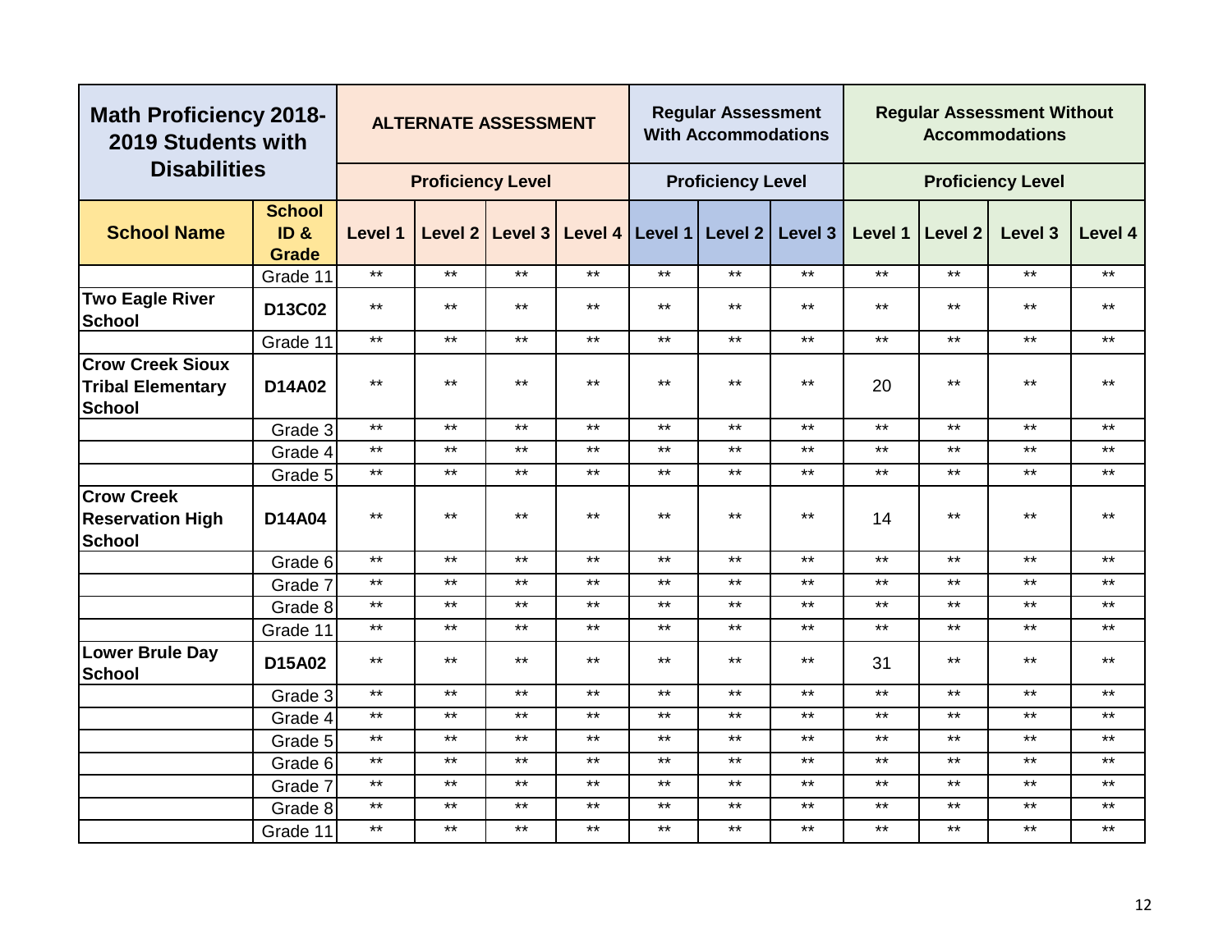| Math Proficiency 2018-2019 Students with Disabilities | | ALTERNATE ASSESSMENT | | | | Regular Assessment With Accommodations | | | Regular Assessment Without Accommodations | | | |
|---|---|---|---|---|---|---|---|---|---|---|---|---|
| | | Proficiency Level | | | | Proficiency Level | | | Proficiency Level | | | |
| **School Name** | **School ID & Grade** | **Level 1** | **Level 2** | **Level 3** | **Level 4** | **Level 1** | **Level 2** | **Level 3** | **Level 1** | **Level 2** | **Level 3** | **Level 4** |
| | Grade 11 | ** | ** | ** | ** | ** | ** | ** | ** | ** | ** | ** |
| **Two Eagle River School** | **D13C02** | ** | ** | ** | ** | ** | ** | ** | ** | ** | ** | ** |
| | Grade 11 | ** | ** | ** | ** | ** | ** | ** | ** | ** | ** | ** |
| **Crow Creek Sioux Tribal Elementary School** | **D14A02** | ** | ** | ** | ** | ** | ** | ** | 20 | ** | ** | ** |
| | Grade 3 | ** | ** | ** | ** | ** | ** | ** | ** | ** | ** | ** |
| | Grade 4 | ** | ** | ** | ** | ** | ** | ** | ** | ** | ** | ** |
| | Grade 5 | ** | ** | ** | ** | ** | ** | ** | ** | ** | ** | ** |
| **Crow Creek Reservation High School** | **D14A04** | ** | ** | ** | ** | ** | ** | ** | 14 | ** | ** | ** |
| | Grade 6 | ** | ** | ** | ** | ** | ** | ** | ** | ** | ** | ** |
| | Grade 7 | ** | ** | ** | ** | ** | ** | ** | ** | ** | ** | ** |
| | Grade 8 | ** | ** | ** | ** | ** | ** | ** | ** | ** | ** | ** |
| | Grade 11 | ** | ** | ** | ** | ** | ** | ** | ** | ** | ** | ** |
| **Lower Brule Day School** | **D15A02** | ** | ** | ** | ** | ** | ** | ** | 31 | ** | ** | ** |
| | Grade 3 | ** | ** | ** | ** | ** | ** | ** | ** | ** | ** | ** |
| | Grade 4 | ** | ** | ** | ** | ** | ** | ** | ** | ** | ** | ** |
| | Grade 5 | ** | ** | ** | ** | ** | ** | ** | ** | ** | ** | ** |
| | Grade 6 | ** | ** | ** | ** | ** | ** | ** | ** | ** | ** | ** |
| | Grade 7 | ** | ** | ** | ** | ** | ** | ** | ** | ** | ** | ** |
| | Grade 8 | ** | ** | ** | ** | ** | ** | ** | ** | ** | ** | ** |
| | Grade 11 | ** | ** | ** | ** | ** | ** | ** | ** | ** | ** | ** |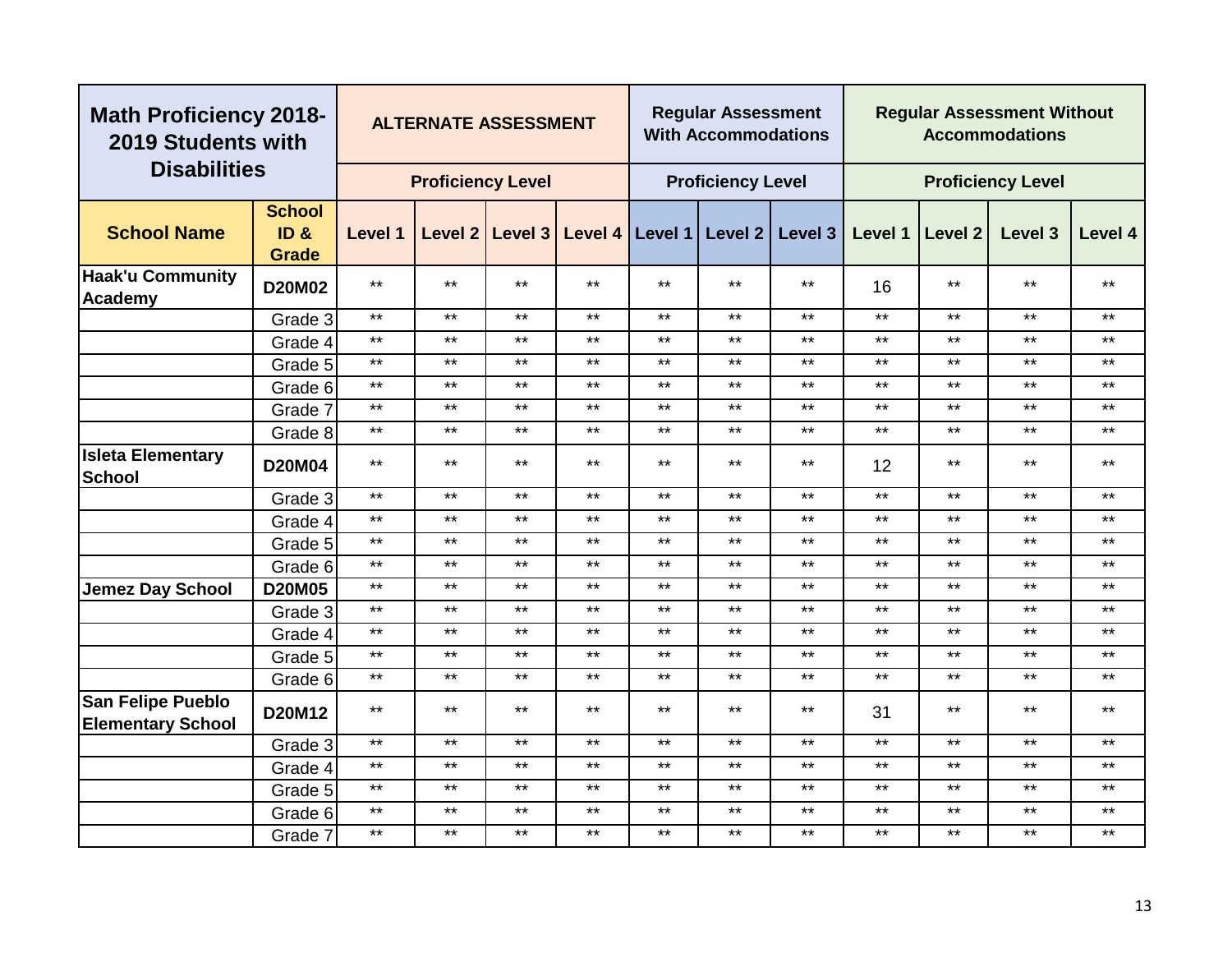| Math Proficiency 2018-2019 Students with Disabilities | | ALTERNATE ASSESSMENT | | | | Regular Assessment With Accommodations | | | Regular Assessment Without Accommodations | | | |
|---|---|---|---|---|---|---|---|---|---|---|---|---|
| | | Proficiency Level | | | | Proficiency Level | | | Proficiency Level | | | |
| **School Name** | **School ID & Grade** | **Level 1** | **Level 2** | **Level 3** | **Level 4** | **Level 1** | **Level 2** | **Level 3** | **Level 1** | **Level 2** | **Level 3** | **Level 4** |
| **Haak'u Community Academy** | **D20M02** | ** | ** | ** | ** | ** | ** | ** | 16 | ** | ** | ** |
| | Grade 3 | ** | ** | ** | ** | ** | ** | ** | ** | ** | ** | ** |
| | Grade 4 | ** | ** | ** | ** | ** | ** | ** | ** | ** | ** | ** |
| | Grade 5 | ** | ** | ** | ** | ** | ** | ** | ** | ** | ** | ** |
| | Grade 6 | ** | ** | ** | ** | ** | ** | ** | ** | ** | ** | ** |
| | Grade 7 | ** | ** | ** | ** | ** | ** | ** | ** | ** | ** | ** |
| | Grade 8 | ** | ** | ** | ** | ** | ** | ** | ** | ** | ** | ** |
| **Isleta Elementary School** | **D20M04** | ** | ** | ** | ** | ** | ** | ** | 12 | ** | ** | ** |
| | Grade 3 | ** | ** | ** | ** | ** | ** | ** | ** | ** | ** | ** |
| | Grade 4 | ** | ** | ** | ** | ** | ** | ** | ** | ** | ** | ** |
| | Grade 5 | ** | ** | ** | ** | ** | ** | ** | ** | ** | ** | ** |
| | Grade 6 | ** | ** | ** | ** | ** | ** | ** | ** | ** | ** | ** |
| **Jemez Day School** | **D20M05** | ** | ** | ** | ** | ** | ** | ** | ** | ** | ** | ** |
| | Grade 3 | ** | ** | ** | ** | ** | ** | ** | ** | ** | ** | ** |
| | Grade 4 | ** | ** | ** | ** | ** | ** | ** | ** | ** | ** | ** |
| | Grade 5 | ** | ** | ** | ** | ** | ** | ** | ** | ** | ** | ** |
| | Grade 6 | ** | ** | ** | ** | ** | ** | ** | ** | ** | ** | ** |
| **San Felipe Pueblo Elementary School** | **D20M12** | ** | ** | ** | ** | ** | ** | ** | 31 | ** | ** | ** |
| | Grade 3 | ** | ** | ** | ** | ** | ** | ** | ** | ** | ** | ** |
| | Grade 4 | ** | ** | ** | ** | ** | ** | ** | ** | ** | ** | ** |
| | Grade 5 | ** | ** | ** | ** | ** | ** | ** | ** | ** | ** | ** |
| | Grade 6 | ** | ** | ** | ** | ** | ** | ** | ** | ** | ** | ** |
| | Grade 7 | ** | ** | ** | ** | ** | ** | ** | ** | ** | ** | ** |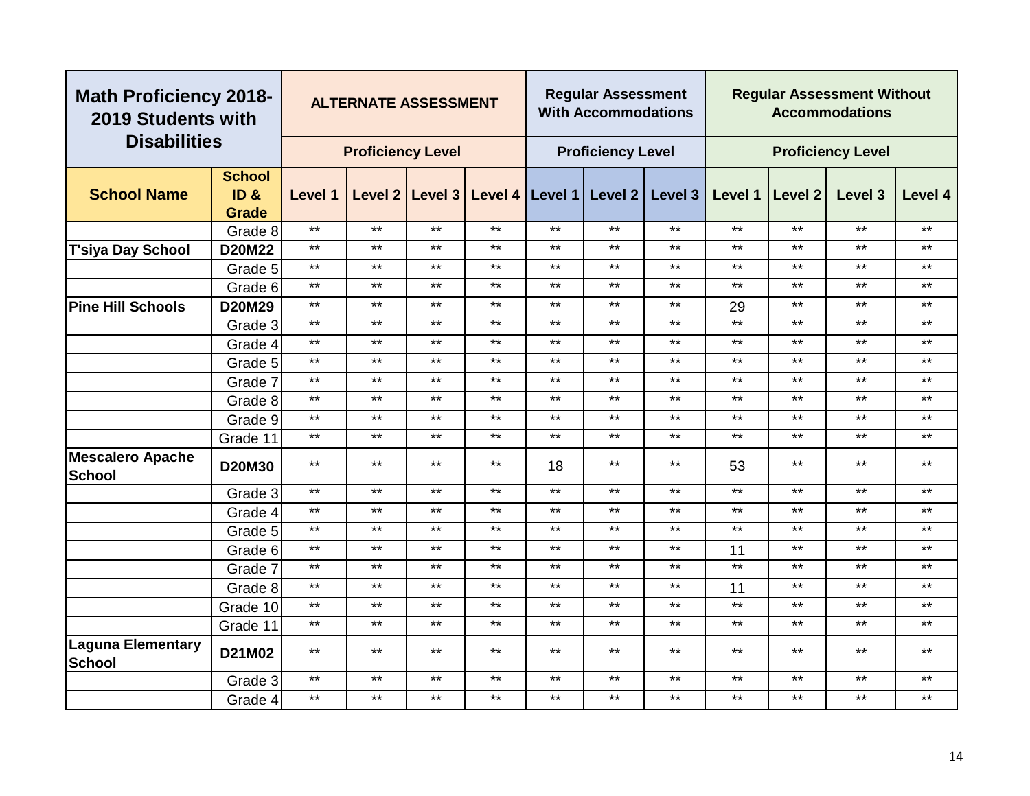| Math Proficiency 2018-2019 Students with Disabilities | | ALTERNATE ASSESSMENT | | | | Regular Assessment With Accommodations | | | Regular Assessment Without Accommodations | | | |
|---|---|---|---|---|---|---|---|---|---|---|---|---|
| | | Proficiency Level | | | | Proficiency Level | | | Proficiency Level | | | |
| **School Name** | **School ID & Grade** | **Level 1** | **Level 2** | **Level 3** | **Level 4** | **Level 1** | **Level 2** | **Level 3** | **Level 1** | **Level 2** | **Level 3** | **Level 4** |
| | Grade 8 | ** | ** | ** | ** | ** | ** | ** | ** | ** | ** | ** |
| **T'siya Day School** | **D20M22** | ** | ** | ** | ** | ** | ** | ** | ** | ** | ** | ** |
| | Grade 5 | ** | ** | ** | ** | ** | ** | ** | ** | ** | ** | ** |
| | Grade 6 | ** | ** | ** | ** | ** | ** | ** | ** | ** | ** | ** |
| **Pine Hill Schools** | **D20M29** | ** | ** | ** | ** | ** | ** | ** | 29 | ** | ** | ** |
| | Grade 3 | ** | ** | ** | ** | ** | ** | ** | ** | ** | ** | ** |
| | Grade 4 | ** | ** | ** | ** | ** | ** | ** | ** | ** | ** | ** |
| | Grade 5 | ** | ** | ** | ** | ** | ** | ** | ** | ** | ** | ** |
| | Grade 7 | ** | ** | ** | ** | ** | ** | ** | ** | ** | ** | ** |
| | Grade 8 | ** | ** | ** | ** | ** | ** | ** | ** | ** | ** | ** |
| | Grade 9 | ** | ** | ** | ** | ** | ** | ** | ** | ** | ** | ** |
| | Grade 11 | ** | ** | ** | ** | ** | ** | ** | ** | ** | ** | ** |
| **Mescalero Apache School** | **D20M30** | ** | ** | ** | ** | 18 | ** | ** | 53 | ** | ** | ** |
| | Grade 3 | ** | ** | ** | ** | ** | ** | ** | ** | ** | ** | ** |
| | Grade 4 | ** | ** | ** | ** | ** | ** | ** | ** | ** | ** | ** |
| | Grade 5 | ** | ** | ** | ** | ** | ** | ** | ** | ** | ** | ** |
| | Grade 6 | ** | ** | ** | ** | ** | ** | ** | 11 | ** | ** | ** |
| | Grade 7 | ** | ** | ** | ** | ** | ** | ** | ** | ** | ** | ** |
| | Grade 8 | ** | ** | ** | ** | ** | ** | ** | 11 | ** | ** | ** |
| | Grade 10 | ** | ** | ** | ** | ** | ** | ** | ** | ** | ** | ** |
| | Grade 11 | ** | ** | ** | ** | ** | ** | ** | ** | ** | ** | ** |
| **Laguna Elementary School** | **D21M02** | ** | ** | ** | ** | ** | ** | ** | ** | ** | ** | ** |
| | Grade 3 | ** | ** | ** | ** | ** | ** | ** | ** | ** | ** | ** |
| | Grade 4 | ** | ** | ** | ** | ** | ** | ** | ** | ** | ** | ** |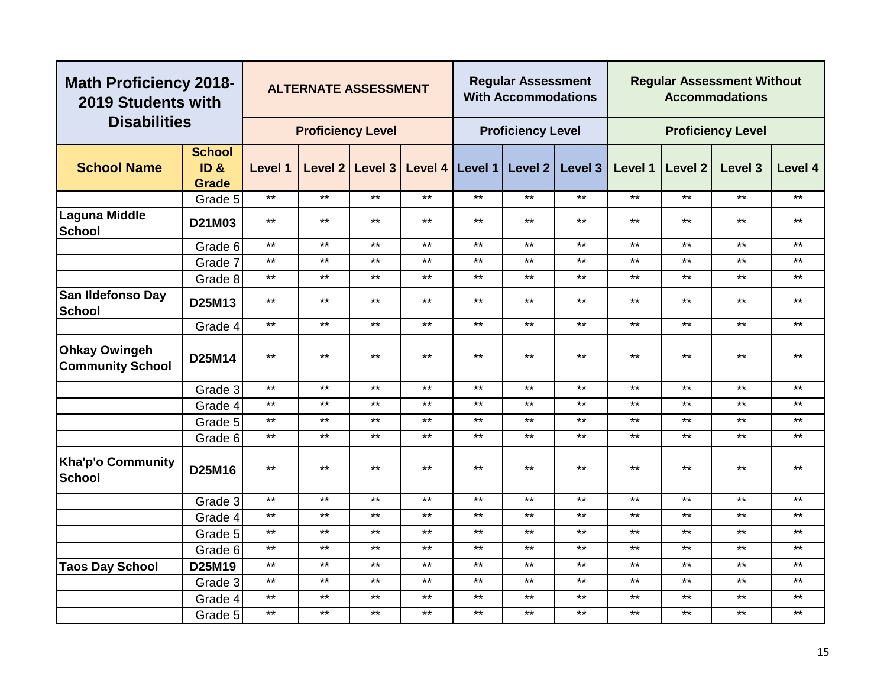| Math Proficiency 2018-2019 Students with Disabilities | | ALTERNATE ASSESSMENT | | | | Regular Assessment With Accommodations | | | Regular Assessment Without Accommodations | | | |
|---|---|---|---|---|---|---|---|---|---|---|---|---|
| | | Proficiency Level | | | | Proficiency Level | | | Proficiency Level | | | |
| School Name | School ID & Grade | Level 1 | Level 2 | Level 3 | Level 4 | Level 1 | Level 2 | Level 3 | Level 1 | Level 2 | Level 3 | Level 4 |
| | Grade 5 | ** | ** | ** | ** | ** | ** | ** | ** | ** | ** | ** |
| Laguna Middle School | D21M03 | ** | ** | ** | ** | ** | ** | ** | ** | ** | ** | ** |
| | Grade 6 | ** | ** | ** | ** | ** | ** | ** | ** | ** | ** | ** |
| | Grade 7 | ** | ** | ** | ** | ** | ** | ** | ** | ** | ** | ** |
| | Grade 8 | ** | ** | ** | ** | ** | ** | ** | ** | ** | ** | ** |
| San Ildefonso Day School | D25M13 | ** | ** | ** | ** | ** | ** | ** | ** | ** | ** | ** |
| | Grade 4 | ** | ** | ** | ** | ** | ** | ** | ** | ** | ** | ** |
| Ohkay Owingeh Community School | D25M14 | ** | ** | ** | ** | ** | ** | ** | ** | ** | ** | ** |
| | Grade 3 | ** | ** | ** | ** | ** | ** | ** | ** | ** | ** | ** |
| | Grade 4 | ** | ** | ** | ** | ** | ** | ** | ** | ** | ** | ** |
| | Grade 5 | ** | ** | ** | ** | ** | ** | ** | ** | ** | ** | ** |
| | Grade 6 | ** | ** | ** | ** | ** | ** | ** | ** | ** | ** | ** |
| Kha'p'o Community School | D25M16 | ** | ** | ** | ** | ** | ** | ** | ** | ** | ** | ** |
| | Grade 3 | ** | ** | ** | ** | ** | ** | ** | ** | ** | ** | ** |
| | Grade 4 | ** | ** | ** | ** | ** | ** | ** | ** | ** | ** | ** |
| | Grade 5 | ** | ** | ** | ** | ** | ** | ** | ** | ** | ** | ** |
| | Grade 6 | ** | ** | ** | ** | ** | ** | ** | ** | ** | ** | ** |
| Taos Day School | D25M19 | ** | ** | ** | ** | ** | ** | ** | ** | ** | ** | ** |
| | Grade 3 | ** | ** | ** | ** | ** | ** | ** | ** | ** | ** | ** |
| | Grade 4 | ** | ** | ** | ** | ** | ** | ** | ** | ** | ** | ** |
| | Grade 5 | ** | ** | ** | ** | ** | ** | ** | ** | ** | ** | ** |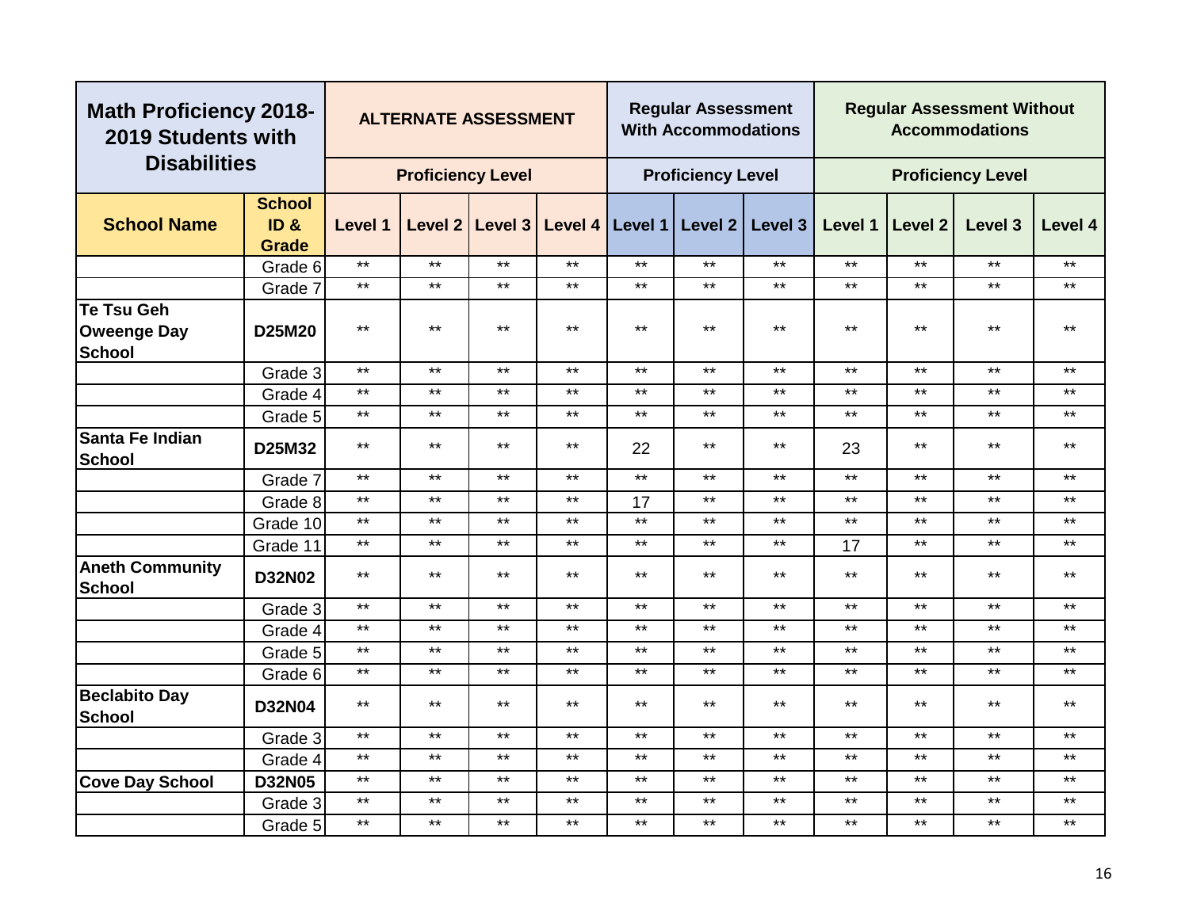| Math Proficiency 2018-2019 Students with Disabilities | | ALTERNATE ASSESSMENT | | | | Regular Assessment With Accommodations | | | Regular Assessment Without Accommodations | | | |
|---|---|---|---|---|---|---|---|---|---|---|---|---|
| | | Proficiency Level | | | | Proficiency Level | | | Proficiency Level | | | |
| **School Name** | **School ID & Grade** | **Level 1** | **Level 2** | **Level 3** | **Level 4** | **Level 1** | **Level 2** | **Level 3** | **Level 1** | **Level 2** | **Level 3** | **Level 4** |
| | Grade 6 | ** | ** | ** | ** | ** | ** | ** | ** | ** | ** | ** |
| | Grade 7 | ** | ** | ** | ** | ** | ** | ** | ** | ** | ** | ** |
| **Te Tsu Geh Oweenge Day School** | **D25M20** | ** | ** | ** | ** | ** | ** | ** | ** | ** | ** | ** |
| | Grade 3 | ** | ** | ** | ** | ** | ** | ** | ** | ** | ** | ** |
| | Grade 4 | ** | ** | ** | ** | ** | ** | ** | ** | ** | ** | ** |
| | Grade 5 | ** | ** | ** | ** | ** | ** | ** | ** | ** | ** | ** |
| **Santa Fe Indian School** | **D25M32** | ** | ** | ** | ** | 22 | ** | ** | 23 | ** | ** | ** |
| | Grade 7 | ** | ** | ** | ** | ** | ** | ** | ** | ** | ** | ** |
| | Grade 8 | ** | ** | ** | ** | 17 | ** | ** | ** | ** | ** | ** |
| | Grade 10 | ** | ** | ** | ** | ** | ** | ** | ** | ** | ** | ** |
| | Grade 11 | ** | ** | ** | ** | ** | ** | ** | 17 | ** | ** | ** |
| **Aneth Community School** | **D32N02** | ** | ** | ** | ** | ** | ** | ** | ** | ** | ** | ** |
| | Grade 3 | ** | ** | ** | ** | ** | ** | ** | ** | ** | ** | ** |
| | Grade 4 | ** | ** | ** | ** | ** | ** | ** | ** | ** | ** | ** |
| | Grade 5 | ** | ** | ** | ** | ** | ** | ** | ** | ** | ** | ** |
| | Grade 6 | ** | ** | ** | ** | ** | ** | ** | ** | ** | ** | ** |
| **Beclabito Day School** | **D32N04** | ** | ** | ** | ** | ** | ** | ** | ** | ** | ** | ** |
| | Grade 3 | ** | ** | ** | ** | ** | ** | ** | ** | ** | ** | ** |
| | Grade 4 | ** | ** | ** | ** | ** | ** | ** | ** | ** | ** | ** |
| **Cove Day School** | **D32N05** | ** | ** | ** | ** | ** | ** | ** | ** | ** | ** | ** |
| | Grade 3 | ** | ** | ** | ** | ** | ** | ** | ** | ** | ** | ** |
| | Grade 5 | ** | ** | ** | ** | ** | ** | ** | ** | ** | ** | ** |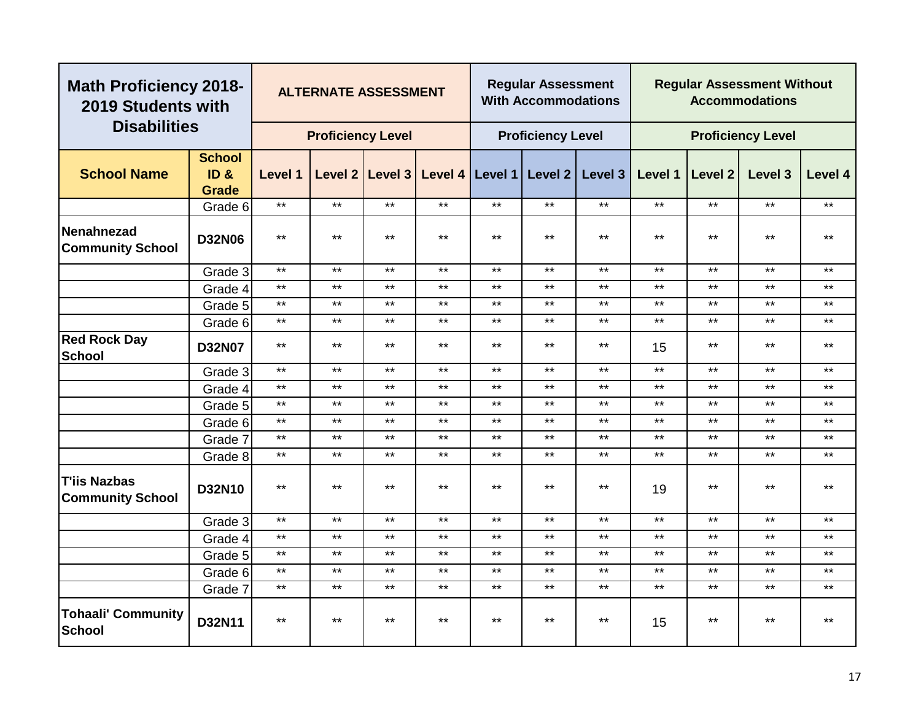| Math Proficiency 2018-2019 Students with Disabilities | | ALTERNATE ASSESSMENT | | | | Regular Assessment With Accommodations | | | Regular Assessment Without Accommodations | | | |
|---|---|---|---|---|---|---|---|---|---|---|---|---|
| | | Proficiency Level | | | | Proficiency Level | | | Proficiency Level | | | |
| School Name | School ID & Grade | Level 1 | Level 2 | Level 3 | Level 4 | Level 1 | Level 2 | Level 3 | Level 1 | Level 2 | Level 3 | Level 4 |
| | Grade 6 | ** | ** | ** | ** | ** | ** | ** | ** | ** | ** | ** |
| **Nenahnezad Community School** | **D32N06** | ** | ** | ** | ** | ** | ** | ** | ** | ** | ** | ** |
| | Grade 3 | ** | ** | ** | ** | ** | ** | ** | ** | ** | ** | ** |
| | Grade 4 | ** | ** | ** | ** | ** | ** | ** | ** | ** | ** | ** |
| | Grade 5 | ** | ** | ** | ** | ** | ** | ** | ** | ** | ** | ** |
| | Grade 6 | ** | ** | ** | ** | ** | ** | ** | ** | ** | ** | ** |
| **Red Rock Day School** | **D32N07** | ** | ** | ** | ** | ** | ** | ** | 15 | ** | ** | ** |
| | Grade 3 | ** | ** | ** | ** | ** | ** | ** | ** | ** | ** | ** |
| | Grade 4 | ** | ** | ** | ** | ** | ** | ** | ** | ** | ** | ** |
| | Grade 5 | ** | ** | ** | ** | ** | ** | ** | ** | ** | ** | ** |
| | Grade 6 | ** | ** | ** | ** | ** | ** | ** | ** | ** | ** | ** |
| | Grade 7 | ** | ** | ** | ** | ** | ** | ** | ** | ** | ** | ** |
| | Grade 8 | ** | ** | ** | ** | ** | ** | ** | ** | ** | ** | ** |
| **T'iis Nazbas Community School** | **D32N10** | ** | ** | ** | ** | ** | ** | ** | 19 | ** | ** | ** |
| | Grade 3 | ** | ** | ** | ** | ** | ** | ** | ** | ** | ** | ** |
| | Grade 4 | ** | ** | ** | ** | ** | ** | ** | ** | ** | ** | ** |
| | Grade 5 | ** | ** | ** | ** | ** | ** | ** | ** | ** | ** | ** |
| | Grade 6 | ** | ** | ** | ** | ** | ** | ** | ** | ** | ** | ** |
| | Grade 7 | ** | ** | ** | ** | ** | ** | ** | ** | ** | ** | ** |
| **Tohaali' Community School** | **D32N11** | ** | ** | ** | ** | ** | ** | ** | 15 | ** | ** | ** |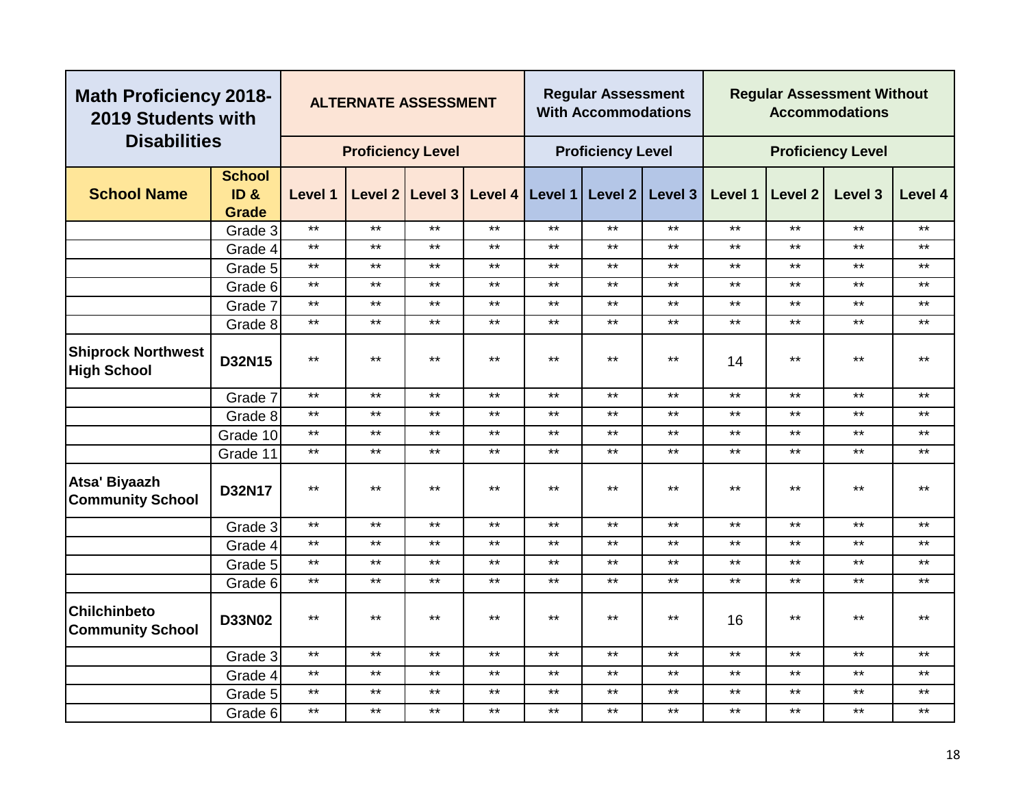| Math Proficiency 2018-2019 Students with Disabilities | | ALTERNATE ASSESSMENT | | | | Regular Assessment With Accommodations | | | Regular Assessment Without Accommodations | | | |
|---|---|---|---|---|---|---|---|---|---|---|---|---|
| | | Proficiency Level | | | | Proficiency Level | | | Proficiency Level | | | |
| School Name | School ID & Grade | Level 1 | Level 2 | Level 3 | Level 4 | Level 1 | Level 2 | Level 3 | Level 1 | Level 2 | Level 3 | Level 4 |
| | Grade 3 | ** | ** | ** | ** | ** | ** | ** | ** | ** | ** | ** |
| | Grade 4 | ** | ** | ** | ** | ** | ** | ** | ** | ** | ** | ** |
| | Grade 5 | ** | ** | ** | ** | ** | ** | ** | ** | ** | ** | ** |
| | Grade 6 | ** | ** | ** | ** | ** | ** | ** | ** | ** | ** | ** |
| | Grade 7 | ** | ** | ** | ** | ** | ** | ** | ** | ** | ** | ** |
| | Grade 8 | ** | ** | ** | ** | ** | ** | ** | ** | ** | ** | ** |
| **Shiprock Northwest High School** | **D32N15** | ** | ** | ** | ** | ** | ** | ** | 14 | ** | ** | ** |
| | Grade 7 | ** | ** | ** | ** | ** | ** | ** | ** | ** | ** | ** |
| | Grade 8 | ** | ** | ** | ** | ** | ** | ** | ** | ** | ** | ** |
| | Grade 10 | ** | ** | ** | ** | ** | ** | ** | ** | ** | ** | ** |
| | Grade 11 | ** | ** | ** | ** | ** | ** | ** | ** | ** | ** | ** |
| **Atsa' Biyaazh Community School** | **D32N17** | ** | ** | ** | ** | ** | ** | ** | ** | ** | ** | ** |
| | Grade 3 | ** | ** | ** | ** | ** | ** | ** | ** | ** | ** | ** |
| | Grade 4 | ** | ** | ** | ** | ** | ** | ** | ** | ** | ** | ** |
| | Grade 5 | ** | ** | ** | ** | ** | ** | ** | ** | ** | ** | ** |
| | Grade 6 | ** | ** | ** | ** | ** | ** | ** | ** | ** | ** | ** |
| **Chilchinbeto Community School** | **D33N02** | ** | ** | ** | ** | ** | ** | ** | 16 | ** | ** | ** |
| | Grade 3 | ** | ** | ** | ** | ** | ** | ** | ** | ** | ** | ** |
| | Grade 4 | ** | ** | ** | ** | ** | ** | ** | ** | ** | ** | ** |
| | Grade 5 | ** | ** | ** | ** | ** | ** | ** | ** | ** | ** | ** |
| | Grade 6 | ** | ** | ** | ** | ** | ** | ** | ** | ** | ** | ** |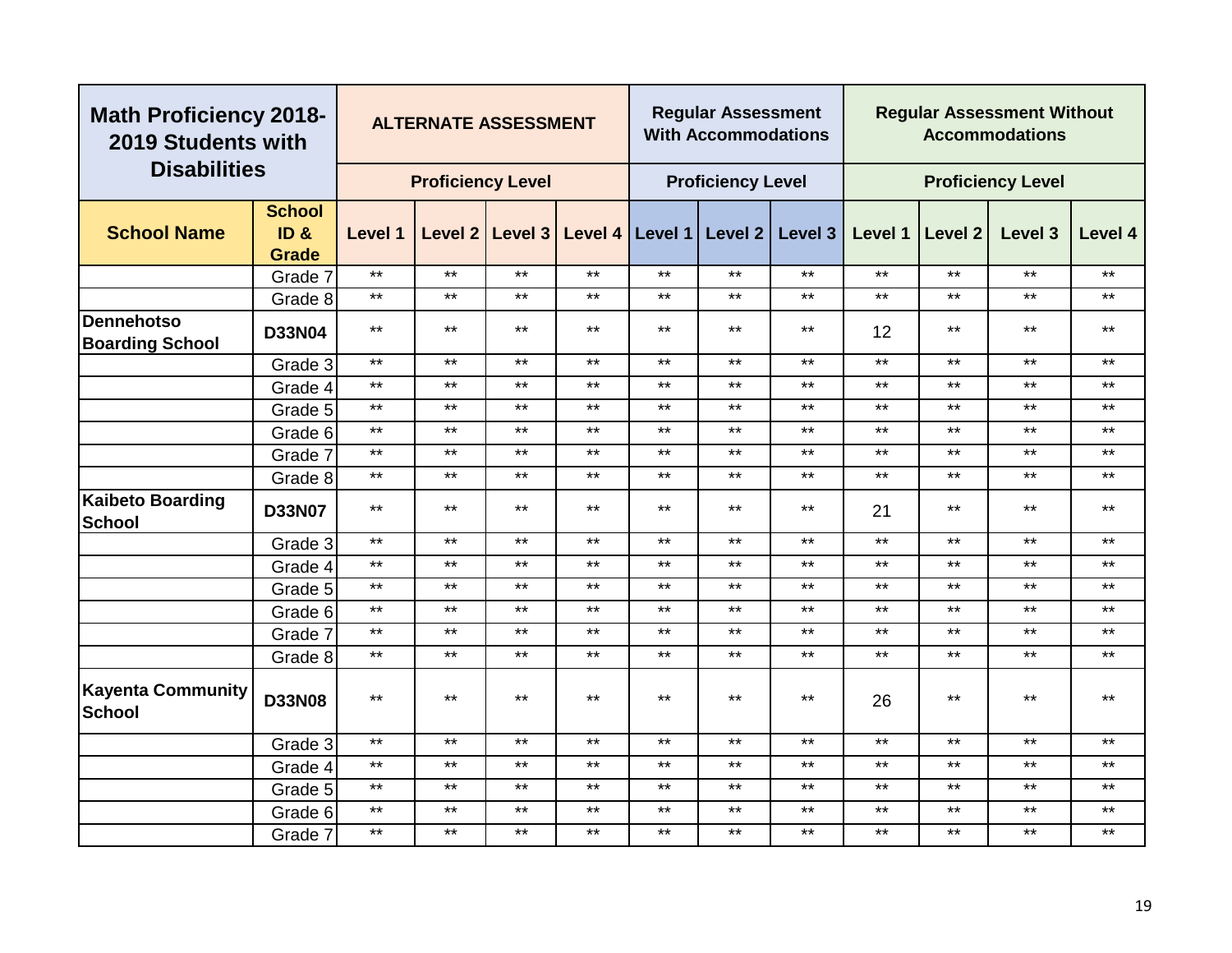| Math Proficiency 2018-2019 Students with Disabilities | | ALTERNATE ASSESSMENT | | | | Regular Assessment With Accommodations | | | Regular Assessment Without Accommodations | | | |
|---|---|---|---|---|---|---|---|---|---|---|---|---|
| | | Proficiency Level | | | | Proficiency Level | | | Proficiency Level | | | |
| **School Name** | **School ID & Grade** | **Level 1** | **Level 2** | **Level 3** | **Level 4** | **Level 1** | **Level 2** | **Level 3** | **Level 1** | **Level 2** | **Level 3** | **Level 4** |
| | Grade 7 | ** | ** | ** | ** | ** | ** | ** | ** | ** | ** | ** |
| | Grade 8 | ** | ** | ** | ** | ** | ** | ** | ** | ** | ** | ** |
| **Dennehotso Boarding School** | **D33N04** | ** | ** | ** | ** | ** | ** | ** | 12 | ** | ** | ** |
| | Grade 3 | ** | ** | ** | ** | ** | ** | ** | ** | ** | ** | ** |
| | Grade 4 | ** | ** | ** | ** | ** | ** | ** | ** | ** | ** | ** |
| | Grade 5 | ** | ** | ** | ** | ** | ** | ** | ** | ** | ** | ** |
| | Grade 6 | ** | ** | ** | ** | ** | ** | ** | ** | ** | ** | ** |
| | Grade 7 | ** | ** | ** | ** | ** | ** | ** | ** | ** | ** | ** |
| | Grade 8 | ** | ** | ** | ** | ** | ** | ** | ** | ** | ** | ** |
| **Kaibeto Boarding School** | **D33N07** | ** | ** | ** | ** | ** | ** | ** | 21 | ** | ** | ** |
| | Grade 3 | ** | ** | ** | ** | ** | ** | ** | ** | ** | ** | ** |
| | Grade 4 | ** | ** | ** | ** | ** | ** | ** | ** | ** | ** | ** |
| | Grade 5 | ** | ** | ** | ** | ** | ** | ** | ** | ** | ** | ** |
| | Grade 6 | ** | ** | ** | ** | ** | ** | ** | ** | ** | ** | ** |
| | Grade 7 | ** | ** | ** | ** | ** | ** | ** | ** | ** | ** | ** |
| | Grade 8 | ** | ** | ** | ** | ** | ** | ** | ** | ** | ** | ** |
| **Kayenta Community School** | **D33N08** | ** | ** | ** | ** | ** | ** | ** | 26 | ** | ** | ** |
| | Grade 3 | ** | ** | ** | ** | ** | ** | ** | ** | ** | ** | ** |
| | Grade 4 | ** | ** | ** | ** | ** | ** | ** | ** | ** | ** | ** |
| | Grade 5 | ** | ** | ** | ** | ** | ** | ** | ** | ** | ** | ** |
| | Grade 6 | ** | ** | ** | ** | ** | ** | ** | ** | ** | ** | ** |
| | Grade 7 | ** | ** | ** | ** | ** | ** | ** | ** | ** | ** | ** |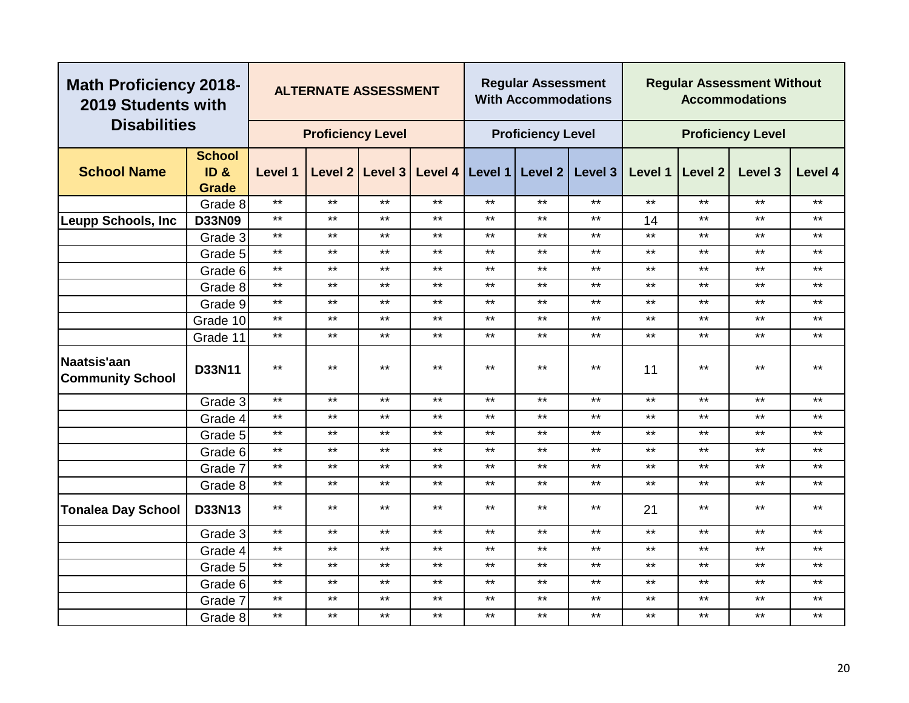| Math Proficiency 2018-2019 Students with Disabilities | | ALTERNATE ASSESSMENT | | | | Regular Assessment With Accommodations | | | Regular Assessment Without Accommodations | | | |
|---|---|---|---|---|---|---|---|---|---|---|---|---|
| | | Proficiency Level | | | | Proficiency Level | | | Proficiency Level | | | |
| School Name | School ID & Grade | Level 1 | Level 2 | Level 3 | Level 4 | Level 1 | Level 2 | Level 3 | Level 1 | Level 2 | Level 3 | Level 4 |
| | Grade 8 | ** | ** | ** | ** | ** | ** | ** | ** | ** | ** | ** |
| **Leupp Schools, Inc** | **D33N09** | ** | ** | ** | ** | ** | ** | ** | 14 | ** | ** | ** |
| | Grade 3 | ** | ** | ** | ** | ** | ** | ** | ** | ** | ** | ** |
| | Grade 5 | ** | ** | ** | ** | ** | ** | ** | ** | ** | ** | ** |
| | Grade 6 | ** | ** | ** | ** | ** | ** | ** | ** | ** | ** | ** |
| | Grade 8 | ** | ** | ** | ** | ** | ** | ** | ** | ** | ** | ** |
| | Grade 9 | ** | ** | ** | ** | ** | ** | ** | ** | ** | ** | ** |
| | Grade 10 | ** | ** | ** | ** | ** | ** | ** | ** | ** | ** | ** |
| | Grade 11 | ** | ** | ** | ** | ** | ** | ** | ** | ** | ** | ** |
| **Naatsis'aan Community School** | **D33N11** | ** | ** | ** | ** | ** | ** | ** | 11 | ** | ** | ** |
| | Grade 3 | ** | ** | ** | ** | ** | ** | ** | ** | ** | ** | ** |
| | Grade 4 | ** | ** | ** | ** | ** | ** | ** | ** | ** | ** | ** |
| | Grade 5 | ** | ** | ** | ** | ** | ** | ** | ** | ** | ** | ** |
| | Grade 6 | ** | ** | ** | ** | ** | ** | ** | ** | ** | ** | ** |
| | Grade 7 | ** | ** | ** | ** | ** | ** | ** | ** | ** | ** | ** |
| | Grade 8 | ** | ** | ** | ** | ** | ** | ** | ** | ** | ** | ** |
| **Tonalea Day School** | **D33N13** | ** | ** | ** | ** | ** | ** | ** | 21 | ** | ** | ** |
| | Grade 3 | ** | ** | ** | ** | ** | ** | ** | ** | ** | ** | ** |
| | Grade 4 | ** | ** | ** | ** | ** | ** | ** | ** | ** | ** | ** |
| | Grade 5 | ** | ** | ** | ** | ** | ** | ** | ** | ** | ** | ** |
| | Grade 6 | ** | ** | ** | ** | ** | ** | ** | ** | ** | ** | ** |
| | Grade 7 | ** | ** | ** | ** | ** | ** | ** | ** | ** | ** | ** |
| | Grade 8 | ** | ** | ** | ** | ** | ** | ** | ** | ** | ** | ** |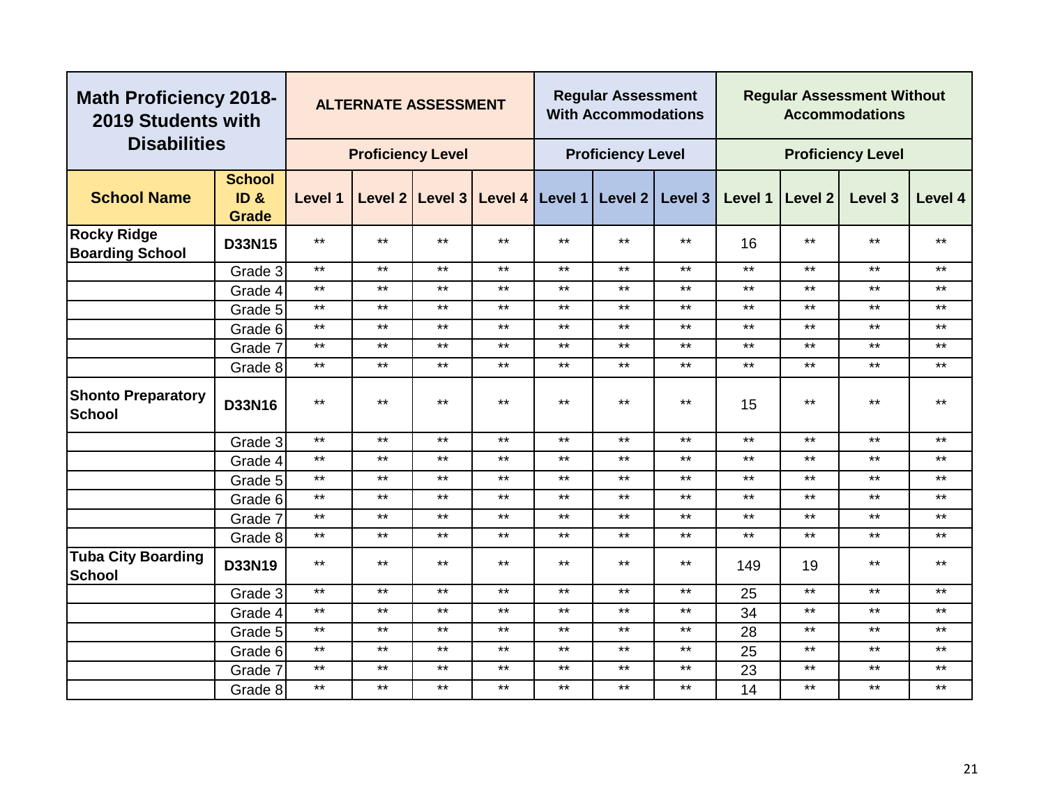| Math Proficiency 2018-2019 Students with Disabilities | | ALTERNATE ASSESSMENT | | | | Regular Assessment With Accommodations | | | Regular Assessment Without Accommodations | | | |
|---|---|---|---|---|---|---|---|---|---|---|---|---|
| | | Proficiency Level | | | | Proficiency Level | | | Proficiency Level | | | |
| **School Name** | **School ID & Grade** | **Level 1** | **Level 2** | **Level 3** | **Level 4** | **Level 1** | **Level 2** | **Level 3** | **Level 1** | **Level 2** | **Level 3** | **Level 4** |
| **Rocky Ridge Boarding School** | **D33N15** | ** | ** | ** | ** | ** | ** | ** | 16 | ** | ** | ** |
| | Grade 3 | ** | ** | ** | ** | ** | ** | ** | ** | ** | ** | ** |
| | Grade 4 | ** | ** | ** | ** | ** | ** | ** | ** | ** | ** | ** |
| | Grade 5 | ** | ** | ** | ** | ** | ** | ** | ** | ** | ** | ** |
| | Grade 6 | ** | ** | ** | ** | ** | ** | ** | ** | ** | ** | ** |
| | Grade 7 | ** | ** | ** | ** | ** | ** | ** | ** | ** | ** | ** |
| | Grade 8 | ** | ** | ** | ** | ** | ** | ** | ** | ** | ** | ** |
| **Shonto Preparatory School** | **D33N16** | ** | ** | ** | ** | ** | ** | ** | 15 | ** | ** | ** |
| | Grade 3 | ** | ** | ** | ** | ** | ** | ** | ** | ** | ** | ** |
| | Grade 4 | ** | ** | ** | ** | ** | ** | ** | ** | ** | ** | ** |
| | Grade 5 | ** | ** | ** | ** | ** | ** | ** | ** | ** | ** | ** |
| | Grade 6 | ** | ** | ** | ** | ** | ** | ** | ** | ** | ** | ** |
| | Grade 7 | ** | ** | ** | ** | ** | ** | ** | ** | ** | ** | ** |
| | Grade 8 | ** | ** | ** | ** | ** | ** | ** | ** | ** | ** | ** |
| **Tuba City Boarding School** | **D33N19** | ** | ** | ** | ** | ** | ** | ** | 149 | 19 | ** | ** |
| | Grade 3 | ** | ** | ** | ** | ** | ** | ** | 25 | ** | ** | ** |
| | Grade 4 | ** | ** | ** | ** | ** | ** | ** | 34 | ** | ** | ** |
| | Grade 5 | ** | ** | ** | ** | ** | ** | ** | 28 | ** | ** | ** |
| | Grade 6 | ** | ** | ** | ** | ** | ** | ** | 25 | ** | ** | ** |
| | Grade 7 | ** | ** | ** | ** | ** | ** | ** | 23 | ** | ** | ** |
| | Grade 8 | ** | ** | ** | ** | ** | ** | ** | 14 | ** | ** | ** |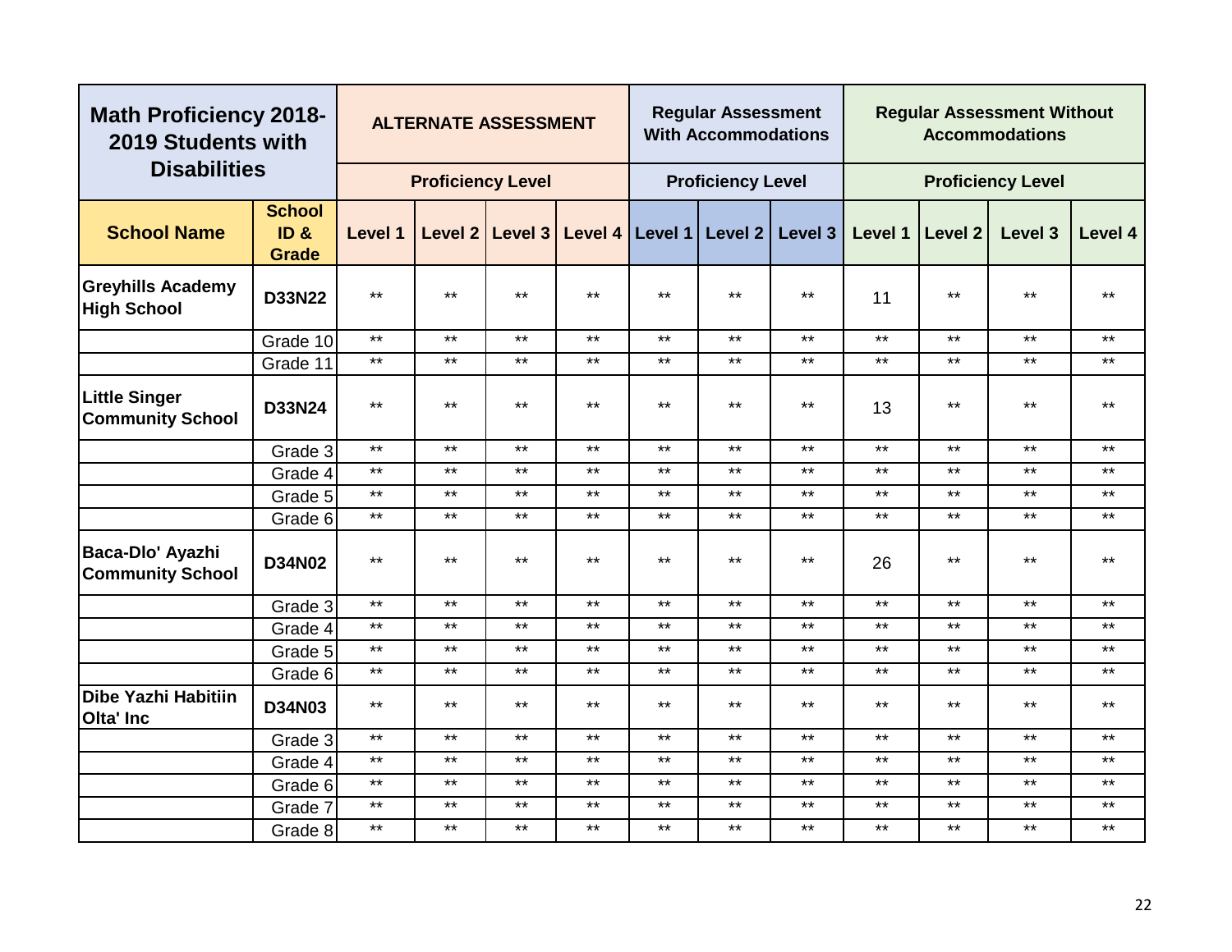| Math Proficiency 2018-2019 Students with Disabilities | | ALTERNATE ASSESSMENT | | | | Regular Assessment With Accommodations | | | Regular Assessment Without Accommodations | | | |
|---|---|---|---|---|---|---|---|---|---|---|---|---|
| | | Proficiency Level | | | | Proficiency Level | | | Proficiency Level | | | |
| **School Name** | **School ID & Grade** | Level 1 | Level 2 | Level 3 | Level 4 | Level 1 | Level 2 | Level 3 | Level 1 | Level 2 | Level 3 | Level 4 |
| **Greyhills Academy High School** | **D33N22** | ** | ** | ** | ** | ** | ** | ** | 11 | ** | ** | ** |
| | Grade 10 | ** | ** | ** | ** | ** | ** | ** | ** | ** | ** | ** |
| | Grade 11 | ** | ** | ** | ** | ** | ** | ** | ** | ** | ** | ** |
| **Little Singer Community School** | **D33N24** | ** | ** | ** | ** | ** | ** | ** | 13 | ** | ** | ** |
| | Grade 3 | ** | ** | ** | ** | ** | ** | ** | ** | ** | ** | ** |
| | Grade 4 | ** | ** | ** | ** | ** | ** | ** | ** | ** | ** | ** |
| | Grade 5 | ** | ** | ** | ** | ** | ** | ** | ** | ** | ** | ** |
| | Grade 6 | ** | ** | ** | ** | ** | ** | ** | ** | ** | ** | ** |
| **Baca-Dlo' Ayazhi Community School** | **D34N02** | ** | ** | ** | ** | ** | ** | ** | 26 | ** | ** | ** |
| | Grade 3 | ** | ** | ** | ** | ** | ** | ** | ** | ** | ** | ** |
| | Grade 4 | ** | ** | ** | ** | ** | ** | ** | ** | ** | ** | ** |
| | Grade 5 | ** | ** | ** | ** | ** | ** | ** | ** | ** | ** | ** |
| | Grade 6 | ** | ** | ** | ** | ** | ** | ** | ** | ** | ** | ** |
| **Dibe Yazhi Habitiin Olta' Inc** | **D34N03** | ** | ** | ** | ** | ** | ** | ** | ** | ** | ** | ** |
| | Grade 3 | ** | ** | ** | ** | ** | ** | ** | ** | ** | ** | ** |
| | Grade 4 | ** | ** | ** | ** | ** | ** | ** | ** | ** | ** | ** |
| | Grade 6 | ** | ** | ** | ** | ** | ** | ** | ** | ** | ** | ** |
| | Grade 7 | ** | ** | ** | ** | ** | ** | ** | ** | ** | ** | ** |
| | Grade 8 | ** | ** | ** | ** | ** | ** | ** | ** | ** | ** | ** |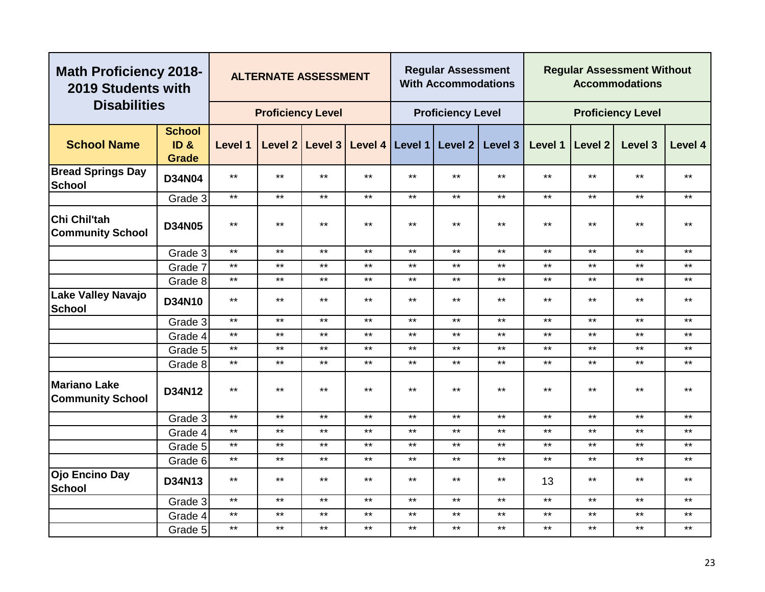| Math Proficiency 2018-2019 Students with Disabilities | | ALTERNATE ASSESSMENT | | | | Regular Assessment With Accommodations | | | Regular Assessment Without Accommodations | | | |
|---|---|---|---|---|---|---|---|---|---|---|---|---|
| | | Proficiency Level | | | | Proficiency Level | | | Proficiency Level | | | |
| **School Name** | **School ID & Grade** | Level 1 | Level 2 | Level 3 | Level 4 | Level 1 | Level 2 | Level 3 | Level 1 | Level 2 | Level 3 | Level 4 |
| **Bread Springs Day School** | **D34N04** | ** | ** | ** | ** | ** | ** | ** | ** | ** | ** | ** |
| | Grade 3 | ** | ** | ** | ** | ** | ** | ** | ** | ** | ** | ** |
| **Chi Chil'tah Community School** | **D34N05** | ** | ** | ** | ** | ** | ** | ** | ** | ** | ** | ** |
| | Grade 3 | ** | ** | ** | ** | ** | ** | ** | ** | ** | ** | ** |
| | Grade 7 | ** | ** | ** | ** | ** | ** | ** | ** | ** | ** | ** |
| | Grade 8 | ** | ** | ** | ** | ** | ** | ** | ** | ** | ** | ** |
| **Lake Valley Navajo School** | **D34N10** | ** | ** | ** | ** | ** | ** | ** | ** | ** | ** | ** |
| | Grade 3 | ** | ** | ** | ** | ** | ** | ** | ** | ** | ** | ** |
| | Grade 4 | ** | ** | ** | ** | ** | ** | ** | ** | ** | ** | ** |
| | Grade 5 | ** | ** | ** | ** | ** | ** | ** | ** | ** | ** | ** |
| | Grade 8 | ** | ** | ** | ** | ** | ** | ** | ** | ** | ** | ** |
| **Mariano Lake Community School** | **D34N12** | ** | ** | ** | ** | ** | ** | ** | ** | ** | ** | ** |
| | Grade 3 | ** | ** | ** | ** | ** | ** | ** | ** | ** | ** | ** |
| | Grade 4 | ** | ** | ** | ** | ** | ** | ** | ** | ** | ** | ** |
| | Grade 5 | ** | ** | ** | ** | ** | ** | ** | ** | ** | ** | ** |
| | Grade 6 | ** | ** | ** | ** | ** | ** | ** | ** | ** | ** | ** |
| **Ojo Encino Day School** | **D34N13** | ** | ** | ** | ** | ** | ** | ** | 13 | ** | ** | ** |
| | Grade 3 | ** | ** | ** | ** | ** | ** | ** | ** | ** | ** | ** |
| | Grade 4 | ** | ** | ** | ** | ** | ** | ** | ** | ** | ** | ** |
| | Grade 5 | ** | ** | ** | ** | ** | ** | ** | ** | ** | ** | ** |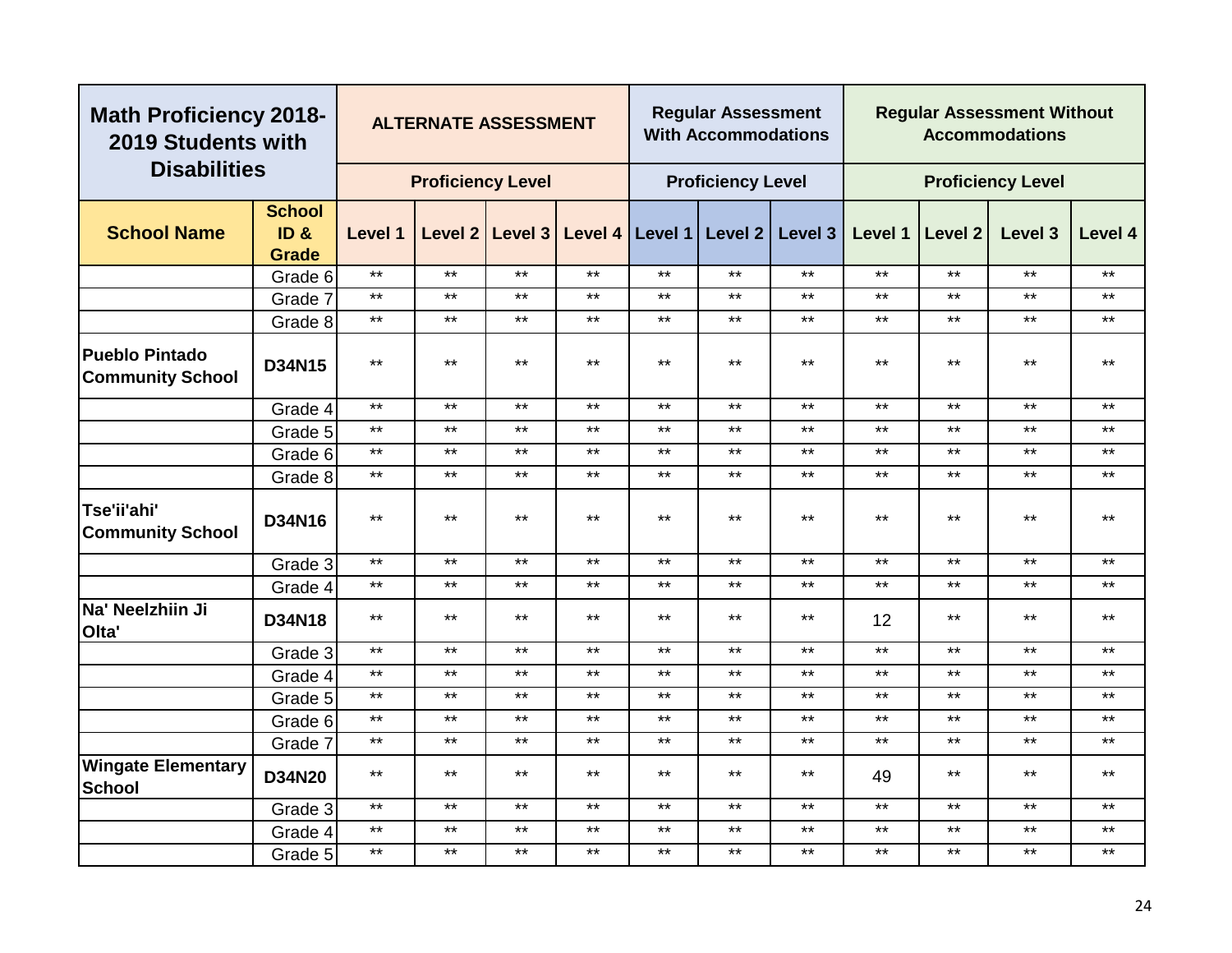| Math Proficiency 2018-2019 Students with Disabilities | | ALTERNATE ASSESSMENT | | | | Regular Assessment With Accommodations | | | Regular Assessment Without Accommodations | | | |
|---|---|---|---|---|---|---|---|---|---|---|---|---|
| | | Proficiency Level | | | | Proficiency Level | | | Proficiency Level | | | |
| **School Name** | **School ID & Grade** | **Level 1** | **Level 2** | **Level 3** | **Level 4** | **Level 1** | **Level 2** | **Level 3** | **Level 1** | **Level 2** | **Level 3** | **Level 4** |
| | Grade 6 | ** | ** | ** | ** | ** | ** | ** | ** | ** | ** | ** |
| | Grade 7 | ** | ** | ** | ** | ** | ** | ** | ** | ** | ** | ** |
| | Grade 8 | ** | ** | ** | ** | ** | ** | ** | ** | ** | ** | ** |
| **Pueblo Pintado Community School** | **D34N15** | ** | ** | ** | ** | ** | ** | ** | ** | ** | ** | ** |
| | Grade 4 | ** | ** | ** | ** | ** | ** | ** | ** | ** | ** | ** |
| | Grade 5 | ** | ** | ** | ** | ** | ** | ** | ** | ** | ** | ** |
| | Grade 6 | ** | ** | ** | ** | ** | ** | ** | ** | ** | ** | ** |
| | Grade 8 | ** | ** | ** | ** | ** | ** | ** | ** | ** | ** | ** |
| **Tse'ii'ahi' Community School** | **D34N16** | ** | ** | ** | ** | ** | ** | ** | ** | ** | ** | ** |
| | Grade 3 | ** | ** | ** | ** | ** | ** | ** | ** | ** | ** | ** |
| | Grade 4 | ** | ** | ** | ** | ** | ** | ** | ** | ** | ** | ** |
| **Na' Neelzhiin Ji Olta'** | **D34N18** | ** | ** | ** | ** | ** | ** | ** | 12 | ** | ** | ** |
| | Grade 3 | ** | ** | ** | ** | ** | ** | ** | ** | ** | ** | ** |
| | Grade 4 | ** | ** | ** | ** | ** | ** | ** | ** | ** | ** | ** |
| | Grade 5 | ** | ** | ** | ** | ** | ** | ** | ** | ** | ** | ** |
| | Grade 6 | ** | ** | ** | ** | ** | ** | ** | ** | ** | ** | ** |
| | Grade 7 | ** | ** | ** | ** | ** | ** | ** | ** | ** | ** | ** |
| **Wingate Elementary School** | **D34N20** | ** | ** | ** | ** | ** | ** | ** | 49 | ** | ** | ** |
| | Grade 3 | ** | ** | ** | ** | ** | ** | ** | ** | ** | ** | ** |
| | Grade 4 | ** | ** | ** | ** | ** | ** | ** | ** | ** | ** | ** |
| | Grade 5 | ** | ** | ** | ** | ** | ** | ** | ** | ** | ** | ** |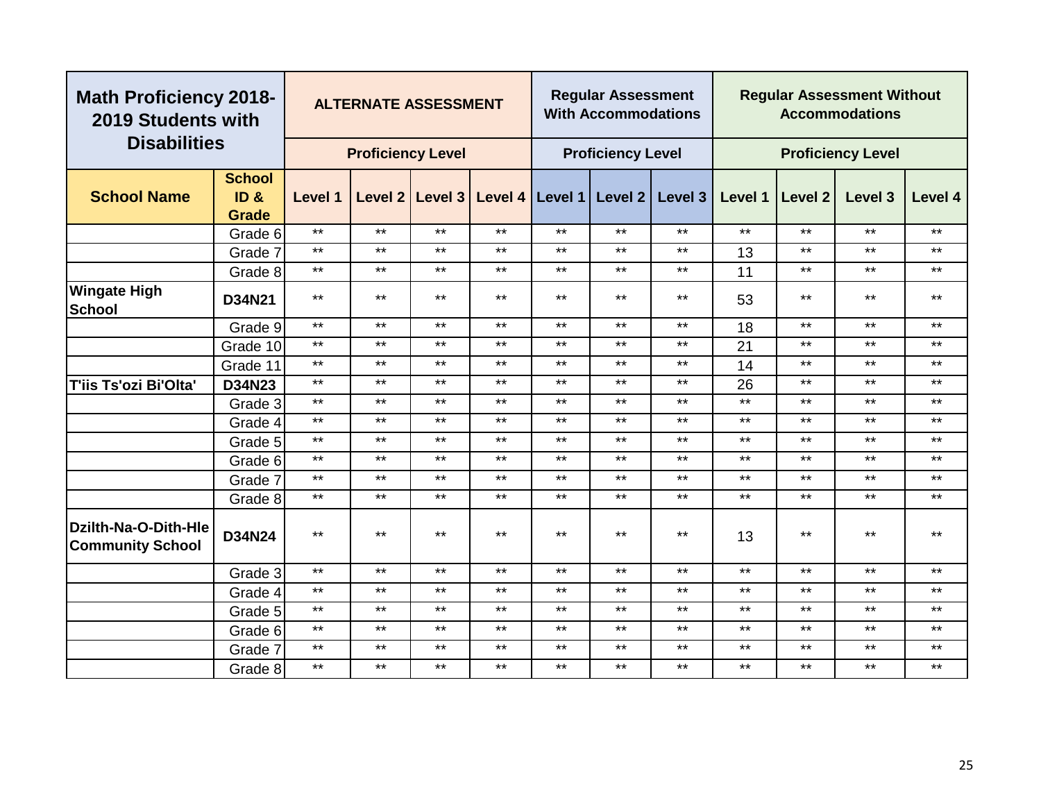| Math Proficiency 2018-2019 Students with Disabilities | | ALTERNATE ASSESSMENT | | | | Regular Assessment With Accommodations | | | Regular Assessment Without Accommodations | | | |
|---|---|---|---|---|---|---|---|---|---|---|---|---|
| | | Proficiency Level | | | | Proficiency Level | | | Proficiency Level | | | |
| **School Name** | **School ID & Grade** | **Level 1** | **Level 2** | **Level 3** | **Level 4** | **Level 1** | **Level 2** | **Level 3** | **Level 1** | **Level 2** | **Level 3** | **Level 4** |
| | Grade 6 | ** | ** | ** | ** | ** | ** | ** | ** | ** | ** | ** |
| | Grade 7 | ** | ** | ** | ** | ** | ** | ** | 13 | ** | ** | ** |
| | Grade 8 | ** | ** | ** | ** | ** | ** | ** | 11 | ** | ** | ** |
| **Wingate High School** | **D34N21** | ** | ** | ** | ** | ** | ** | ** | 53 | ** | ** | ** |
| | Grade 9 | ** | ** | ** | ** | ** | ** | ** | 18 | ** | ** | ** |
| | Grade 10 | ** | ** | ** | ** | ** | ** | ** | 21 | ** | ** | ** |
| | Grade 11 | ** | ** | ** | ** | ** | ** | ** | 14 | ** | ** | ** |
| **T'iis Ts'ozi Bi'Olta'** | **D34N23** | ** | ** | ** | ** | ** | ** | ** | 26 | ** | ** | ** |
| | Grade 3 | ** | ** | ** | ** | ** | ** | ** | ** | ** | ** | ** |
| | Grade 4 | ** | ** | ** | ** | ** | ** | ** | ** | ** | ** | ** |
| | Grade 5 | ** | ** | ** | ** | ** | ** | ** | ** | ** | ** | ** |
| | Grade 6 | ** | ** | ** | ** | ** | ** | ** | ** | ** | ** | ** |
| | Grade 7 | ** | ** | ** | ** | ** | ** | ** | ** | ** | ** | ** |
| | Grade 8 | ** | ** | ** | ** | ** | ** | ** | ** | ** | ** | ** |
| **Dzilth-Na-O-Dith-Hle Community School** | **D34N24** | ** | ** | ** | ** | ** | ** | ** | 13 | ** | ** | ** |
| | Grade 3 | ** | ** | ** | ** | ** | ** | ** | ** | ** | ** | ** |
| | Grade 4 | ** | ** | ** | ** | ** | ** | ** | ** | ** | ** | ** |
| | Grade 5 | ** | ** | ** | ** | ** | ** | ** | ** | ** | ** | ** |
| | Grade 6 | ** | ** | ** | ** | ** | ** | ** | ** | ** | ** | ** |
| | Grade 7 | ** | ** | ** | ** | ** | ** | ** | ** | ** | ** | ** |
| | Grade 8 | ** | ** | ** | ** | ** | ** | ** | ** | ** | ** | ** |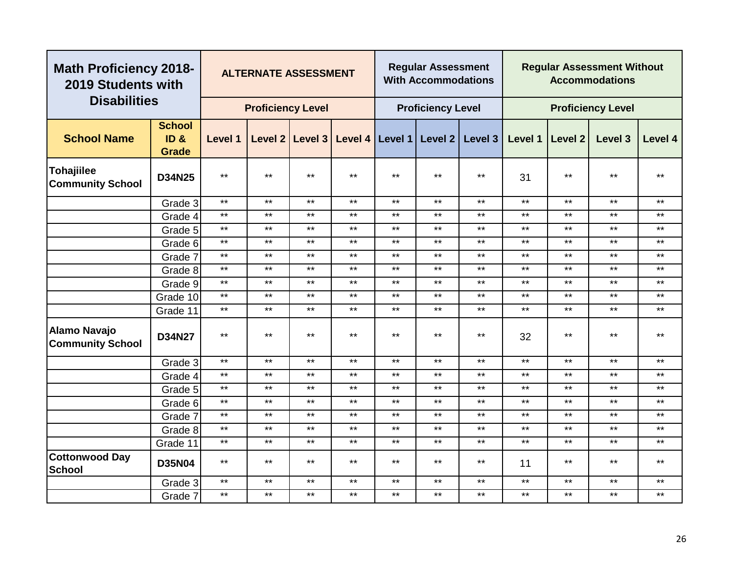| Math Proficiency 2018-2019 Students with Disabilities | | ALTERNATE ASSESSMENT | | | | Regular Assessment With Accommodations | | | Regular Assessment Without Accommodations | | | |
|---|---|---|---|---|---|---|---|---|---|---|---|---|
| | | Proficiency Level | | | | Proficiency Level | | | Proficiency Level | | | |
| **School Name** | **School ID & Grade** | Level 1 | Level 2 | Level 3 | Level 4 | Level 1 | Level 2 | Level 3 | Level 1 | Level 2 | Level 3 | Level 4 |
| **Tohajiilee Community School** | **D34N25** | ** | ** | ** | ** | ** | ** | ** | 31 | ** | ** | ** |
| | Grade 3 | ** | ** | ** | ** | ** | ** | ** | ** | ** | ** | ** |
| | Grade 4 | ** | ** | ** | ** | ** | ** | ** | ** | ** | ** | ** |
| | Grade 5 | ** | ** | ** | ** | ** | ** | ** | ** | ** | ** | ** |
| | Grade 6 | ** | ** | ** | ** | ** | ** | ** | ** | ** | ** | ** |
| | Grade 7 | ** | ** | ** | ** | ** | ** | ** | ** | ** | ** | ** |
| | Grade 8 | ** | ** | ** | ** | ** | ** | ** | ** | ** | ** | ** |
| | Grade 9 | ** | ** | ** | ** | ** | ** | ** | ** | ** | ** | ** |
| | Grade 10 | ** | ** | ** | ** | ** | ** | ** | ** | ** | ** | ** |
| | Grade 11 | ** | ** | ** | ** | ** | ** | ** | ** | ** | ** | ** |
| **Alamo Navajo Community School** | **D34N27** | ** | ** | ** | ** | ** | ** | ** | 32 | ** | ** | ** |
| | Grade 3 | ** | ** | ** | ** | ** | ** | ** | ** | ** | ** | ** |
| | Grade 4 | ** | ** | ** | ** | ** | ** | ** | ** | ** | ** | ** |
| | Grade 5 | ** | ** | ** | ** | ** | ** | ** | ** | ** | ** | ** |
| | Grade 6 | ** | ** | ** | ** | ** | ** | ** | ** | ** | ** | ** |
| | Grade 7 | ** | ** | ** | ** | ** | ** | ** | ** | ** | ** | ** |
| | Grade 8 | ** | ** | ** | ** | ** | ** | ** | ** | ** | ** | ** |
| | Grade 11 | ** | ** | ** | ** | ** | ** | ** | ** | ** | ** | ** |
| **Cottonwood Day School** | **D35N04** | ** | ** | ** | ** | ** | ** | ** | 11 | ** | ** | ** |
| | Grade 3 | ** | ** | ** | ** | ** | ** | ** | ** | ** | ** | ** |
| | Grade 7 | ** | ** | ** | ** | ** | ** | ** | ** | ** | ** | ** |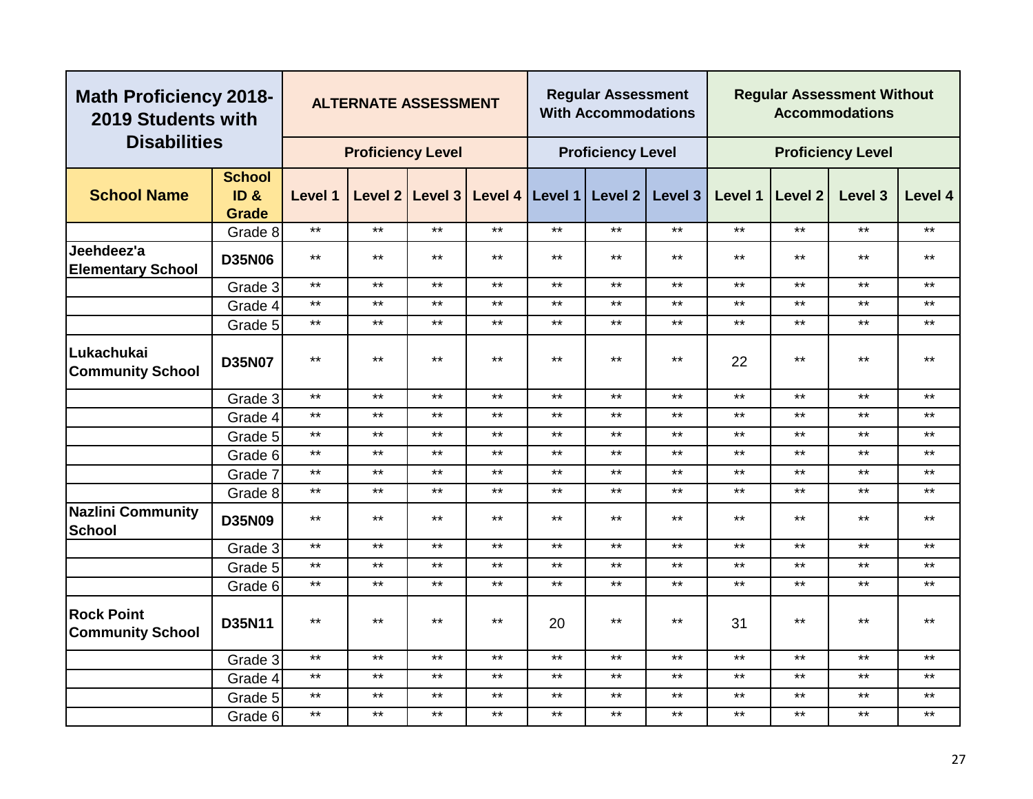| Math Proficiency 2018-2019 Students with Disabilities | | ALTERNATE ASSESSMENT | | | | Regular Assessment With Accommodations | | | Regular Assessment Without Accommodations | | | |
|---|---|---|---|---|---|---|---|---|---|---|---|---|
| | | Proficiency Level | | | | Proficiency Level | | | Proficiency Level | | | |
| School Name | School ID & Grade | Level 1 | Level 2 | Level 3 | Level 4 | Level 1 | Level 2 | Level 3 | Level 1 | Level 2 | Level 3 | Level 4 |
| | Grade 8 | ** | ** | ** | ** | ** | ** | ** | ** | ** | ** | ** |
| Jeehdeez'a Elementary School | D35N06 | ** | ** | ** | ** | ** | ** | ** | ** | ** | ** | ** |
| | Grade 3 | ** | ** | ** | ** | ** | ** | ** | ** | ** | ** | ** |
| | Grade 4 | ** | ** | ** | ** | ** | ** | ** | ** | ** | ** | ** |
| | Grade 5 | ** | ** | ** | ** | ** | ** | ** | ** | ** | ** | ** |
| Lukachukai Community School | D35N07 | ** | ** | ** | ** | ** | ** | ** | 22 | ** | ** | ** |
| | Grade 3 | ** | ** | ** | ** | ** | ** | ** | ** | ** | ** | ** |
| | Grade 4 | ** | ** | ** | ** | ** | ** | ** | ** | ** | ** | ** |
| | Grade 5 | ** | ** | ** | ** | ** | ** | ** | ** | ** | ** | ** |
| | Grade 6 | ** | ** | ** | ** | ** | ** | ** | ** | ** | ** | ** |
| | Grade 7 | ** | ** | ** | ** | ** | ** | ** | ** | ** | ** | ** |
| | Grade 8 | ** | ** | ** | ** | ** | ** | ** | ** | ** | ** | ** |
| Nazlini Community School | D35N09 | ** | ** | ** | ** | ** | ** | ** | ** | ** | ** | ** |
| | Grade 3 | ** | ** | ** | ** | ** | ** | ** | ** | ** | ** | ** |
| | Grade 5 | ** | ** | ** | ** | ** | ** | ** | ** | ** | ** | ** |
| | Grade 6 | ** | ** | ** | ** | ** | ** | ** | ** | ** | ** | ** |
| Rock Point Community School | D35N11 | ** | ** | ** | ** | 20 | ** | ** | 31 | ** | ** | ** |
| | Grade 3 | ** | ** | ** | ** | ** | ** | ** | ** | ** | ** | ** |
| | Grade 4 | ** | ** | ** | ** | ** | ** | ** | ** | ** | ** | ** |
| | Grade 5 | ** | ** | ** | ** | ** | ** | ** | ** | ** | ** | ** |
| | Grade 6 | ** | ** | ** | ** | ** | ** | ** | ** | ** | ** | ** |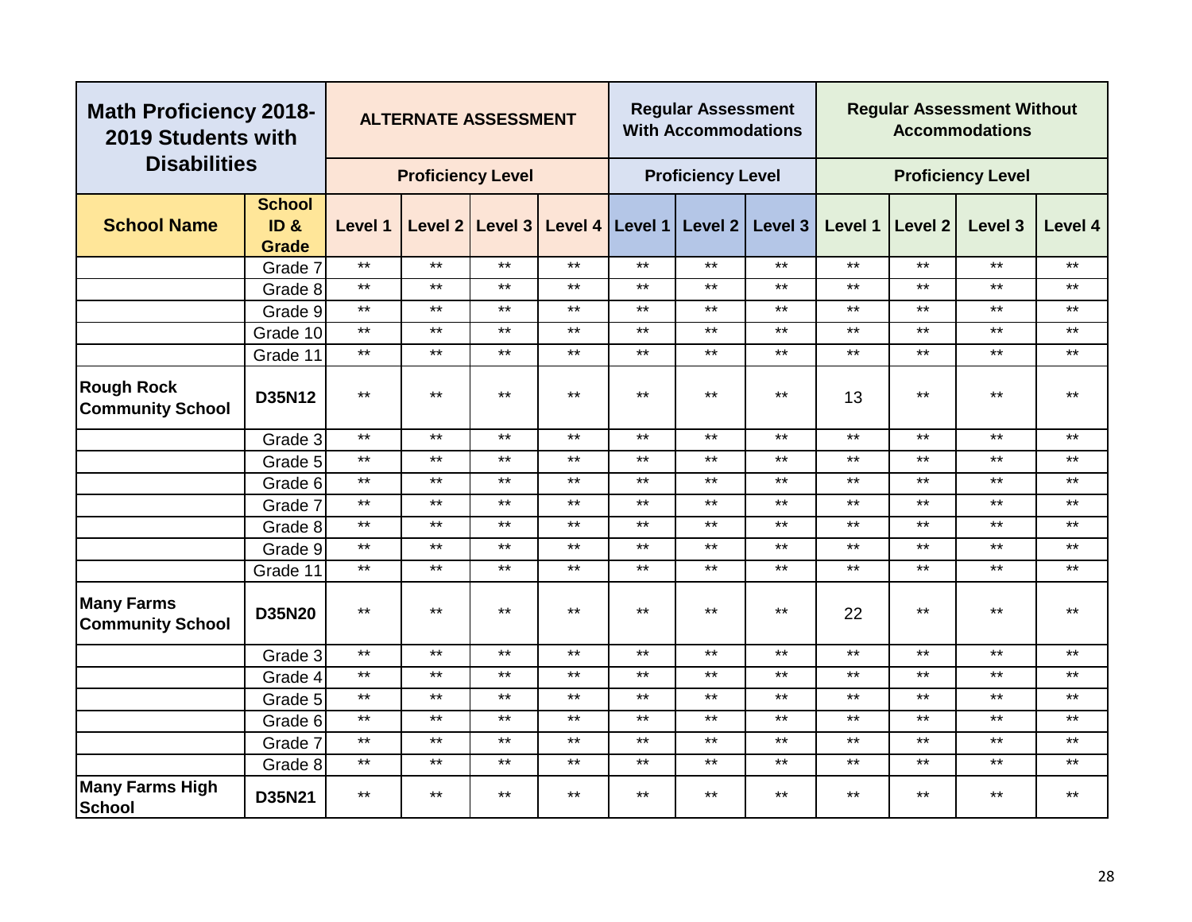| Math Proficiency 2018-2019 Students with Disabilities | | ALTERNATE ASSESSMENT | | | | Regular Assessment With Accommodations | | | Regular Assessment Without Accommodations | | | |
|---|---|---|---|---|---|---|---|---|---|---|---|---|
| | | Proficiency Level | | | | Proficiency Level | | | Proficiency Level | | | |
| **School Name** | **School ID & Grade** | **Level 1** | **Level 2** | **Level 3** | **Level 4** | **Level 1** | **Level 2** | **Level 3** | **Level 1** | **Level 2** | **Level 3** | **Level 4** |
| | Grade 7 | ** | ** | ** | ** | ** | ** | ** | ** | ** | ** | ** |
| | Grade 8 | ** | ** | ** | ** | ** | ** | ** | ** | ** | ** | ** |
| | Grade 9 | ** | ** | ** | ** | ** | ** | ** | ** | ** | ** | ** |
| | Grade 10 | ** | ** | ** | ** | ** | ** | ** | ** | ** | ** | ** |
| | Grade 11 | ** | ** | ** | ** | ** | ** | ** | ** | ** | ** | ** |
| **Rough Rock Community School** | **D35N12** | ** | ** | ** | ** | ** | ** | ** | 13 | ** | ** | ** |
| | Grade 3 | ** | ** | ** | ** | ** | ** | ** | ** | ** | ** | ** |
| | Grade 5 | ** | ** | ** | ** | ** | ** | ** | ** | ** | ** | ** |
| | Grade 6 | ** | ** | ** | ** | ** | ** | ** | ** | ** | ** | ** |
| | Grade 7 | ** | ** | ** | ** | ** | ** | ** | ** | ** | ** | ** |
| | Grade 8 | ** | ** | ** | ** | ** | ** | ** | ** | ** | ** | ** |
| | Grade 9 | ** | ** | ** | ** | ** | ** | ** | ** | ** | ** | ** |
| | Grade 11 | ** | ** | ** | ** | ** | ** | ** | ** | ** | ** | ** |
| **Many Farms Community School** | **D35N20** | ** | ** | ** | ** | ** | ** | ** | 22 | ** | ** | ** |
| | Grade 3 | ** | ** | ** | ** | ** | ** | ** | ** | ** | ** | ** |
| | Grade 4 | ** | ** | ** | ** | ** | ** | ** | ** | ** | ** | ** |
| | Grade 5 | ** | ** | ** | ** | ** | ** | ** | ** | ** | ** | ** |
| | Grade 6 | ** | ** | ** | ** | ** | ** | ** | ** | ** | ** | ** |
| | Grade 7 | ** | ** | ** | ** | ** | ** | ** | ** | ** | ** | ** |
| | Grade 8 | ** | ** | ** | ** | ** | ** | ** | ** | ** | ** | ** |
| **Many Farms High School** | **D35N21** | ** | ** | ** | ** | ** | ** | ** | ** | ** | ** | ** |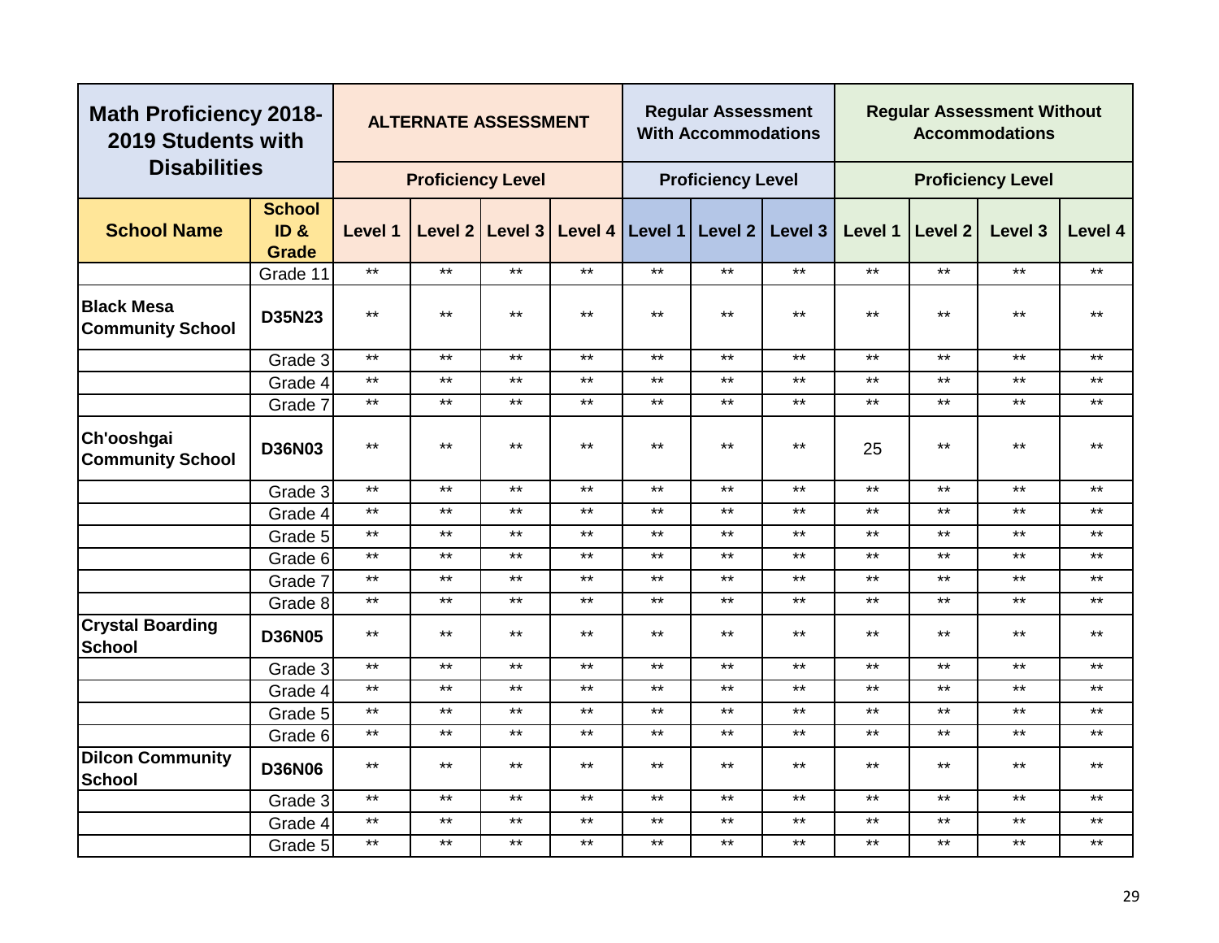| Math Proficiency 2018-2019 Students with Disabilities | | ALTERNATE ASSESSMENT | | | | Regular Assessment With Accommodations | | | Regular Assessment Without Accommodations | | | |
|---|---|---|---|---|---|---|---|---|---|---|---|---|
| | | Proficiency Level | | | | Proficiency Level | | | Proficiency Level | | | |
| **School Name** | **School ID & Grade** | Level 1 | Level 2 | Level 3 | Level 4 | Level 1 | Level 2 | Level 3 | Level 1 | Level 2 | Level 3 | Level 4 |
| | Grade 11 | ** | ** | ** | ** | ** | ** | ** | ** | ** | ** | ** |
| **Black Mesa Community School** | **D35N23** | ** | ** | ** | ** | ** | ** | ** | ** | ** | ** | ** |
| | Grade 3 | ** | ** | ** | ** | ** | ** | ** | ** | ** | ** | ** |
| | Grade 4 | ** | ** | ** | ** | ** | ** | ** | ** | ** | ** | ** |
| | Grade 7 | ** | ** | ** | ** | ** | ** | ** | ** | ** | ** | ** |
| **Ch'ooshgai Community School** | **D36N03** | ** | ** | ** | ** | ** | ** | ** | 25 | ** | ** | ** |
| | Grade 3 | ** | ** | ** | ** | ** | ** | ** | ** | ** | ** | ** |
| | Grade 4 | ** | ** | ** | ** | ** | ** | ** | ** | ** | ** | ** |
| | Grade 5 | ** | ** | ** | ** | ** | ** | ** | ** | ** | ** | ** |
| | Grade 6 | ** | ** | ** | ** | ** | ** | ** | ** | ** | ** | ** |
| | Grade 7 | ** | ** | ** | ** | ** | ** | ** | ** | ** | ** | ** |
| | Grade 8 | ** | ** | ** | ** | ** | ** | ** | ** | ** | ** | ** |
| **Crystal Boarding School** | **D36N05** | ** | ** | ** | ** | ** | ** | ** | ** | ** | ** | ** |
| | Grade 3 | ** | ** | ** | ** | ** | ** | ** | ** | ** | ** | ** |
| | Grade 4 | ** | ** | ** | ** | ** | ** | ** | ** | ** | ** | ** |
| | Grade 5 | ** | ** | ** | ** | ** | ** | ** | ** | ** | ** | ** |
| | Grade 6 | ** | ** | ** | ** | ** | ** | ** | ** | ** | ** | ** |
| **Dilcon Community School** | **D36N06** | ** | ** | ** | ** | ** | ** | ** | ** | ** | ** | ** |
| | Grade 3 | ** | ** | ** | ** | ** | ** | ** | ** | ** | ** | ** |
| | Grade 4 | ** | ** | ** | ** | ** | ** | ** | ** | ** | ** | ** |
| | Grade 5 | ** | ** | ** | ** | ** | ** | ** | ** | ** | ** | ** |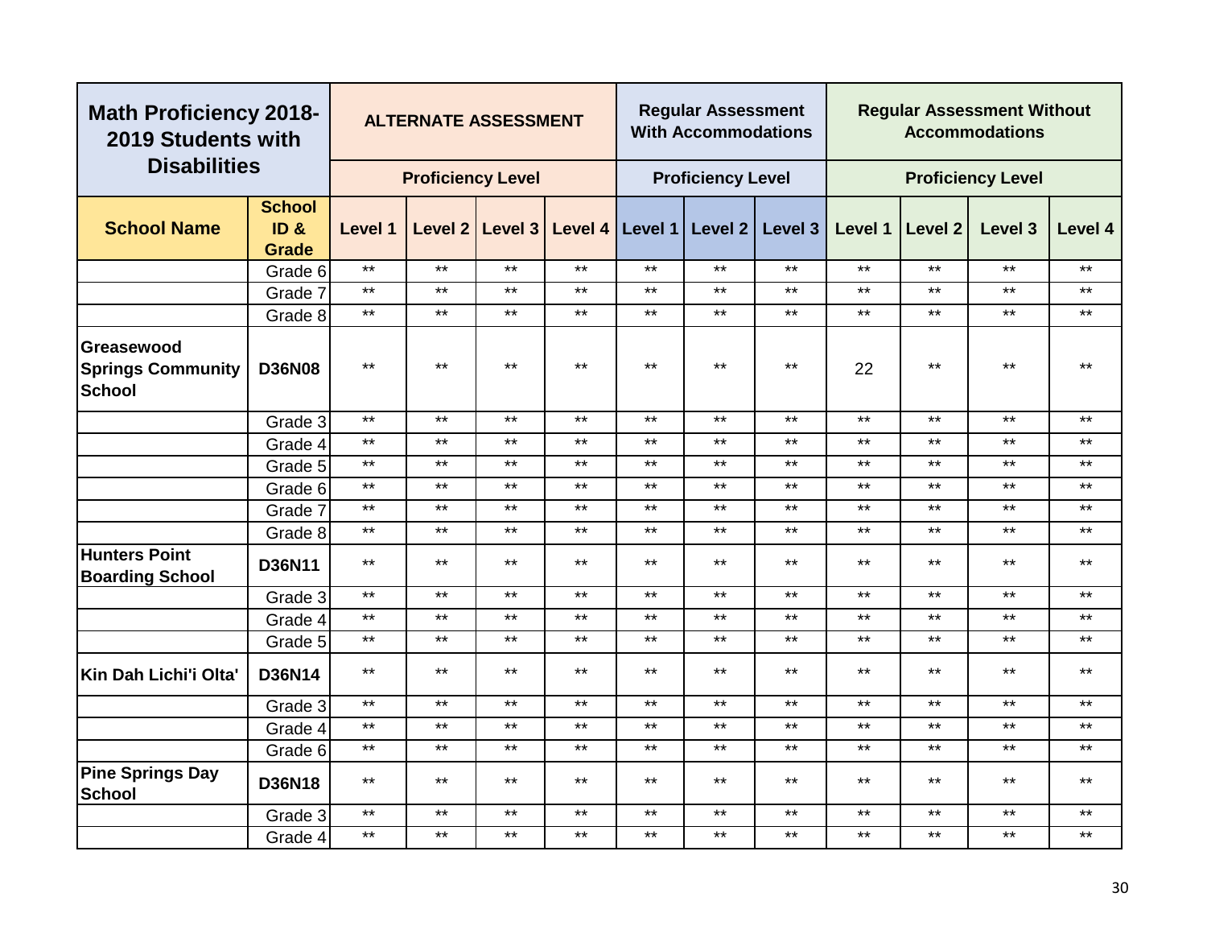| Math Proficiency 2018-2019 Students with Disabilities | | ALTERNATE ASSESSMENT | | | | Regular Assessment With Accommodations | | | Regular Assessment Without Accommodations | | | |
|---|---|---|---|---|---|---|---|---|---|---|---|---|
| | | Proficiency Level | | | | Proficiency Level | | | Proficiency Level | | | |
| **School Name** | **School ID & Grade** | **Level 1** | **Level 2** | **Level 3** | **Level 4** | **Level 1** | **Level 2** | **Level 3** | **Level 1** | **Level 2** | **Level 3** | **Level 4** |
| | Grade 6 | ** | ** | ** | ** | ** | ** | ** | ** | ** | ** | ** |
| | Grade 7 | ** | ** | ** | ** | ** | ** | ** | ** | ** | ** | ** |
| | Grade 8 | ** | ** | ** | ** | ** | ** | ** | ** | ** | ** | ** |
| **Greasewood Springs Community School** | **D36N08** | ** | ** | ** | ** | ** | ** | ** | 22 | ** | ** | ** |
| | Grade 3 | ** | ** | ** | ** | ** | ** | ** | ** | ** | ** | ** |
| | Grade 4 | ** | ** | ** | ** | ** | ** | ** | ** | ** | ** | ** |
| | Grade 5 | ** | ** | ** | ** | ** | ** | ** | ** | ** | ** | ** |
| | Grade 6 | ** | ** | ** | ** | ** | ** | ** | ** | ** | ** | ** |
| | Grade 7 | ** | ** | ** | ** | ** | ** | ** | ** | ** | ** | ** |
| | Grade 8 | ** | ** | ** | ** | ** | ** | ** | ** | ** | ** | ** |
| **Hunters Point Boarding School** | **D36N11** | ** | ** | ** | ** | ** | ** | ** | ** | ** | ** | ** |
| | Grade 3 | ** | ** | ** | ** | ** | ** | ** | ** | ** | ** | ** |
| | Grade 4 | ** | ** | ** | ** | ** | ** | ** | ** | ** | ** | ** |
| | Grade 5 | ** | ** | ** | ** | ** | ** | ** | ** | ** | ** | ** |
| **Kin Dah Lichi'i Olta'** | **D36N14** | ** | ** | ** | ** | ** | ** | ** | ** | ** | ** | ** |
| | Grade 3 | ** | ** | ** | ** | ** | ** | ** | ** | ** | ** | ** |
| | Grade 4 | ** | ** | ** | ** | ** | ** | ** | ** | ** | ** | ** |
| | Grade 6 | ** | ** | ** | ** | ** | ** | ** | ** | ** | ** | ** |
| **Pine Springs Day School** | **D36N18** | ** | ** | ** | ** | ** | ** | ** | ** | ** | ** | ** |
| | Grade 3 | ** | ** | ** | ** | ** | ** | ** | ** | ** | ** | ** |
| | Grade 4 | ** | ** | ** | ** | ** | ** | ** | ** | ** | ** | ** |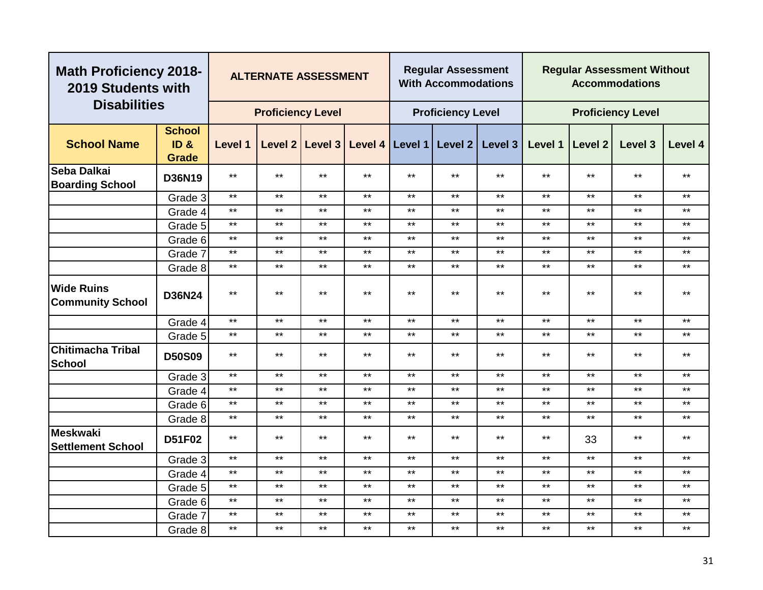| Math Proficiency 2018-2019 Students with Disabilities | | ALTERNATE ASSESSMENT | | | | Regular Assessment With Accommodations | | | Regular Assessment Without Accommodations | | | |
|---|---|---|---|---|---|---|---|---|---|---|---|---|
| | | Proficiency Level | | | | Proficiency Level | | | Proficiency Level | | | |
| **School Name** | **School ID & Grade** | **Level 1** | **Level 2** | **Level 3** | **Level 4** | **Level 1** | **Level 2** | **Level 3** | **Level 1** | **Level 2** | **Level 3** | **Level 4** |
| **Seba Dalkai Boarding School** | **D36N19** | ** | ** | ** | ** | ** | ** | ** | ** | ** | ** | ** |
| | Grade 3 | ** | ** | ** | ** | ** | ** | ** | ** | ** | ** | ** |
| | Grade 4 | ** | ** | ** | ** | ** | ** | ** | ** | ** | ** | ** |
| | Grade 5 | ** | ** | ** | ** | ** | ** | ** | ** | ** | ** | ** |
| | Grade 6 | ** | ** | ** | ** | ** | ** | ** | ** | ** | ** | ** |
| | Grade 7 | ** | ** | ** | ** | ** | ** | ** | ** | ** | ** | ** |
| | Grade 8 | ** | ** | ** | ** | ** | ** | ** | ** | ** | ** | ** |
| **Wide Ruins Community School** | **D36N24** | ** | ** | ** | ** | ** | ** | ** | ** | ** | ** | ** |
| | Grade 4 | ** | ** | ** | ** | ** | ** | ** | ** | ** | ** | ** |
| | Grade 5 | ** | ** | ** | ** | ** | ** | ** | ** | ** | ** | ** |
| **Chitimacha Tribal School** | **D50S09** | ** | ** | ** | ** | ** | ** | ** | ** | ** | ** | ** |
| | Grade 3 | ** | ** | ** | ** | ** | ** | ** | ** | ** | ** | ** |
| | Grade 4 | ** | ** | ** | ** | ** | ** | ** | ** | ** | ** | ** |
| | Grade 6 | ** | ** | ** | ** | ** | ** | ** | ** | ** | ** | ** |
| | Grade 8 | ** | ** | ** | ** | ** | ** | ** | ** | ** | ** | ** |
| **Meskwaki Settlement School** | **D51F02** | ** | ** | ** | ** | ** | ** | ** | ** | 33 | ** | ** |
| | Grade 3 | ** | ** | ** | ** | ** | ** | ** | ** | ** | ** | ** |
| | Grade 4 | ** | ** | ** | ** | ** | ** | ** | ** | ** | ** | ** |
| | Grade 5 | ** | ** | ** | ** | ** | ** | ** | ** | ** | ** | ** |
| | Grade 6 | ** | ** | ** | ** | ** | ** | ** | ** | ** | ** | ** |
| | Grade 7 | ** | ** | ** | ** | ** | ** | ** | ** | ** | ** | ** |
| | Grade 8 | ** | ** | ** | ** | ** | ** | ** | ** | ** | ** | ** |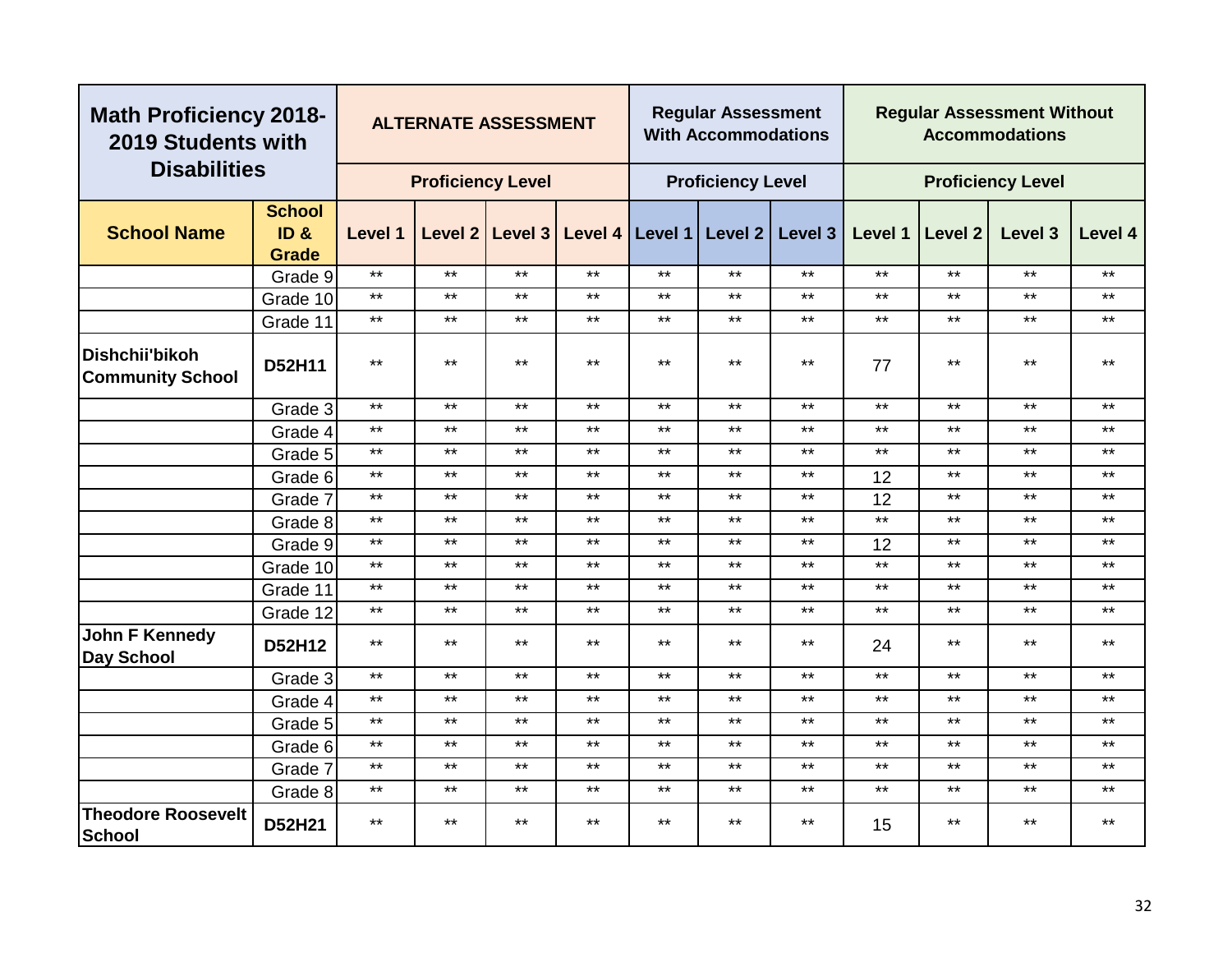| Math Proficiency 2018-2019 Students with Disabilities | | ALTERNATE ASSESSMENT | | | | Regular Assessment With Accommodations | | | Regular Assessment Without Accommodations | | | |
|---|---|---|---|---|---|---|---|---|---|---|---|---|
| | | Proficiency Level | | | | Proficiency Level | | | Proficiency Level | | | |
| School Name | School ID & Grade | Level 1 | Level 2 | Level 3 | Level 4 | Level 1 | Level 2 | Level 3 | Level 1 | Level 2 | Level 3 | Level 4 |
| | Grade 9 | ** | ** | ** | ** | ** | ** | ** | ** | ** | ** | ** |
| | Grade 10 | ** | ** | ** | ** | ** | ** | ** | ** | ** | ** | ** |
| | Grade 11 | ** | ** | ** | ** | ** | ** | ** | ** | ** | ** | ** |
| **Dishchii'bikoh Community School** | **D52H11** | ** | ** | ** | ** | ** | ** | ** | 77 | ** | ** | ** |
| | Grade 3 | ** | ** | ** | ** | ** | ** | ** | ** | ** | ** | ** |
| | Grade 4 | ** | ** | ** | ** | ** | ** | ** | ** | ** | ** | ** |
| | Grade 5 | ** | ** | ** | ** | ** | ** | ** | ** | ** | ** | ** |
| | Grade 6 | ** | ** | ** | ** | ** | ** | ** | 12 | ** | ** | ** |
| | Grade 7 | ** | ** | ** | ** | ** | ** | ** | 12 | ** | ** | ** |
| | Grade 8 | ** | ** | ** | ** | ** | ** | ** | ** | ** | ** | ** |
| | Grade 9 | ** | ** | ** | ** | ** | ** | ** | 12 | ** | ** | ** |
| | Grade 10 | ** | ** | ** | ** | ** | ** | ** | ** | ** | ** | ** |
| | Grade 11 | ** | ** | ** | ** | ** | ** | ** | ** | ** | ** | ** |
| | Grade 12 | ** | ** | ** | ** | ** | ** | ** | ** | ** | ** | ** |
| **John F Kennedy Day School** | **D52H12** | ** | ** | ** | ** | ** | ** | ** | 24 | ** | ** | ** |
| | Grade 3 | ** | ** | ** | ** | ** | ** | ** | ** | ** | ** | ** |
| | Grade 4 | ** | ** | ** | ** | ** | ** | ** | ** | ** | ** | ** |
| | Grade 5 | ** | ** | ** | ** | ** | ** | ** | ** | ** | ** | ** |
| | Grade 6 | ** | ** | ** | ** | ** | ** | ** | ** | ** | ** | ** |
| | Grade 7 | ** | ** | ** | ** | ** | ** | ** | ** | ** | ** | ** |
| | Grade 8 | ** | ** | ** | ** | ** | ** | ** | ** | ** | ** | ** |
| **Theodore Roosevelt School** | **D52H21** | ** | ** | ** | ** | ** | ** | ** | 15 | ** | ** | ** |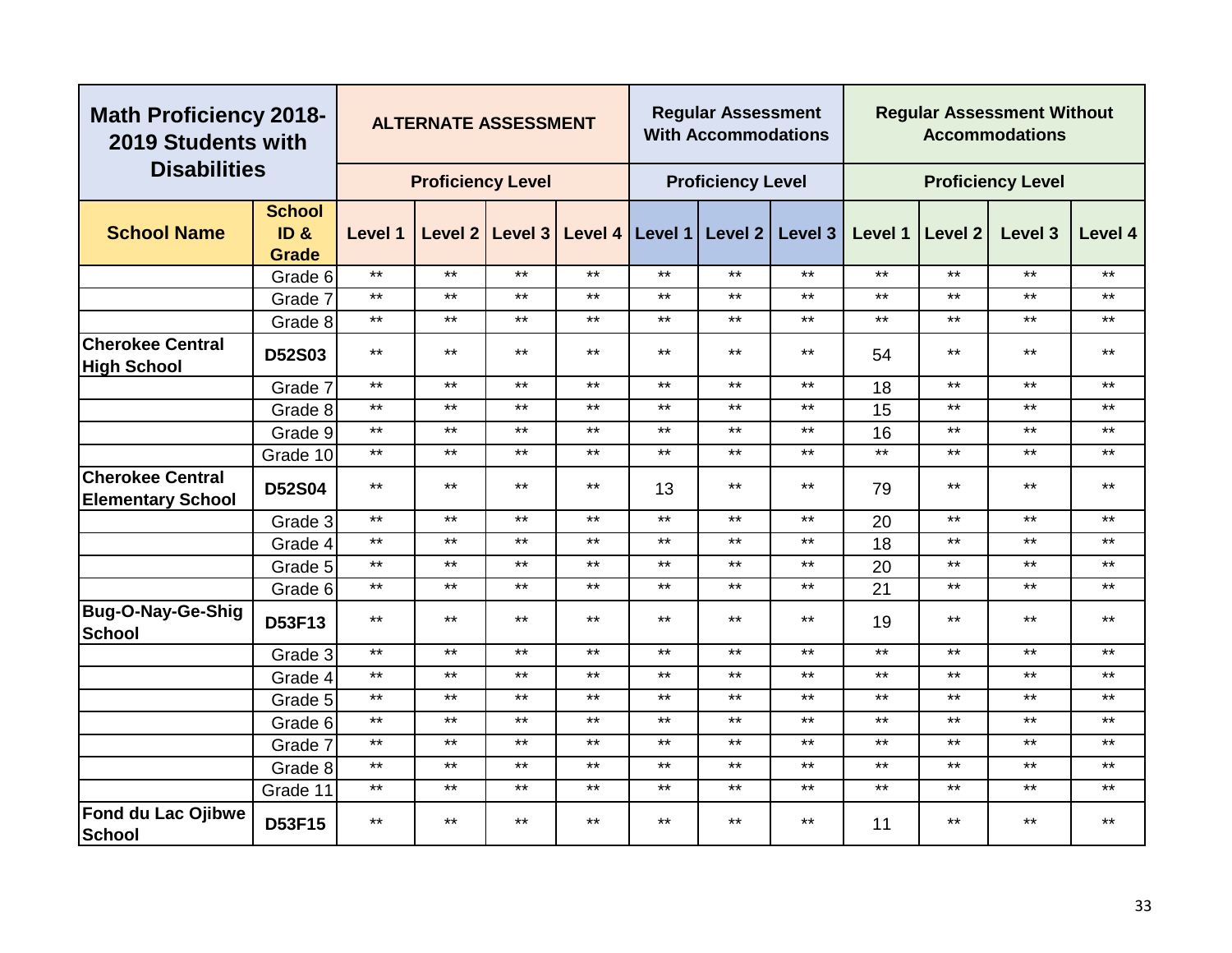| Math Proficiency 2018-2019 Students with Disabilities | | ALTERNATE ASSESSMENT | | | | Regular Assessment With Accommodations | | | Regular Assessment Without Accommodations | | | |
|---|---|---|---|---|---|---|---|---|---|---|---|---|
| | | Proficiency Level | | | | Proficiency Level | | | Proficiency Level | | | |
| **School Name** | **School ID & Grade** | **Level 1** | **Level 2** | **Level 3** | **Level 4** | **Level 1** | **Level 2** | **Level 3** | **Level 1** | **Level 2** | **Level 3** | **Level 4** |
| | Grade 6 | ** | ** | ** | ** | ** | ** | ** | ** | ** | ** | ** |
| | Grade 7 | ** | ** | ** | ** | ** | ** | ** | ** | ** | ** | ** |
| | Grade 8 | ** | ** | ** | ** | ** | ** | ** | ** | ** | ** | ** |
| **Cherokee Central High School** | **D52S03** | ** | ** | ** | ** | ** | ** | ** | 54 | ** | ** | ** |
| | Grade 7 | ** | ** | ** | ** | ** | ** | ** | 18 | ** | ** | ** |
| | Grade 8 | ** | ** | ** | ** | ** | ** | ** | 15 | ** | ** | ** |
| | Grade 9 | ** | ** | ** | ** | ** | ** | ** | 16 | ** | ** | ** |
| | Grade 10 | ** | ** | ** | ** | ** | ** | ** | ** | ** | ** | ** |
| **Cherokee Central Elementary School** | **D52S04** | ** | ** | ** | ** | 13 | ** | ** | 79 | ** | ** | ** |
| | Grade 3 | ** | ** | ** | ** | ** | ** | ** | 20 | ** | ** | ** |
| | Grade 4 | ** | ** | ** | ** | ** | ** | ** | 18 | ** | ** | ** |
| | Grade 5 | ** | ** | ** | ** | ** | ** | ** | 20 | ** | ** | ** |
| | Grade 6 | ** | ** | ** | ** | ** | ** | ** | 21 | ** | ** | ** |
| **Bug-O-Nay-Ge-Shig School** | **D53F13** | ** | ** | ** | ** | ** | ** | ** | 19 | ** | ** | ** |
| | Grade 3 | ** | ** | ** | ** | ** | ** | ** | ** | ** | ** | ** |
| | Grade 4 | ** | ** | ** | ** | ** | ** | ** | ** | ** | ** | ** |
| | Grade 5 | ** | ** | ** | ** | ** | ** | ** | ** | ** | ** | ** |
| | Grade 6 | ** | ** | ** | ** | ** | ** | ** | ** | ** | ** | ** |
| | Grade 7 | ** | ** | ** | ** | ** | ** | ** | ** | ** | ** | ** |
| | Grade 8 | ** | ** | ** | ** | ** | ** | ** | ** | ** | ** | ** |
| | Grade 11 | ** | ** | ** | ** | ** | ** | ** | ** | ** | ** | ** |
| **Fond du Lac Ojibwe School** | **D53F15** | ** | ** | ** | ** | ** | ** | ** | 11 | ** | ** | ** |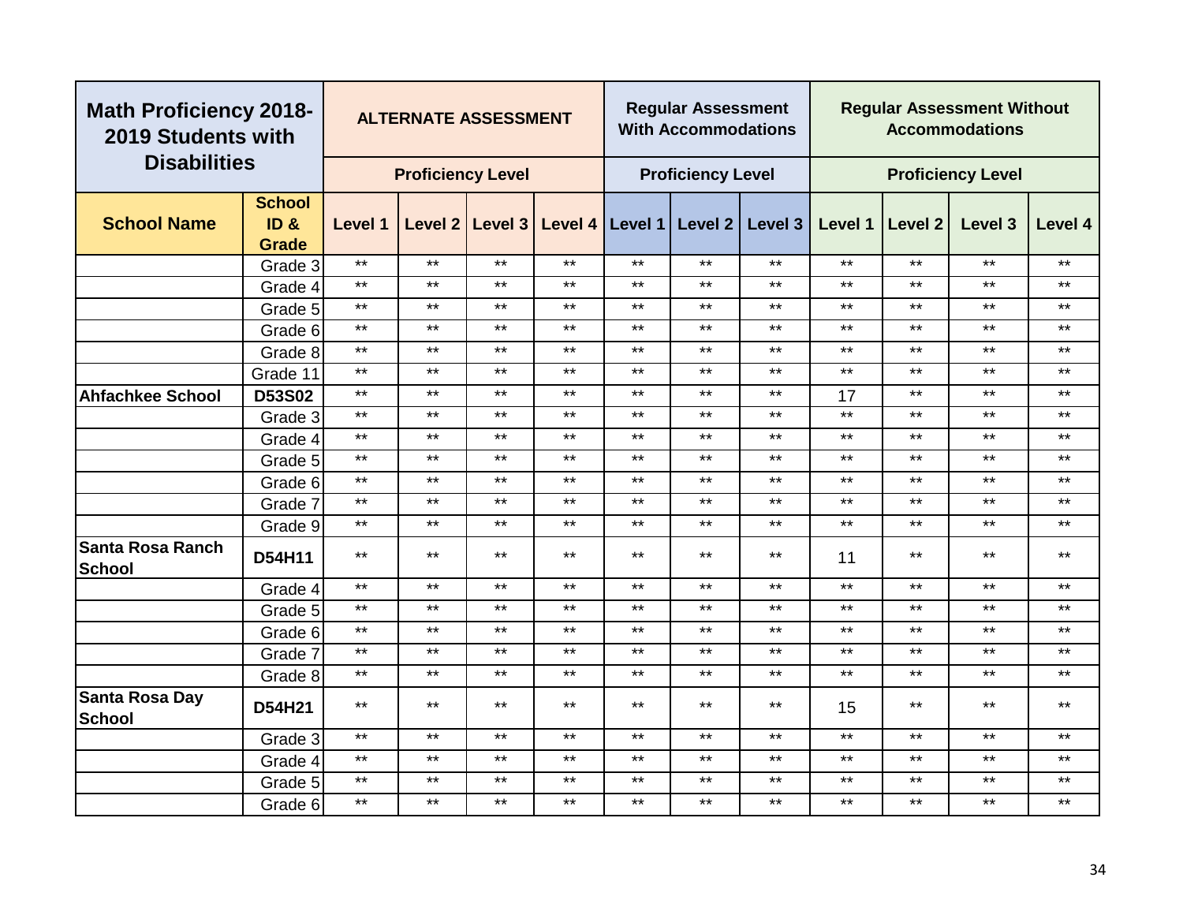| Math Proficiency 2018-2019 Students with Disabilities | | ALTERNATE ASSESSMENT | | | | Regular Assessment With Accommodations | | | Regular Assessment Without Accommodations | | | |
|---|---|---|---|---|---|---|---|---|---|---|---|---|
| | | Proficiency Level | | | | Proficiency Level | | | Proficiency Level | | | |
| **School Name** | **School ID & Grade** | **Level 1** | **Level 2** | **Level 3** | **Level 4** | **Level 1** | **Level 2** | **Level 3** | **Level 1** | **Level 2** | **Level 3** | **Level 4** |
| | Grade 3 | ** | ** | ** | ** | ** | ** | ** | ** | ** | ** | ** |
| | Grade 4 | ** | ** | ** | ** | ** | ** | ** | ** | ** | ** | ** |
| | Grade 5 | ** | ** | ** | ** | ** | ** | ** | ** | ** | ** | ** |
| | Grade 6 | ** | ** | ** | ** | ** | ** | ** | ** | ** | ** | ** |
| | Grade 8 | ** | ** | ** | ** | ** | ** | ** | ** | ** | ** | ** |
| | Grade 11 | ** | ** | ** | ** | ** | ** | ** | ** | ** | ** | ** |
| **Ahfachkee School** | **D53S02** | ** | ** | ** | ** | ** | ** | ** | 17 | ** | ** | ** |
| | Grade 3 | ** | ** | ** | ** | ** | ** | ** | ** | ** | ** | ** |
| | Grade 4 | ** | ** | ** | ** | ** | ** | ** | ** | ** | ** | ** |
| | Grade 5 | ** | ** | ** | ** | ** | ** | ** | ** | ** | ** | ** |
| | Grade 6 | ** | ** | ** | ** | ** | ** | ** | ** | ** | ** | ** |
| | Grade 7 | ** | ** | ** | ** | ** | ** | ** | ** | ** | ** | ** |
| | Grade 9 | ** | ** | ** | ** | ** | ** | ** | ** | ** | ** | ** |
| **Santa Rosa Ranch School** | **D54H11** | ** | ** | ** | ** | ** | ** | ** | 11 | ** | ** | ** |
| | Grade 4 | ** | ** | ** | ** | ** | ** | ** | ** | ** | ** | ** |
| | Grade 5 | ** | ** | ** | ** | ** | ** | ** | ** | ** | ** | ** |
| | Grade 6 | ** | ** | ** | ** | ** | ** | ** | ** | ** | ** | ** |
| | Grade 7 | ** | ** | ** | ** | ** | ** | ** | ** | ** | ** | ** |
| | Grade 8 | ** | ** | ** | ** | ** | ** | ** | ** | ** | ** | ** |
| **Santa Rosa Day School** | **D54H21** | ** | ** | ** | ** | ** | ** | ** | 15 | ** | ** | ** |
| | Grade 3 | ** | ** | ** | ** | ** | ** | ** | ** | ** | ** | ** |
| | Grade 4 | ** | ** | ** | ** | ** | ** | ** | ** | ** | ** | ** |
| | Grade 5 | ** | ** | ** | ** | ** | ** | ** | ** | ** | ** | ** |
| | Grade 6 | ** | ** | ** | ** | ** | ** | ** | ** | ** | ** | ** |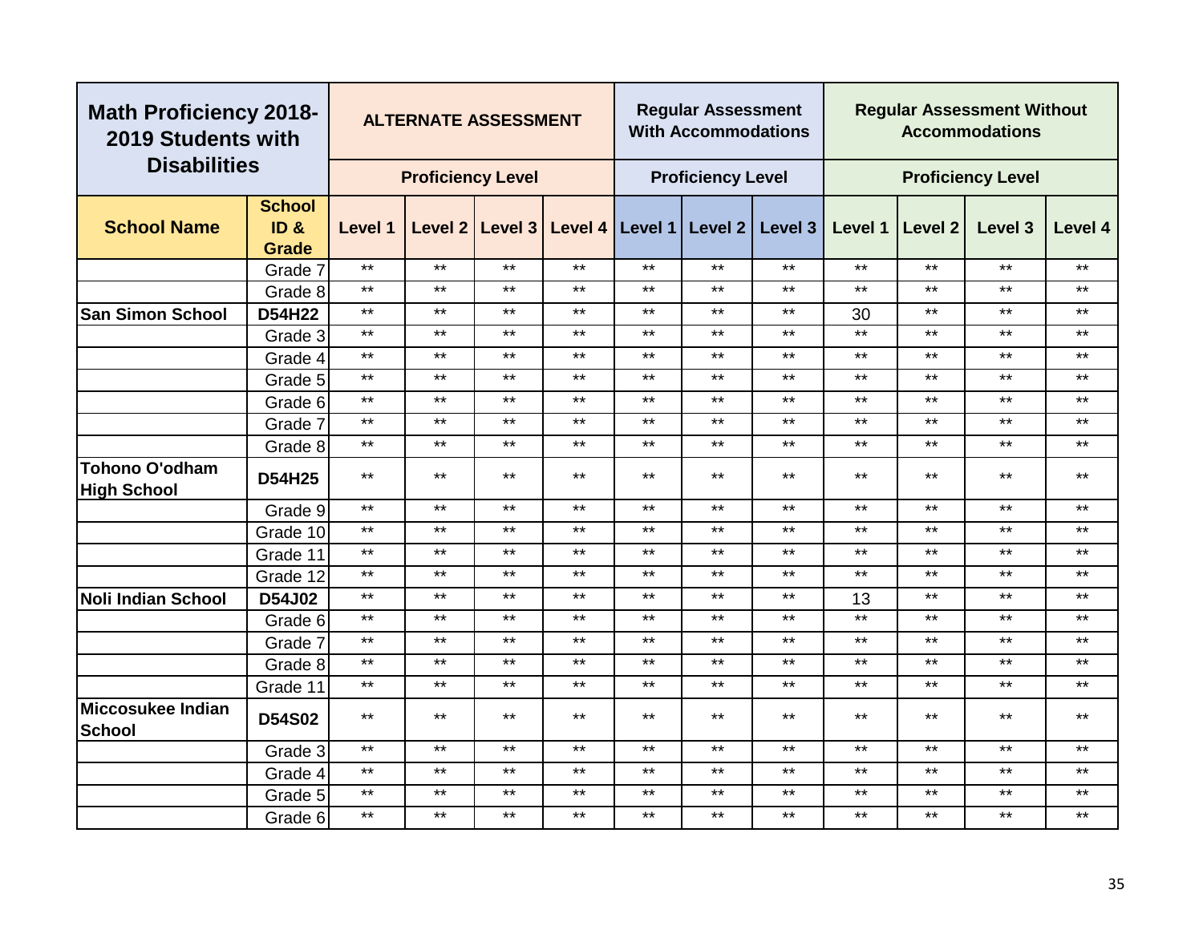| Math Proficiency 2018-2019 Students with Disabilities | | ALTERNATE ASSESSMENT | | | | Regular Assessment With Accommodations | | | Regular Assessment Without Accommodations | | | |
|---|---|---|---|---|---|---|---|---|---|---|---|---|
| | | Proficiency Level | | | | Proficiency Level | | | Proficiency Level | | | |
| **School Name** | **School ID & Grade** | **Level 1** | **Level 2** | **Level 3** | **Level 4** | **Level 1** | **Level 2** | **Level 3** | **Level 1** | **Level 2** | **Level 3** | **Level 4** |
| | Grade 7 | ** | ** | ** | ** | ** | ** | ** | ** | ** | ** | ** |
| | Grade 8 | ** | ** | ** | ** | ** | ** | ** | ** | ** | ** | ** |
| **San Simon School** | **D54H22** | ** | ** | ** | ** | ** | ** | ** | 30 | ** | ** | ** |
| | Grade 3 | ** | ** | ** | ** | ** | ** | ** | ** | ** | ** | ** |
| | Grade 4 | ** | ** | ** | ** | ** | ** | ** | ** | ** | ** | ** |
| | Grade 5 | ** | ** | ** | ** | ** | ** | ** | ** | ** | ** | ** |
| | Grade 6 | ** | ** | ** | ** | ** | ** | ** | ** | ** | ** | ** |
| | Grade 7 | ** | ** | ** | ** | ** | ** | ** | ** | ** | ** | ** |
| | Grade 8 | ** | ** | ** | ** | ** | ** | ** | ** | ** | ** | ** |
| **Tohono O'odham High School** | **D54H25** | ** | ** | ** | ** | ** | ** | ** | ** | ** | ** | ** |
| | Grade 9 | ** | ** | ** | ** | ** | ** | ** | ** | ** | ** | ** |
| | Grade 10 | ** | ** | ** | ** | ** | ** | ** | ** | ** | ** | ** |
| | Grade 11 | ** | ** | ** | ** | ** | ** | ** | ** | ** | ** | ** |
| | Grade 12 | ** | ** | ** | ** | ** | ** | ** | ** | ** | ** | ** |
| **Noli Indian School** | **D54J02** | ** | ** | ** | ** | ** | ** | ** | 13 | ** | ** | ** |
| | Grade 6 | ** | ** | ** | ** | ** | ** | ** | ** | ** | ** | ** |
| | Grade 7 | ** | ** | ** | ** | ** | ** | ** | ** | ** | ** | ** |
| | Grade 8 | ** | ** | ** | ** | ** | ** | ** | ** | ** | ** | ** |
| | Grade 11 | ** | ** | ** | ** | ** | ** | ** | ** | ** | ** | ** |
| **Miccosukee Indian School** | **D54S02** | ** | ** | ** | ** | ** | ** | ** | ** | ** | ** | ** |
| | Grade 3 | ** | ** | ** | ** | ** | ** | ** | ** | ** | ** | ** |
| | Grade 4 | ** | ** | ** | ** | ** | ** | ** | ** | ** | ** | ** |
| | Grade 5 | ** | ** | ** | ** | ** | ** | ** | ** | ** | ** | ** |
| | Grade 6 | ** | ** | ** | ** | ** | ** | ** | ** | ** | ** | ** |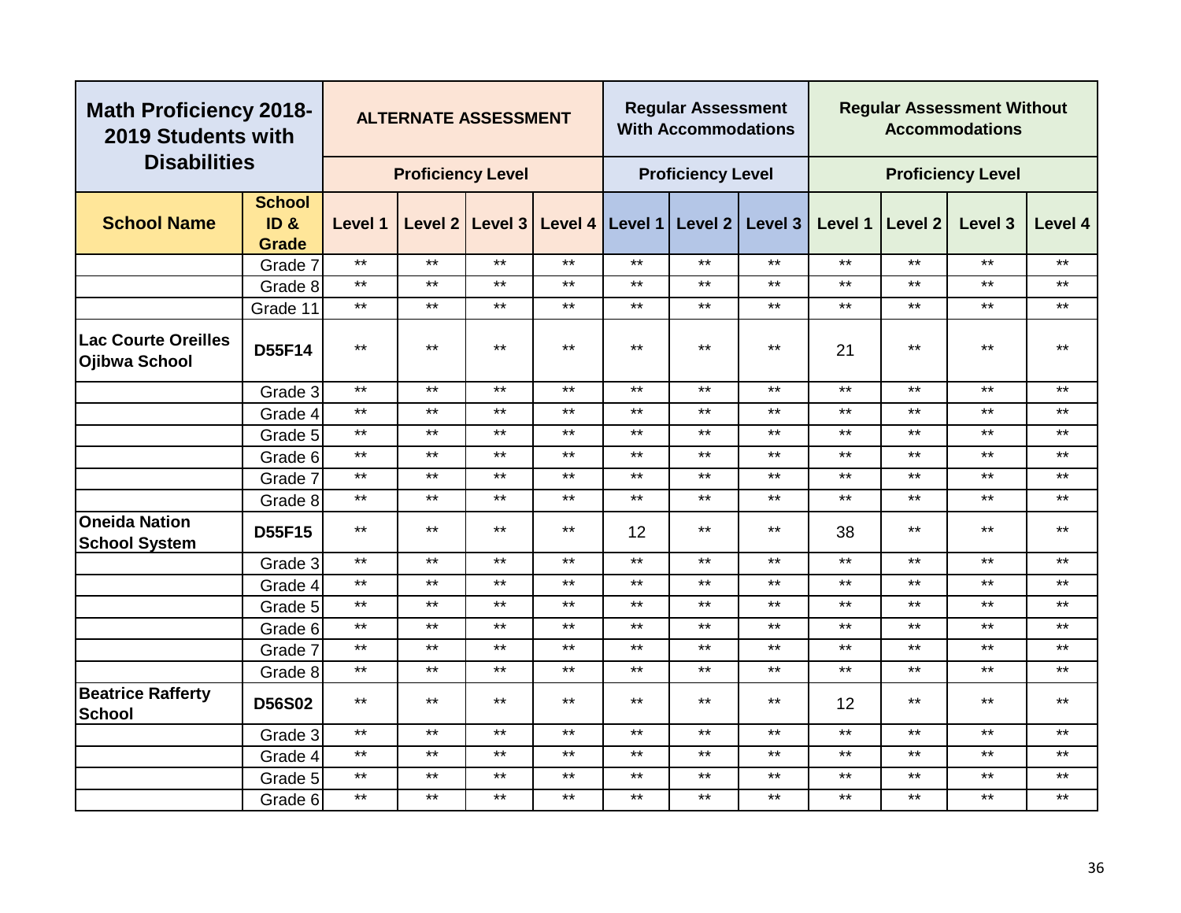| Math Proficiency 2018-2019 Students with Disabilities | | ALTERNATE ASSESSMENT | | | | Regular Assessment With Accommodations | | | Regular Assessment Without Accommodations | | | |
|---|---|---|---|---|---|---|---|---|---|---|---|---|
| | | Proficiency Level | | | | Proficiency Level | | | Proficiency Level | | | |
| School Name | School ID & Grade | Level 1 | Level 2 | Level 3 | Level 4 | Level 1 | Level 2 | Level 3 | Level 1 | Level 2 | Level 3 | Level 4 |
| | Grade 7 | ** | ** | ** | ** | ** | ** | ** | ** | ** | ** | ** |
| | Grade 8 | ** | ** | ** | ** | ** | ** | ** | ** | ** | ** | ** |
| | Grade 11 | ** | ** | ** | ** | ** | ** | ** | ** | ** | ** | ** |
| **Lac Courte Oreilles Ojibwa School** | **D55F14** | ** | ** | ** | ** | ** | ** | ** | 21 | ** | ** | ** |
| | Grade 3 | ** | ** | ** | ** | ** | ** | ** | ** | ** | ** | ** |
| | Grade 4 | ** | ** | ** | ** | ** | ** | ** | ** | ** | ** | ** |
| | Grade 5 | ** | ** | ** | ** | ** | ** | ** | ** | ** | ** | ** |
| | Grade 6 | ** | ** | ** | ** | ** | ** | ** | ** | ** | ** | ** |
| | Grade 7 | ** | ** | ** | ** | ** | ** | ** | ** | ** | ** | ** |
| | Grade 8 | ** | ** | ** | ** | ** | ** | ** | ** | ** | ** | ** |
| **Oneida Nation School System** | **D55F15** | ** | ** | ** | ** | 12 | ** | ** | 38 | ** | ** | ** |
| | Grade 3 | ** | ** | ** | ** | ** | ** | ** | ** | ** | ** | ** |
| | Grade 4 | ** | ** | ** | ** | ** | ** | ** | ** | ** | ** | ** |
| | Grade 5 | ** | ** | ** | ** | ** | ** | ** | ** | ** | ** | ** |
| | Grade 6 | ** | ** | ** | ** | ** | ** | ** | ** | ** | ** | ** |
| | Grade 7 | ** | ** | ** | ** | ** | ** | ** | ** | ** | ** | ** |
| | Grade 8 | ** | ** | ** | ** | ** | ** | ** | ** | ** | ** | ** |
| **Beatrice Rafferty School** | **D56S02** | ** | ** | ** | ** | ** | ** | ** | 12 | ** | ** | ** |
| | Grade 3 | ** | ** | ** | ** | ** | ** | ** | ** | ** | ** | ** |
| | Grade 4 | ** | ** | ** | ** | ** | ** | ** | ** | ** | ** | ** |
| | Grade 5 | ** | ** | ** | ** | ** | ** | ** | ** | ** | ** | ** |
| | Grade 6 | ** | ** | ** | ** | ** | ** | ** | ** | ** | ** | ** |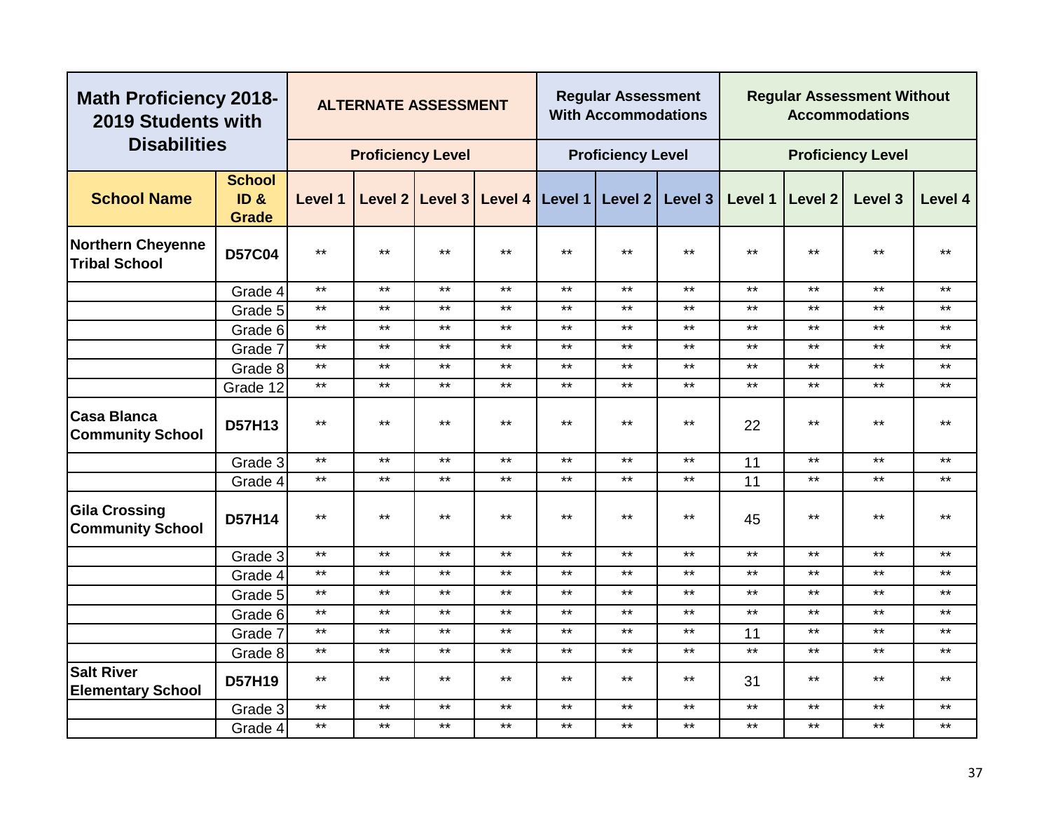| Math Proficiency 2018-2019 Students with Disabilities | | ALTERNATE ASSESSMENT | | | | Regular Assessment With Accommodations | | | Regular Assessment Without Accommodations | | | |
|---|---|---|---|---|---|---|---|---|---|---|---|---|
| | | Proficiency Level | | | | Proficiency Level | | | Proficiency Level | | | |
| School Name | School ID & Grade | Level 1 | Level 2 | Level 3 | Level 4 | Level 1 | Level 2 | Level 3 | Level 1 | Level 2 | Level 3 | Level 4 |
| Northern Cheyenne Tribal School | D57C04 | ** | ** | ** | ** | ** | ** | ** | ** | ** | ** | ** |
| | Grade 4 | ** | ** | ** | ** | ** | ** | ** | ** | ** | ** | ** |
| | Grade 5 | ** | ** | ** | ** | ** | ** | ** | ** | ** | ** | ** |
| | Grade 6 | ** | ** | ** | ** | ** | ** | ** | ** | ** | ** | ** |
| | Grade 7 | ** | ** | ** | ** | ** | ** | ** | ** | ** | ** | ** |
| | Grade 8 | ** | ** | ** | ** | ** | ** | ** | ** | ** | ** | ** |
| | Grade 12 | ** | ** | ** | ** | ** | ** | ** | ** | ** | ** | ** |
| Casa Blanca Community School | D57H13 | ** | ** | ** | ** | ** | ** | ** | 22 | ** | ** | ** |
| | Grade 3 | ** | ** | ** | ** | ** | ** | ** | 11 | ** | ** | ** |
| | Grade 4 | ** | ** | ** | ** | ** | ** | ** | 11 | ** | ** | ** |
| Gila Crossing Community School | D57H14 | ** | ** | ** | ** | ** | ** | ** | 45 | ** | ** | ** |
| | Grade 3 | ** | ** | ** | ** | ** | ** | ** | ** | ** | ** | ** |
| | Grade 4 | ** | ** | ** | ** | ** | ** | ** | ** | ** | ** | ** |
| | Grade 5 | ** | ** | ** | ** | ** | ** | ** | ** | ** | ** | ** |
| | Grade 6 | ** | ** | ** | ** | ** | ** | ** | ** | ** | ** | ** |
| | Grade 7 | ** | ** | ** | ** | ** | ** | ** | 11 | ** | ** | ** |
| | Grade 8 | ** | ** | ** | ** | ** | ** | ** | ** | ** | ** | ** |
| Salt River Elementary School | D57H19 | ** | ** | ** | ** | ** | ** | ** | 31 | ** | ** | ** |
| | Grade 3 | ** | ** | ** | ** | ** | ** | ** | ** | ** | ** | ** |
| | Grade 4 | ** | ** | ** | ** | ** | ** | ** | ** | ** | ** | ** |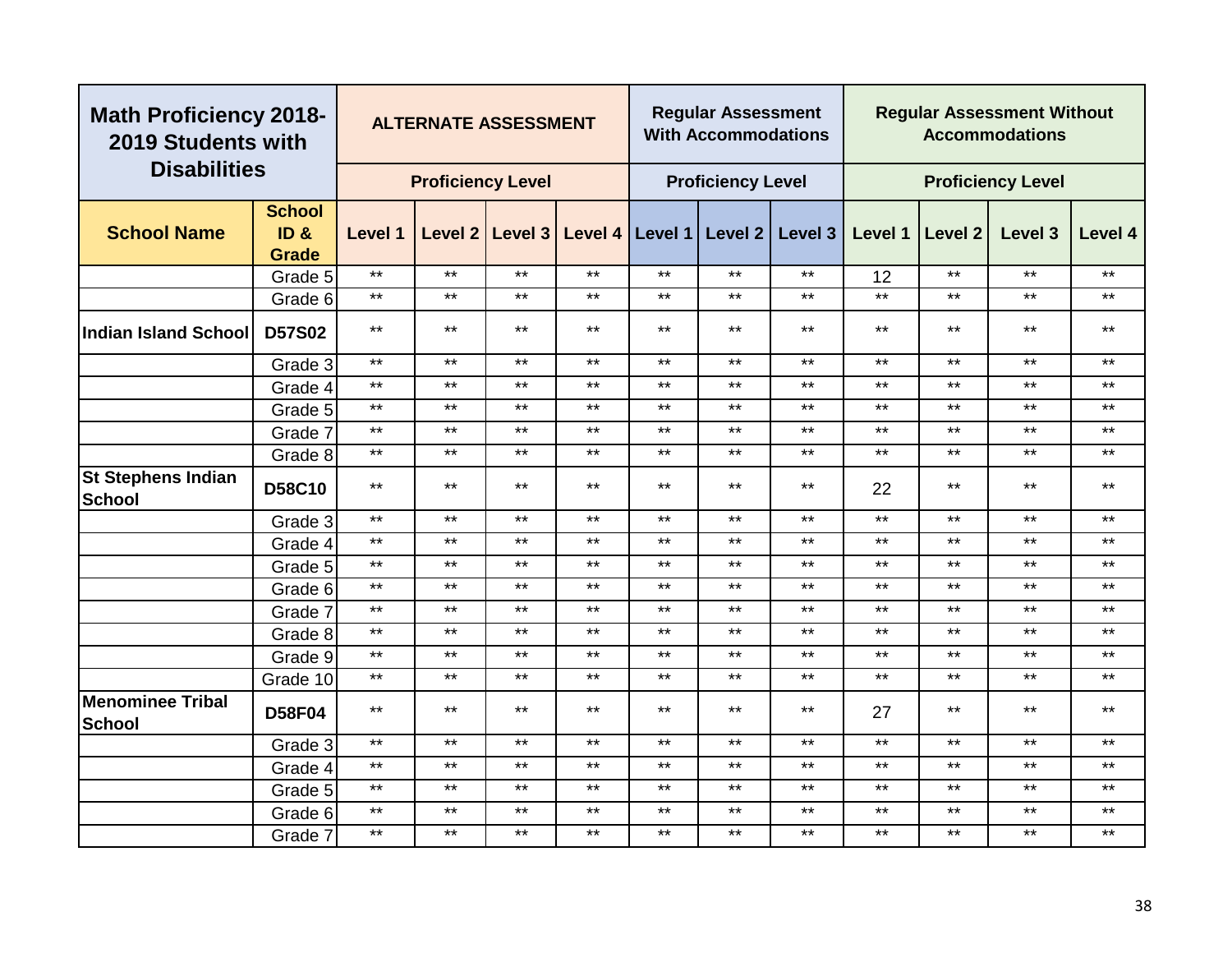| Math Proficiency 2018-2019 Students with Disabilities | | ALTERNATE ASSESSMENT | | | | Regular Assessment With Accommodations | | | Regular Assessment Without Accommodations | | | |
|---|---|---|---|---|---|---|---|---|---|---|---|---|
| | | Proficiency Level | | | | Proficiency Level | | | Proficiency Level | | | |
| School Name | School ID & Grade | Level 1 | Level 2 | Level 3 | Level 4 | Level 1 | Level 2 | Level 3 | Level 1 | Level 2 | Level 3 | Level 4 |
| | Grade 5 | ** | ** | ** | ** | ** | ** | ** | 12 | ** | ** | ** |
| | Grade 6 | ** | ** | ** | ** | ** | ** | ** | ** | ** | ** | ** |
| Indian Island School | D57S02 | ** | ** | ** | ** | ** | ** | ** | ** | ** | ** | ** |
| | Grade 3 | ** | ** | ** | ** | ** | ** | ** | ** | ** | ** | ** |
| | Grade 4 | ** | ** | ** | ** | ** | ** | ** | ** | ** | ** | ** |
| | Grade 5 | ** | ** | ** | ** | ** | ** | ** | ** | ** | ** | ** |
| | Grade 7 | ** | ** | ** | ** | ** | ** | ** | ** | ** | ** | ** |
| | Grade 8 | ** | ** | ** | ** | ** | ** | ** | ** | ** | ** | ** |
| St Stephens Indian School | D58C10 | ** | ** | ** | ** | ** | ** | ** | 22 | ** | ** | ** |
| | Grade 3 | ** | ** | ** | ** | ** | ** | ** | ** | ** | ** | ** |
| | Grade 4 | ** | ** | ** | ** | ** | ** | ** | ** | ** | ** | ** |
| | Grade 5 | ** | ** | ** | ** | ** | ** | ** | ** | ** | ** | ** |
| | Grade 6 | ** | ** | ** | ** | ** | ** | ** | ** | ** | ** | ** |
| | Grade 7 | ** | ** | ** | ** | ** | ** | ** | ** | ** | ** | ** |
| | Grade 8 | ** | ** | ** | ** | ** | ** | ** | ** | ** | ** | ** |
| | Grade 9 | ** | ** | ** | ** | ** | ** | ** | ** | ** | ** | ** |
| | Grade 10 | ** | ** | ** | ** | ** | ** | ** | ** | ** | ** | ** |
| Menominee Tribal School | D58F04 | ** | ** | ** | ** | ** | ** | ** | 27 | ** | ** | ** |
| | Grade 3 | ** | ** | ** | ** | ** | ** | ** | ** | ** | ** | ** |
| | Grade 4 | ** | ** | ** | ** | ** | ** | ** | ** | ** | ** | ** |
| | Grade 5 | ** | ** | ** | ** | ** | ** | ** | ** | ** | ** | ** |
| | Grade 6 | ** | ** | ** | ** | ** | ** | ** | ** | ** | ** | ** |
| | Grade 7 | ** | ** | ** | ** | ** | ** | ** | ** | ** | ** | ** |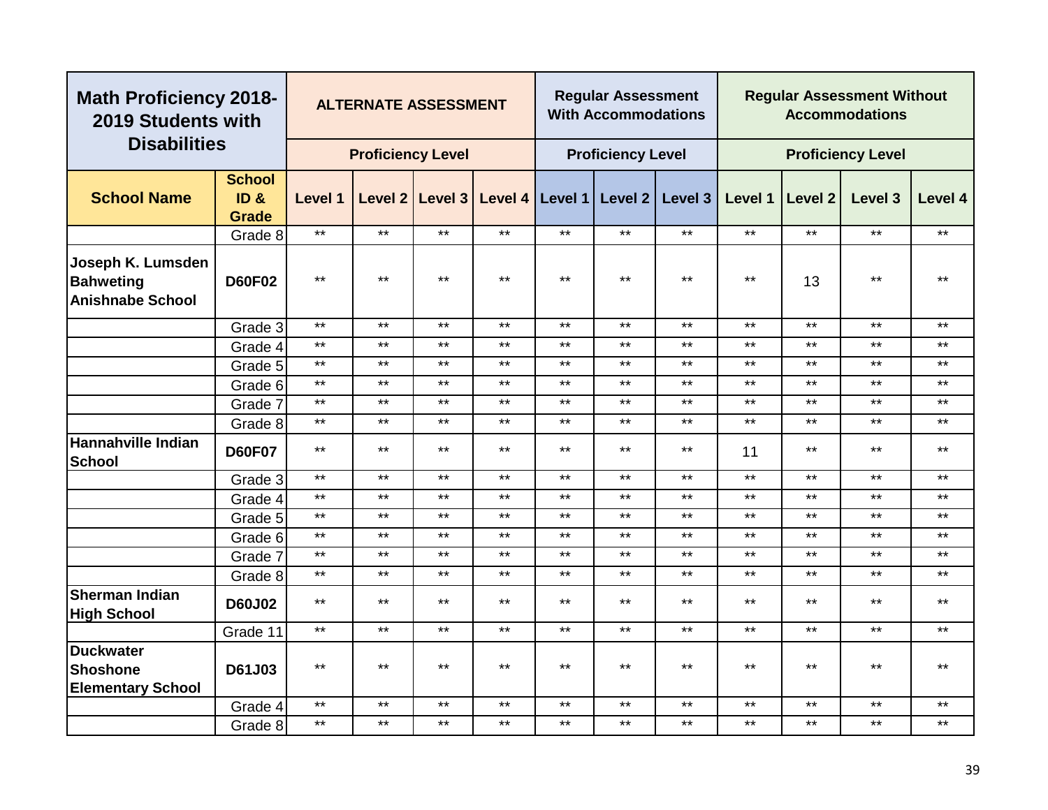| Math Proficiency 2018-2019 Students with Disabilities | | ALTERNATE ASSESSMENT | | | | Regular Assessment With Accommodations | | | Regular Assessment Without Accommodations | | | |
|---|---|---|---|---|---|---|---|---|---|---|---|---|
| | | Proficiency Level | | | | Proficiency Level | | | Proficiency Level | | | |
| **School Name** | **School ID & Grade** | **Level 1** | **Level 2** | **Level 3** | **Level 4** | **Level 1** | **Level 2** | **Level 3** | **Level 1** | **Level 2** | **Level 3** | **Level 4** |
| | Grade 8 | ** | ** | ** | ** | ** | ** | ** | ** | ** | ** | ** |
| **Joseph K. Lumsden Bahweting Anishnabe School** | **D60F02** | ** | ** | ** | ** | ** | ** | ** | ** | 13 | ** | ** |
| | Grade 3 | ** | ** | ** | ** | ** | ** | ** | ** | ** | ** | ** |
| | Grade 4 | ** | ** | ** | ** | ** | ** | ** | ** | ** | ** | ** |
| | Grade 5 | ** | ** | ** | ** | ** | ** | ** | ** | ** | ** | ** |
| | Grade 6 | ** | ** | ** | ** | ** | ** | ** | ** | ** | ** | ** |
| | Grade 7 | ** | ** | ** | ** | ** | ** | ** | ** | ** | ** | ** |
| | Grade 8 | ** | ** | ** | ** | ** | ** | ** | ** | ** | ** | ** |
| **Hannahville Indian School** | **D60F07** | ** | ** | ** | ** | ** | ** | ** | 11 | ** | ** | ** |
| | Grade 3 | ** | ** | ** | ** | ** | ** | ** | ** | ** | ** | ** |
| | Grade 4 | ** | ** | ** | ** | ** | ** | ** | ** | ** | ** | ** |
| | Grade 5 | ** | ** | ** | ** | ** | ** | ** | ** | ** | ** | ** |
| | Grade 6 | ** | ** | ** | ** | ** | ** | ** | ** | ** | ** | ** |
| | Grade 7 | ** | ** | ** | ** | ** | ** | ** | ** | ** | ** | ** |
| | Grade 8 | ** | ** | ** | ** | ** | ** | ** | ** | ** | ** | ** |
| **Sherman Indian High School** | **D60J02** | ** | ** | ** | ** | ** | ** | ** | ** | ** | ** | ** |
| | Grade 11 | ** | ** | ** | ** | ** | ** | ** | ** | ** | ** | ** |
| **Duckwater Shoshone Elementary School** | **D61J03** | ** | ** | ** | ** | ** | ** | ** | ** | ** | ** | ** |
| | Grade 4 | ** | ** | ** | ** | ** | ** | ** | ** | ** | ** | ** |
| | Grade 8 | ** | ** | ** | ** | ** | ** | ** | ** | ** | ** | ** |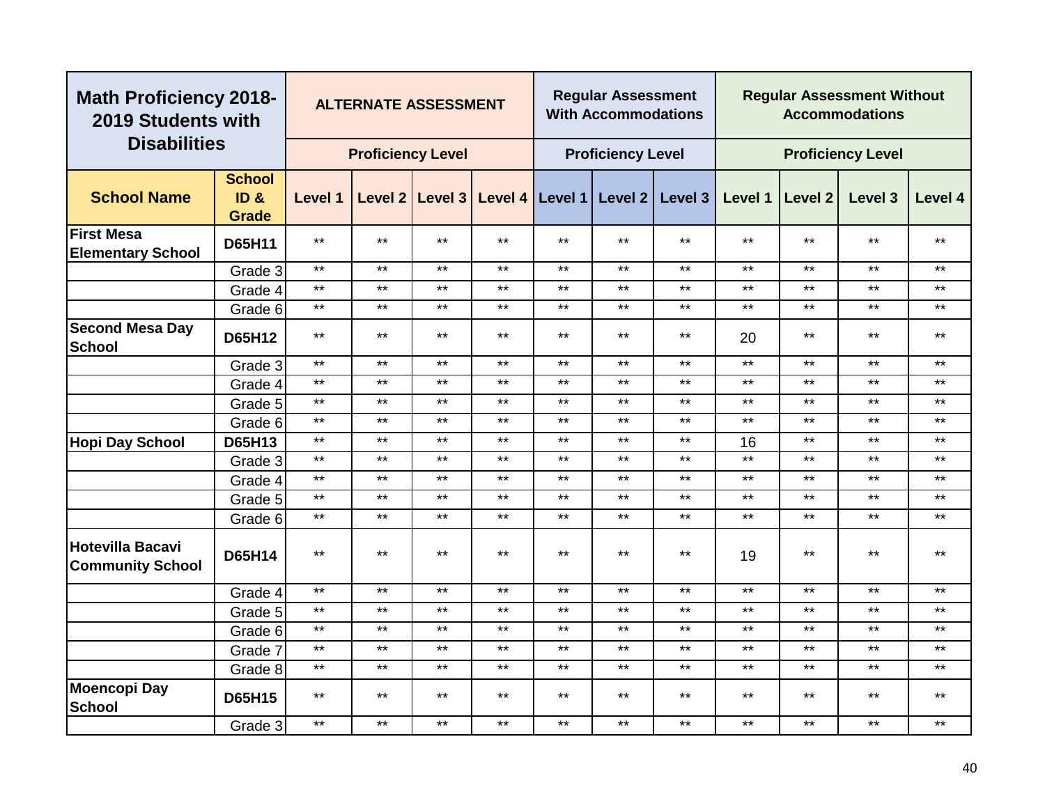| Math Proficiency 2018-2019 Students with Disabilities | | ALTERNATE ASSESSMENT | | | | Regular Assessment With Accommodations | | | Regular Assessment Without Accommodations | | | |
|---|---|---|---|---|---|---|---|---|---|---|---|---|
| | | Proficiency Level | | | | Proficiency Level | | | Proficiency Level | | | |
| **School Name** | **School ID & Grade** | **Level 1** | **Level 2** | **Level 3** | **Level 4** | **Level 1** | **Level 2** | **Level 3** | **Level 1** | **Level 2** | **Level 3** | **Level 4** |
| **First Mesa Elementary School** | **D65H11** | ** | ** | ** | ** | ** | ** | ** | ** | ** | ** | ** |
| | Grade 3 | ** | ** | ** | ** | ** | ** | ** | ** | ** | ** | ** |
| | Grade 4 | ** | ** | ** | ** | ** | ** | ** | ** | ** | ** | ** |
| | Grade 6 | ** | ** | ** | ** | ** | ** | ** | ** | ** | ** | ** |
| **Second Mesa Day School** | **D65H12** | ** | ** | ** | ** | ** | ** | ** | 20 | ** | ** | ** |
| | Grade 3 | ** | ** | ** | ** | ** | ** | ** | ** | ** | ** | ** |
| | Grade 4 | ** | ** | ** | ** | ** | ** | ** | ** | ** | ** | ** |
| | Grade 5 | ** | ** | ** | ** | ** | ** | ** | ** | ** | ** | ** |
| | Grade 6 | ** | ** | ** | ** | ** | ** | ** | ** | ** | ** | ** |
| **Hopi Day School** | **D65H13** | ** | ** | ** | ** | ** | ** | ** | 16 | ** | ** | ** |
| | Grade 3 | ** | ** | ** | ** | ** | ** | ** | ** | ** | ** | ** |
| | Grade 4 | ** | ** | ** | ** | ** | ** | ** | ** | ** | ** | ** |
| | Grade 5 | ** | ** | ** | ** | ** | ** | ** | ** | ** | ** | ** |
| | Grade 6 | ** | ** | ** | ** | ** | ** | ** | ** | ** | ** | ** |
| **Hotevilla Bacavi Community School** | **D65H14** | ** | ** | ** | ** | ** | ** | ** | 19 | ** | ** | ** |
| | Grade 4 | ** | ** | ** | ** | ** | ** | ** | ** | ** | ** | ** |
| | Grade 5 | ** | ** | ** | ** | ** | ** | ** | ** | ** | ** | ** |
| | Grade 6 | ** | ** | ** | ** | ** | ** | ** | ** | ** | ** | ** |
| | Grade 7 | ** | ** | ** | ** | ** | ** | ** | ** | ** | ** | ** |
| | Grade 8 | ** | ** | ** | ** | ** | ** | ** | ** | ** | ** | ** |
| **Moencopi Day School** | **D65H15** | ** | ** | ** | ** | ** | ** | ** | ** | ** | ** | ** |
| | Grade 3 | ** | ** | ** | ** | ** | ** | ** | ** | ** | ** | ** |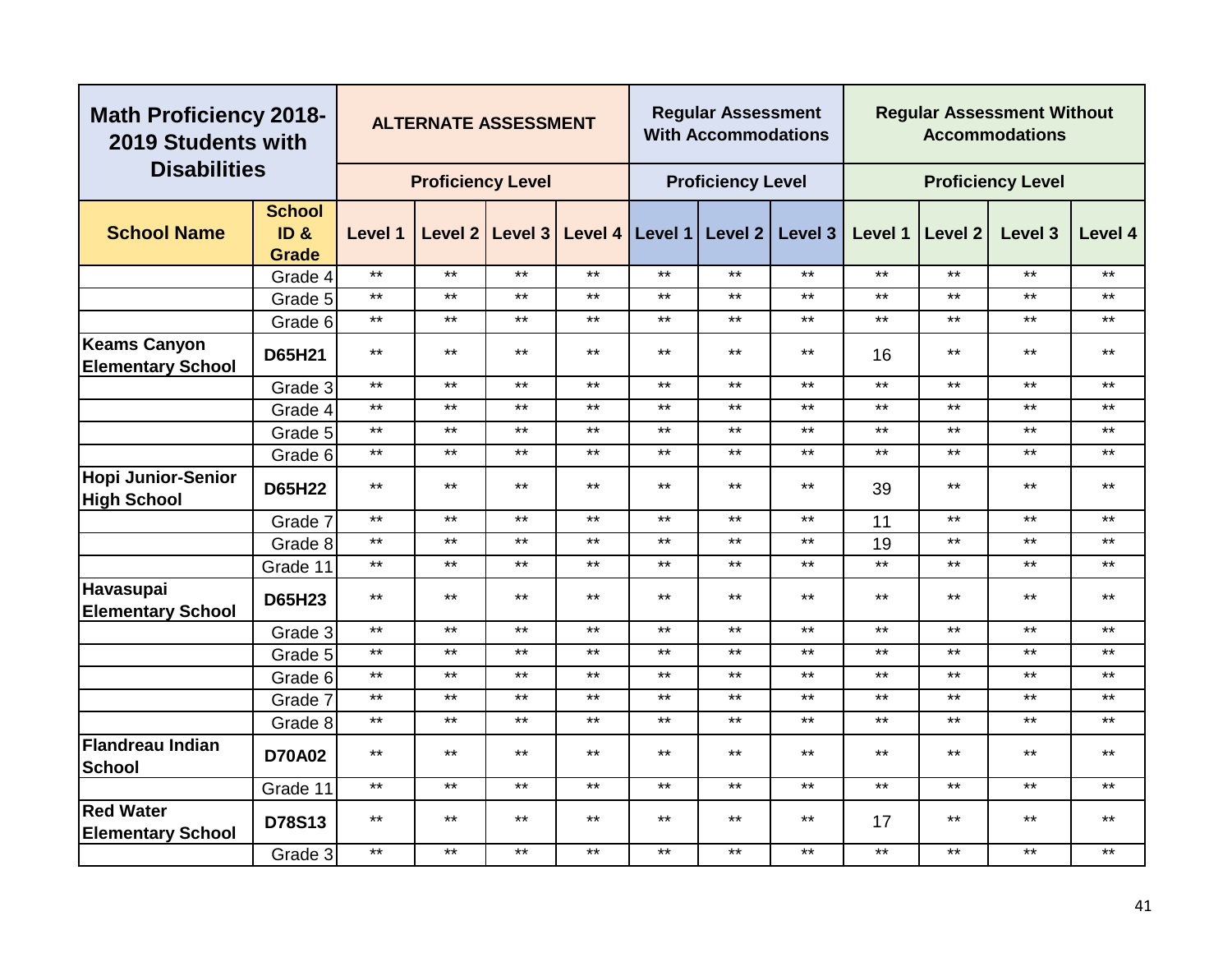| Math Proficiency 2018-2019 Students with Disabilities | | ALTERNATE ASSESSMENT | | | | Regular Assessment With Accommodations | | | Regular Assessment Without Accommodations | | | |
|---|---|---|---|---|---|---|---|---|---|---|---|---|
| | | Proficiency Level | | | | Proficiency Level | | | Proficiency Level | | | |
| **School Name** | **School ID & Grade** | Level 1 | Level 2 | Level 3 | Level 4 | Level 1 | Level 2 | Level 3 | Level 1 | Level 2 | Level 3 | Level 4 |
| | Grade 4 | ** | ** | ** | ** | ** | ** | ** | ** | ** | ** | ** |
| | Grade 5 | ** | ** | ** | ** | ** | ** | ** | ** | ** | ** | ** |
| | Grade 6 | ** | ** | ** | ** | ** | ** | ** | ** | ** | ** | ** |
| **Keams Canyon Elementary School** | **D65H21** | ** | ** | ** | ** | ** | ** | ** | 16 | ** | ** | ** |
| | Grade 3 | ** | ** | ** | ** | ** | ** | ** | ** | ** | ** | ** |
| | Grade 4 | ** | ** | ** | ** | ** | ** | ** | ** | ** | ** | ** |
| | Grade 5 | ** | ** | ** | ** | ** | ** | ** | ** | ** | ** | ** |
| | Grade 6 | ** | ** | ** | ** | ** | ** | ** | ** | ** | ** | ** |
| **Hopi Junior-Senior High School** | **D65H22** | ** | ** | ** | ** | ** | ** | ** | 39 | ** | ** | ** |
| | Grade 7 | ** | ** | ** | ** | ** | ** | ** | 11 | ** | ** | ** |
| | Grade 8 | ** | ** | ** | ** | ** | ** | ** | 19 | ** | ** | ** |
| | Grade 11 | ** | ** | ** | ** | ** | ** | ** | ** | ** | ** | ** |
| **Havasupai Elementary School** | **D65H23** | ** | ** | ** | ** | ** | ** | ** | ** | ** | ** | ** |
| | Grade 3 | ** | ** | ** | ** | ** | ** | ** | ** | ** | ** | ** |
| | Grade 5 | ** | ** | ** | ** | ** | ** | ** | ** | ** | ** | ** |
| | Grade 6 | ** | ** | ** | ** | ** | ** | ** | ** | ** | ** | ** |
| | Grade 7 | ** | ** | ** | ** | ** | ** | ** | ** | ** | ** | ** |
| | Grade 8 | ** | ** | ** | ** | ** | ** | ** | ** | ** | ** | ** |
| **Flandreau Indian School** | **D70A02** | ** | ** | ** | ** | ** | ** | ** | ** | ** | ** | ** |
| | Grade 11 | ** | ** | ** | ** | ** | ** | ** | ** | ** | ** | ** |
| **Red Water Elementary School** | **D78S13** | ** | ** | ** | ** | ** | ** | ** | 17 | ** | ** | ** |
| | Grade 3 | ** | ** | ** | ** | ** | ** | ** | ** | ** | ** | ** |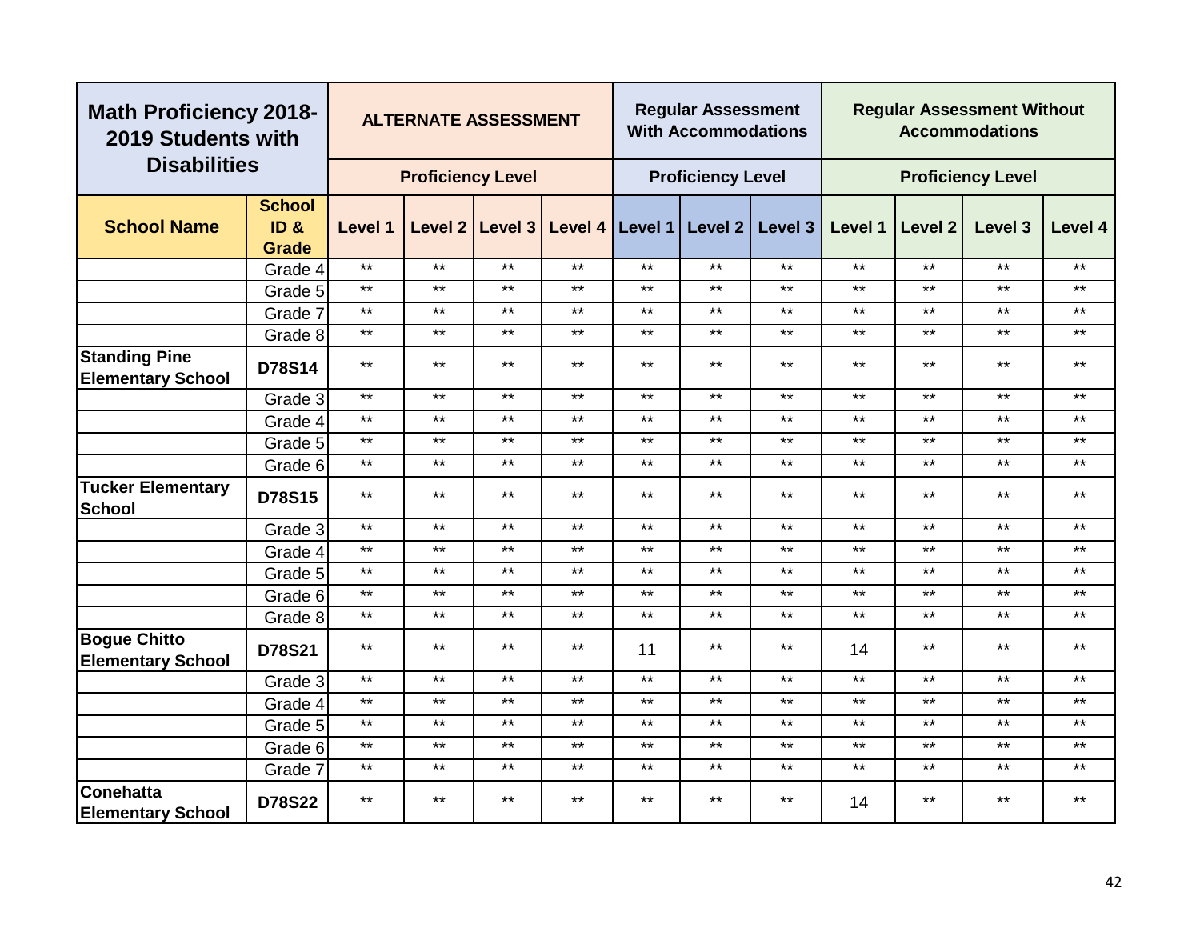| Math Proficiency 2018-2019 Students with Disabilities | | ALTERNATE ASSESSMENT | | | | Regular Assessment With Accommodations | | | Regular Assessment Without Accommodations | | | |
|---|---|---|---|---|---|---|---|---|---|---|---|---|
| | | Proficiency Level | | | | Proficiency Level | | | Proficiency Level | | | |
| **School Name** | **School ID & Grade** | **Level 1** | **Level 2** | **Level 3** | **Level 4** | **Level 1** | **Level 2** | **Level 3** | **Level 1** | **Level 2** | **Level 3** | **Level 4** |
| | Grade 4 | ** | ** | ** | ** | ** | ** | ** | ** | ** | ** | ** |
| | Grade 5 | ** | ** | ** | ** | ** | ** | ** | ** | ** | ** | ** |
| | Grade 7 | ** | ** | ** | ** | ** | ** | ** | ** | ** | ** | ** |
| | Grade 8 | ** | ** | ** | ** | ** | ** | ** | ** | ** | ** | ** |
| **Standing Pine Elementary School** | **D78S14** | ** | ** | ** | ** | ** | ** | ** | ** | ** | ** | ** |
| | Grade 3 | ** | ** | ** | ** | ** | ** | ** | ** | ** | ** | ** |
| | Grade 4 | ** | ** | ** | ** | ** | ** | ** | ** | ** | ** | ** |
| | Grade 5 | ** | ** | ** | ** | ** | ** | ** | ** | ** | ** | ** |
| | Grade 6 | ** | ** | ** | ** | ** | ** | ** | ** | ** | ** | ** |
| **Tucker Elementary School** | **D78S15** | ** | ** | ** | ** | ** | ** | ** | ** | ** | ** | ** |
| | Grade 3 | ** | ** | ** | ** | ** | ** | ** | ** | ** | ** | ** |
| | Grade 4 | ** | ** | ** | ** | ** | ** | ** | ** | ** | ** | ** |
| | Grade 5 | ** | ** | ** | ** | ** | ** | ** | ** | ** | ** | ** |
| | Grade 6 | ** | ** | ** | ** | ** | ** | ** | ** | ** | ** | ** |
| | Grade 8 | ** | ** | ** | ** | ** | ** | ** | ** | ** | ** | ** |
| **Bogue Chitto Elementary School** | **D78S21** | ** | ** | ** | ** | 11 | ** | ** | 14 | ** | ** | ** |
| | Grade 3 | ** | ** | ** | ** | ** | ** | ** | ** | ** | ** | ** |
| | Grade 4 | ** | ** | ** | ** | ** | ** | ** | ** | ** | ** | ** |
| | Grade 5 | ** | ** | ** | ** | ** | ** | ** | ** | ** | ** | ** |
| | Grade 6 | ** | ** | ** | ** | ** | ** | ** | ** | ** | ** | ** |
| | Grade 7 | ** | ** | ** | ** | ** | ** | ** | ** | ** | ** | ** |
| **Conehatta Elementary School** | **D78S22** | ** | ** | ** | ** | ** | ** | ** | 14 | ** | ** | ** |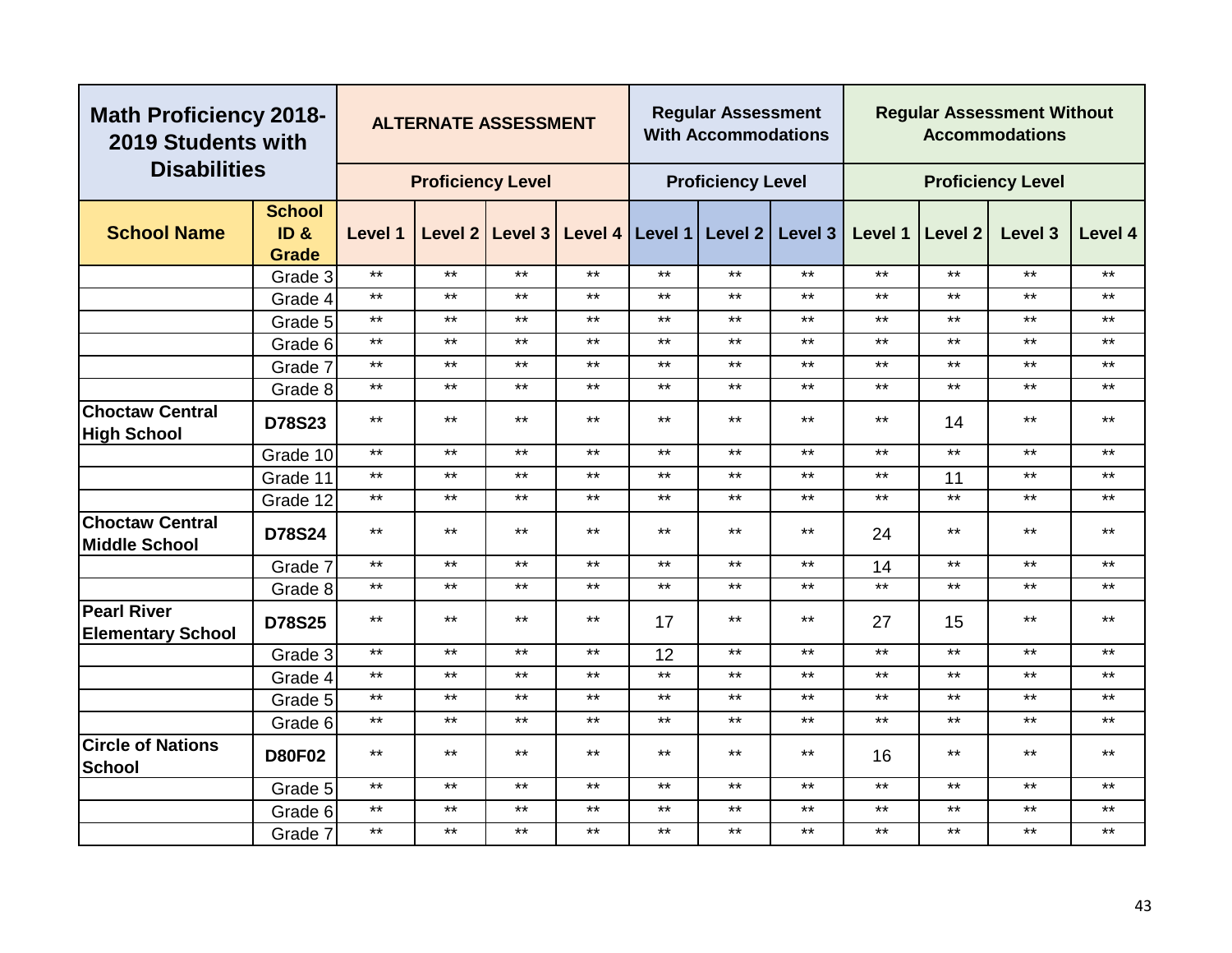| Math Proficiency 2018-2019 Students with Disabilities | | ALTERNATE ASSESSMENT | | | | Regular Assessment With Accommodations | | | Regular Assessment Without Accommodations | | | |
|---|---|---|---|---|---|---|---|---|---|---|---|---|
| | | Proficiency Level | | | | Proficiency Level | | | Proficiency Level | | | |
| School Name | School ID & Grade | Level 1 | Level 2 | Level 3 | Level 4 | Level 1 | Level 2 | Level 3 | Level 1 | Level 2 | Level 3 | Level 4 |
| | Grade 3 | ** | ** | ** | ** | ** | ** | ** | ** | ** | ** | ** |
| | Grade 4 | ** | ** | ** | ** | ** | ** | ** | ** | ** | ** | ** |
| | Grade 5 | ** | ** | ** | ** | ** | ** | ** | ** | ** | ** | ** |
| | Grade 6 | ** | ** | ** | ** | ** | ** | ** | ** | ** | ** | ** |
| | Grade 7 | ** | ** | ** | ** | ** | ** | ** | ** | ** | ** | ** |
| | Grade 8 | ** | ** | ** | ** | ** | ** | ** | ** | ** | ** | ** |
| **Choctaw Central High School** | **D78S23** | ** | ** | ** | ** | ** | ** | ** | ** | 14 | ** | ** |
| | Grade 10 | ** | ** | ** | ** | ** | ** | ** | ** | ** | ** | ** |
| | Grade 11 | ** | ** | ** | ** | ** | ** | ** | ** | 11 | ** | ** |
| | Grade 12 | ** | ** | ** | ** | ** | ** | ** | ** | ** | ** | ** |
| **Choctaw Central Middle School** | **D78S24** | ** | ** | ** | ** | ** | ** | ** | 24 | ** | ** | ** |
| | Grade 7 | ** | ** | ** | ** | ** | ** | ** | 14 | ** | ** | ** |
| | Grade 8 | ** | ** | ** | ** | ** | ** | ** | ** | ** | ** | ** |
| **Pearl River Elementary School** | **D78S25** | ** | ** | ** | ** | 17 | ** | ** | 27 | 15 | ** | ** |
| | Grade 3 | ** | ** | ** | ** | 12 | ** | ** | ** | ** | ** | ** |
| | Grade 4 | ** | ** | ** | ** | ** | ** | ** | ** | ** | ** | ** |
| | Grade 5 | ** | ** | ** | ** | ** | ** | ** | ** | ** | ** | ** |
| | Grade 6 | ** | ** | ** | ** | ** | ** | ** | ** | ** | ** | ** |
| **Circle of Nations School** | **D80F02** | ** | ** | ** | ** | ** | ** | ** | 16 | ** | ** | ** |
| | Grade 5 | ** | ** | ** | ** | ** | ** | ** | ** | ** | ** | ** |
| | Grade 6 | ** | ** | ** | ** | ** | ** | ** | ** | ** | ** | ** |
| | Grade 7 | ** | ** | ** | ** | ** | ** | ** | ** | ** | ** | ** |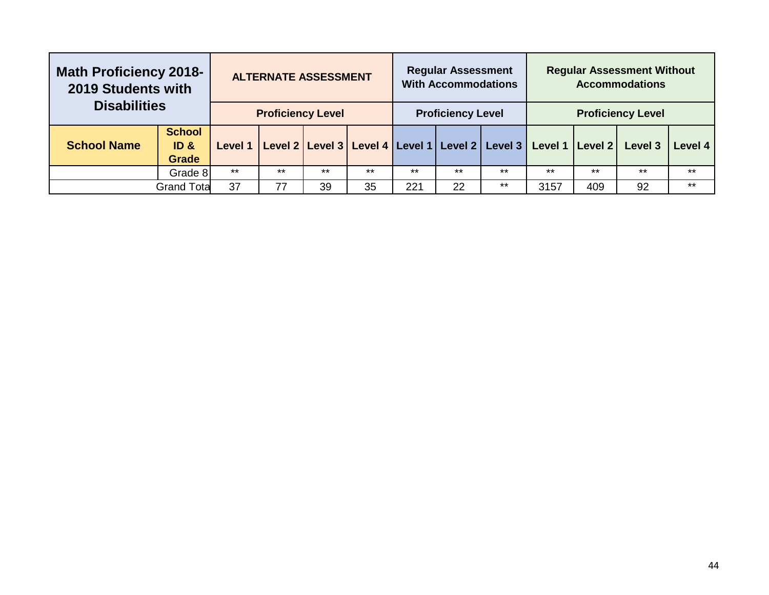| Math Proficiency 2018-2019 Students with Disabilities | | ALTERNATE ASSESSMENT | | | | Regular Assessment With Accommodations | | | Regular Assessment Without Accommodations | | | |
|---|---|---|---|---|---|---|---|---|---|---|---|---|
| | | Proficiency Level | | | | Proficiency Level | | | Proficiency Level | | | |
| School Name | School ID & Grade | Level 1 | Level 2 | Level 3 | Level 4 | Level 1 | Level 2 | Level 3 | Level 1 | Level 2 | Level 3 | Level 4 |
| | Grade 8 | ** | ** | ** | ** | ** | ** | ** | ** | ** | ** | ** |
| | Grand Tota | 37 | 77 | 39 | 35 | 221 | 22 | ** | 3157 | 409 | 92 | ** |